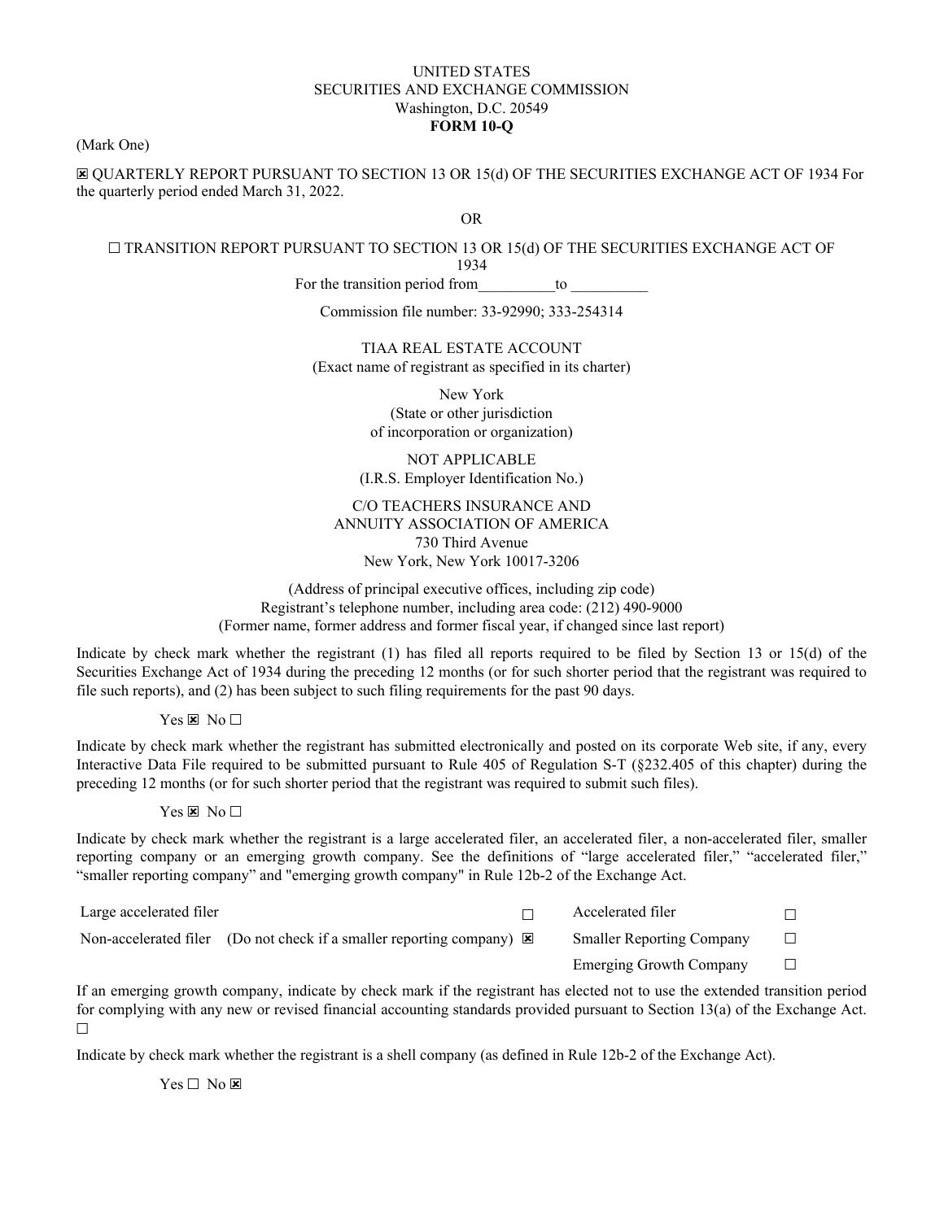UNITED STATES
SECURITIES AND EXCHANGE COMMISSION
Washington, D.C. 20549
**FORM 10-Q**

(Mark One)

☒ QUARTERLY REPORT PURSUANT TO SECTION 13 OR 15(d) OF THE SECURITIES EXCHANGE ACT OF 1934 For the quarterly period ended March 31, 2022.

OR

☐ TRANSITION REPORT PURSUANT TO SECTION 13 OR 15(d) OF THE SECURITIES EXCHANGE ACT OF 1934
For the transition period from__________to __________

Commission file number: 33-92990; 333-254314

TIAA REAL ESTATE ACCOUNT
(Exact name of registrant as specified in its charter)

New York
(State or other jurisdiction
of incorporation or organization)

NOT APPLICABLE
(I.R.S. Employer Identification No.)

C/O TEACHERS INSURANCE AND
ANNUITY ASSOCIATION OF AMERICA
730 Third Avenue
New York, New York 10017-3206

(Address of principal executive offices, including zip code)
Registrant's telephone number, including area code: (212) 490-9000
(Former name, former address and former fiscal year, if changed since last report)

Indicate by check mark whether the registrant (1) has filed all reports required to be filed by Section 13 or 15(d) of the Securities Exchange Act of 1934 during the preceding 12 months (or for such shorter period that the registrant was required to file such reports), and (2) has been subject to such filing requirements for the past 90 days.

Yes ☒ No ☐

Indicate by check mark whether the registrant has submitted electronically and posted on its corporate Web site, if any, every Interactive Data File required to be submitted pursuant to Rule 405 of Regulation S-T (§232.405 of this chapter) during the preceding 12 months (or for such shorter period that the registrant was required to submit such files).

Yes ☒ No ☐

Indicate by check mark whether the registrant is a large accelerated filer, an accelerated filer, a non-accelerated filer, smaller reporting company or an emerging growth company. See the definitions of "large accelerated filer," "accelerated filer," "smaller reporting company" and "emerging growth company" in Rule 12b-2 of the Exchange Act.

| | | | | |
|---|---|---|---|---|
| Large accelerated filer | | ☐ | Accelerated filer | ☐ |
| Non-accelerated filer | (Do not check if a smaller reporting company) | ☒ | Smaller Reporting Company | ☐ |
| | | | Emerging Growth Company | ☐ |

If an emerging growth company, indicate by check mark if the registrant has elected not to use the extended transition period for complying with any new or revised financial accounting standards provided pursuant to Section 13(a) of the Exchange Act. ☐

Indicate by check mark whether the registrant is a shell company (as defined in Rule 12b-2 of the Exchange Act).

Yes ☐ No ☒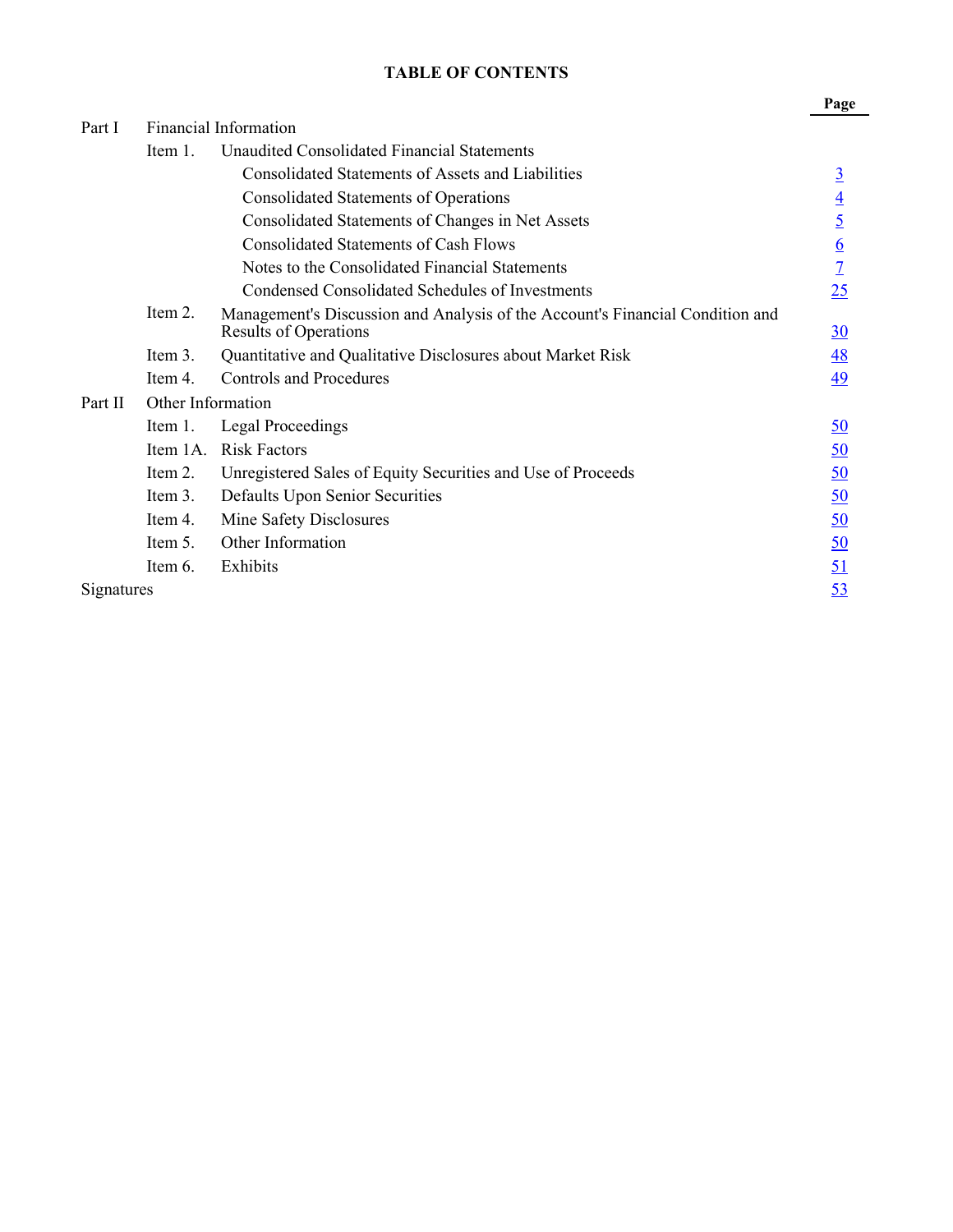# TABLE OF CONTENTS

| | | | Page |
|---|---|---|---|
| Part I | Financial Information | | |
| | Item 1. | Unaudited Consolidated Financial Statements | |
| | | Consolidated Statements of Assets and Liabilities | 3 |
| | | Consolidated Statements of Operations | 4 |
| | | Consolidated Statements of Changes in Net Assets | 5 |
| | | Consolidated Statements of Cash Flows | 6 |
| | | Notes to the Consolidated Financial Statements | 7 |
| | | Condensed Consolidated Schedules of Investments | 25 |
| | Item 2. | Management's Discussion and Analysis of the Account's Financial Condition and Results of Operations | 30 |
| | Item 3. | Quantitative and Qualitative Disclosures about Market Risk | 48 |
| | Item 4. | Controls and Procedures | 49 |
| Part II | Other Information | | |
| | Item 1. | Legal Proceedings | 50 |
| | Item 1A. | Risk Factors | 50 |
| | Item 2. | Unregistered Sales of Equity Securities and Use of Proceeds | 50 |
| | Item 3. | Defaults Upon Senior Securities | 50 |
| | Item 4. | Mine Safety Disclosures | 50 |
| | Item 5. | Other Information | 50 |
| | Item 6. | Exhibits | 51 |
| Signatures | | | 53 |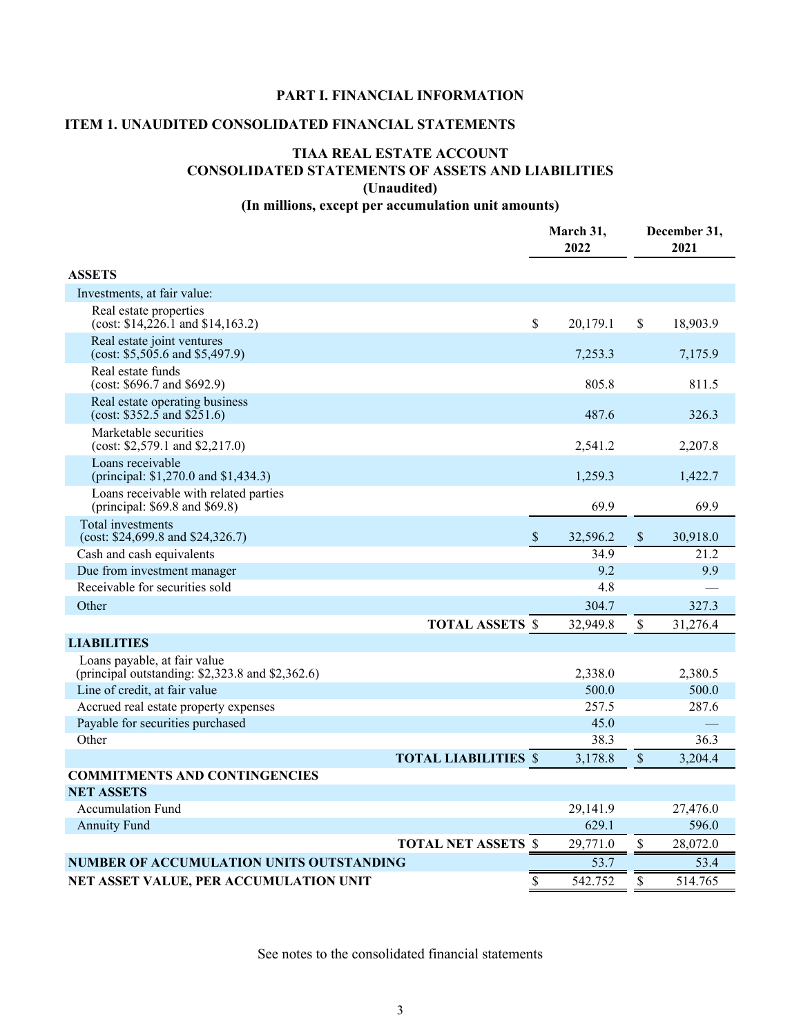## PART I. FINANCIAL INFORMATION

## ITEM 1. UNAUDITED CONSOLIDATED FINANCIAL STATEMENTS

### TIAA REAL ESTATE ACCOUNT
### CONSOLIDATED STATEMENTS OF ASSETS AND LIABILITIES
### (Unaudited)
### (In millions, except per accumulation unit amounts)

| | March 31, 2022 | December 31, 2021 |
|---|---|---|
| **ASSETS** | | |
| Investments, at fair value: | | |
| Real estate properties (cost: $14,226.1 and $14,163.2) | $ 20,179.1 | $ 18,903.9 |
| Real estate joint ventures (cost: $5,505.6 and $5,497.9) | 7,253.3 | 7,175.9 |
| Real estate funds (cost: $696.7 and $692.9) | 805.8 | 811.5 |
| Real estate operating business (cost: $352.5 and $251.6) | 487.6 | 326.3 |
| Marketable securities (cost: $2,579.1 and $2,217.0) | 2,541.2 | 2,207.8 |
| Loans receivable (principal: $1,270.0 and $1,434.3) | 1,259.3 | 1,422.7 |
| Loans receivable with related parties (principal: $69.8 and $69.8) | 69.9 | 69.9 |
| Total investments (cost: $24,699.8 and $24,326.7) | $ 32,596.2 | $ 30,918.0 |
| Cash and cash equivalents | 34.9 | 21.2 |
| Due from investment manager | 9.2 | 9.9 |
| Receivable for securities sold | 4.8 | — |
| Other | 304.7 | 327.3 |
| **TOTAL ASSETS** | $ 32,949.8 | $ 31,276.4 |
| **LIABILITIES** | | |
| Loans payable, at fair value (principal outstanding: $2,323.8 and $2,362.6) | 2,338.0 | 2,380.5 |
| Line of credit, at fair value | 500.0 | 500.0 |
| Accrued real estate property expenses | 257.5 | 287.6 |
| Payable for securities purchased | 45.0 | — |
| Other | 38.3 | 36.3 |
| **TOTAL LIABILITIES** | $ 3,178.8 | $ 3,204.4 |
| **COMMITMENTS AND CONTINGENCIES** | | |
| **NET ASSETS** | | |
| Accumulation Fund | 29,141.9 | 27,476.0 |
| Annuity Fund | 629.1 | 596.0 |
| **TOTAL NET ASSETS** | $ 29,771.0 | $ 28,072.0 |
| **NUMBER OF ACCUMULATION UNITS OUTSTANDING** | 53.7 | 53.4 |
| **NET ASSET VALUE, PER ACCUMULATION UNIT** | $ 542.752 | $ 514.765 |

See notes to the consolidated financial statements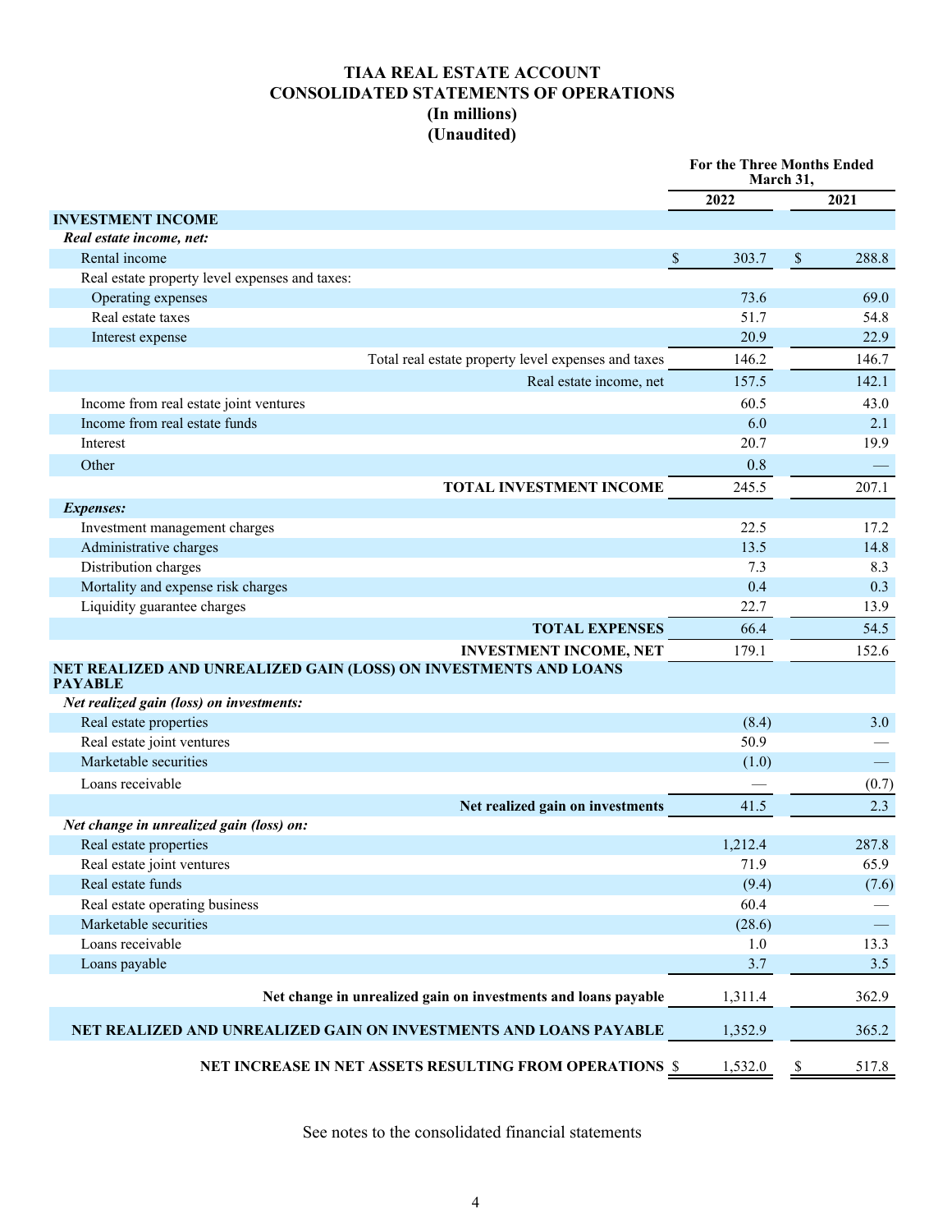# TIAA REAL ESTATE ACCOUNT
# CONSOLIDATED STATEMENTS OF OPERATIONS
## (In millions)
## (Unaudited)

| | For the Three Months Ended March 31, | |
|---|---|---|
| | 2022 | 2021 |
| **INVESTMENT INCOME** | | |
| ***Real estate income, net:*** | | |
| Rental income | $ 303.7 | $ 288.8 |
| Real estate property level expenses and taxes: | | |
| Operating expenses | 73.6 | 69.0 |
| Real estate taxes | 51.7 | 54.8 |
| Interest expense | 20.9 | 22.9 |
| Total real estate property level expenses and taxes | 146.2 | 146.7 |
| Real estate income, net | 157.5 | 142.1 |
| Income from real estate joint ventures | 60.5 | 43.0 |
| Income from real estate funds | 6.0 | 2.1 |
| Interest | 20.7 | 19.9 |
| Other | 0.8 | — |
| **TOTAL INVESTMENT INCOME** | 245.5 | 207.1 |
| ***Expenses:*** | | |
| Investment management charges | 22.5 | 17.2 |
| Administrative charges | 13.5 | 14.8 |
| Distribution charges | 7.3 | 8.3 |
| Mortality and expense risk charges | 0.4 | 0.3 |
| Liquidity guarantee charges | 22.7 | 13.9 |
| **TOTAL EXPENSES** | 66.4 | 54.5 |
| **INVESTMENT INCOME, NET** | 179.1 | 152.6 |
| **NET REALIZED AND UNREALIZED GAIN (LOSS) ON INVESTMENTS AND LOANS PAYABLE** | | |
| ***Net realized gain (loss) on investments:*** | | |
| Real estate properties | (8.4) | 3.0 |
| Real estate joint ventures | 50.9 | — |
| Marketable securities | (1.0) | — |
| Loans receivable | — | (0.7) |
| **Net realized gain on investments** | 41.5 | 2.3 |
| ***Net change in unrealized gain (loss) on:*** | | |
| Real estate properties | 1,212.4 | 287.8 |
| Real estate joint ventures | 71.9 | 65.9 |
| Real estate funds | (9.4) | (7.6) |
| Real estate operating business | 60.4 | — |
| Marketable securities | (28.6) | — |
| Loans receivable | 1.0 | 13.3 |
| Loans payable | 3.7 | 3.5 |
| **Net change in unrealized gain on investments and loans payable** | 1,311.4 | 362.9 |
| **NET REALIZED AND UNREALIZED GAIN ON INVESTMENTS AND LOANS PAYABLE** | 1,352.9 | 365.2 |
| **NET INCREASE IN NET ASSETS RESULTING FROM OPERATIONS** | $ 1,532.0 | $ 517.8 |

See notes to the consolidated financial statements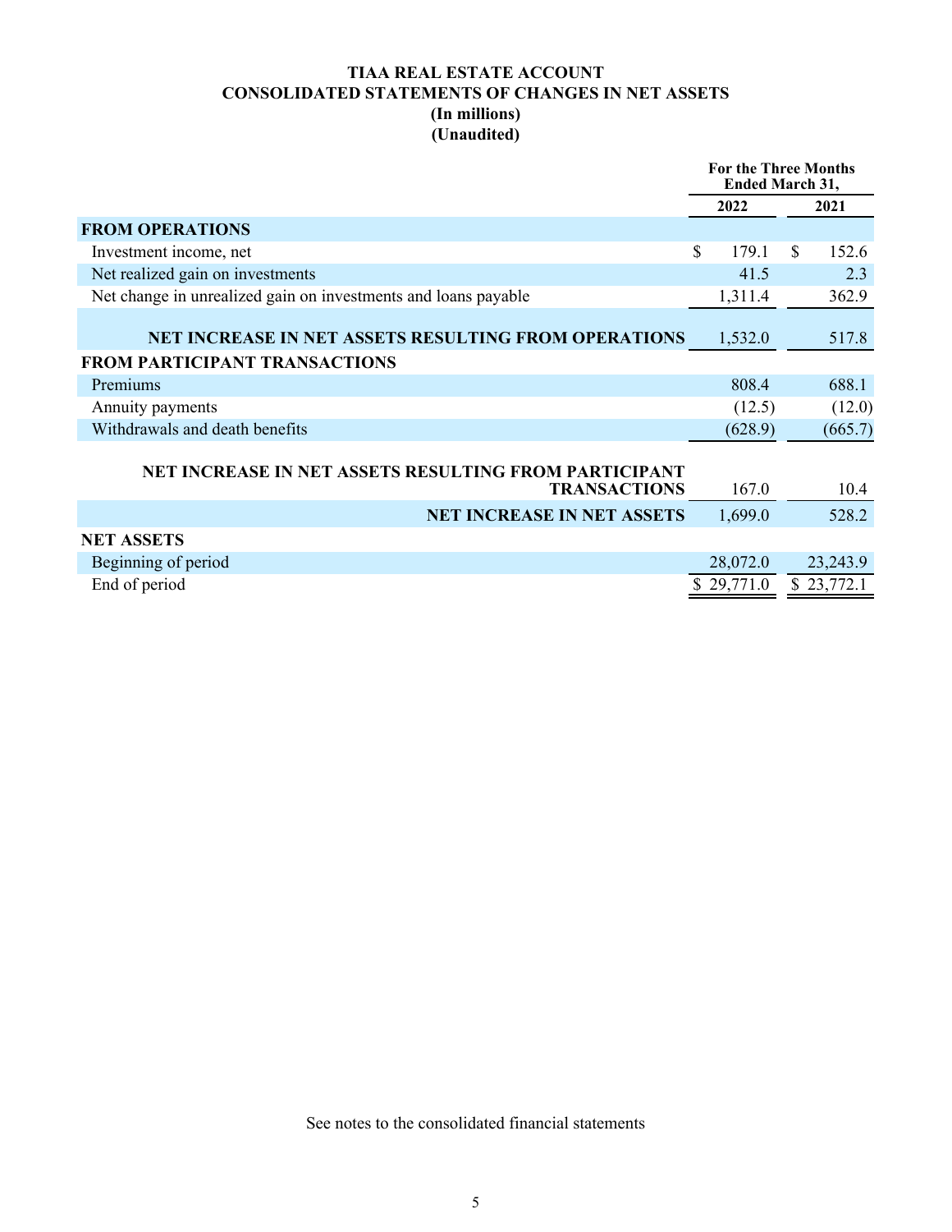# TIAA REAL ESTATE ACCOUNT
## CONSOLIDATED STATEMENTS OF CHANGES IN NET ASSETS
### (In millions)
### (Unaudited)

| | For the Three Months Ended March 31, | |
|---|---|---|
| | 2022 | 2021 |
| **FROM OPERATIONS** | | |
| Investment income, net | $ 179.1 | $ 152.6 |
| Net realized gain on investments | 41.5 | 2.3 |
| Net change in unrealized gain on investments and loans payable | 1,311.4 | 362.9 |
| **NET INCREASE IN NET ASSETS RESULTING FROM OPERATIONS** | 1,532.0 | 517.8 |
| **FROM PARTICIPANT TRANSACTIONS** | | |
| Premiums | 808.4 | 688.1 |
| Annuity payments | (12.5) | (12.0) |
| Withdrawals and death benefits | (628.9) | (665.7) |
| **NET INCREASE IN NET ASSETS RESULTING FROM PARTICIPANT TRANSACTIONS** | 167.0 | 10.4 |
| **NET INCREASE IN NET ASSETS** | 1,699.0 | 528.2 |
| **NET ASSETS** | | |
| Beginning of period | 28,072.0 | 23,243.9 |
| End of period | $ 29,771.0 | $ 23,772.1 |

See notes to the consolidated financial statements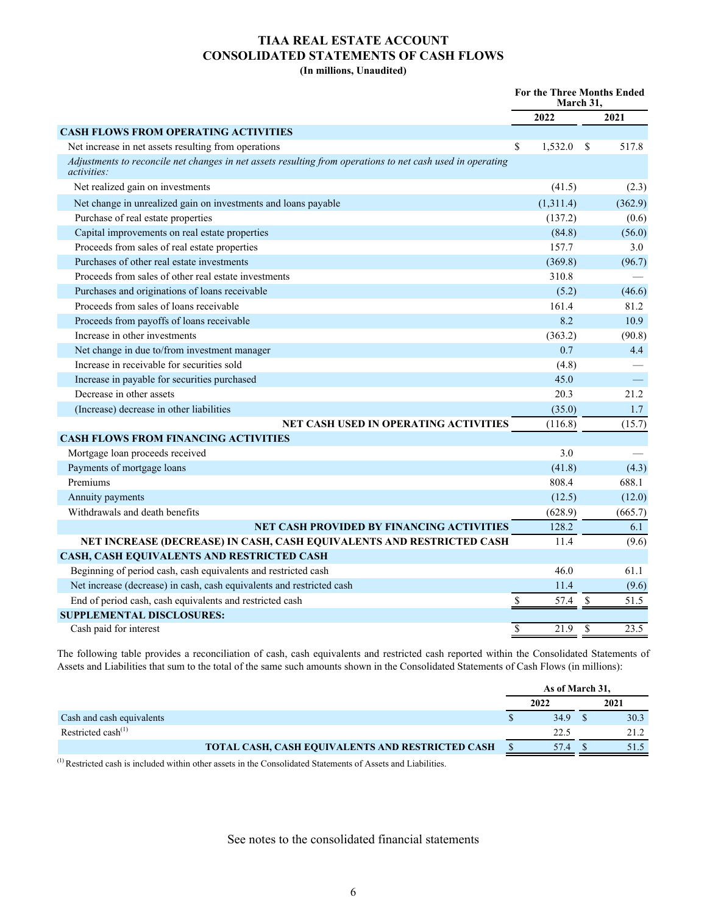# TIAA REAL ESTATE ACCOUNT
## CONSOLIDATED STATEMENTS OF CASH FLOWS
**(In millions, Unaudited)**

| | For the Three Months Ended March 31, | |
|---|---|---|
| | 2022 | 2021 |
| **CASH FLOWS FROM OPERATING ACTIVITIES** | | |
| Net increase in net assets resulting from operations | $ 1,532.0 | $ 517.8 |
| *Adjustments to reconcile net changes in net assets resulting from operations to net cash used in operating activities:* | | |
| Net realized gain on investments | (41.5) | (2.3) |
| Net change in unrealized gain on investments and loans payable | (1,311.4) | (362.9) |
| Purchase of real estate properties | (137.2) | (0.6) |
| Capital improvements on real estate properties | (84.8) | (56.0) |
| Proceeds from sales of real estate properties | 157.7 | 3.0 |
| Purchases of other real estate investments | (369.8) | (96.7) |
| Proceeds from sales of other real estate investments | 310.8 | — |
| Purchases and originations of loans receivable | (5.2) | (46.6) |
| Proceeds from sales of loans receivable | 161.4 | 81.2 |
| Proceeds from payoffs of loans receivable | 8.2 | 10.9 |
| Increase in other investments | (363.2) | (90.8) |
| Net change in due to/from investment manager | 0.7 | 4.4 |
| Increase in receivable for securities sold | (4.8) | — |
| Increase in payable for securities purchased | 45.0 | — |
| Decrease in other assets | 20.3 | 21.2 |
| (Increase) decrease in other liabilities | (35.0) | 1.7 |
| **NET CASH USED IN OPERATING ACTIVITIES** | (116.8) | (15.7) |
| **CASH FLOWS FROM FINANCING ACTIVITIES** | | |
| Mortgage loan proceeds received | 3.0 | — |
| Payments of mortgage loans | (41.8) | (4.3) |
| Premiums | 808.4 | 688.1 |
| Annuity payments | (12.5) | (12.0) |
| Withdrawals and death benefits | (628.9) | (665.7) |
| **NET CASH PROVIDED BY FINANCING ACTIVITIES** | 128.2 | 6.1 |
| **NET INCREASE (DECREASE) IN CASH, CASH EQUIVALENTS AND RESTRICTED CASH** | 11.4 | (9.6) |
| **CASH, CASH EQUIVALENTS AND RESTRICTED CASH** | | |
| Beginning of period cash, cash equivalents and restricted cash | 46.0 | 61.1 |
| Net increase (decrease) in cash, cash equivalents and restricted cash | 11.4 | (9.6) |
| End of period cash, cash equivalents and restricted cash | $ 57.4 | $ 51.5 |
| **SUPPLEMENTAL DISCLOSURES:** | | |
| Cash paid for interest | $ 21.9 | $ 23.5 |

The following table provides a reconciliation of cash, cash equivalents and restricted cash reported within the Consolidated Statements of Assets and Liabilities that sum to the total of the same such amounts shown in the Consolidated Statements of Cash Flows (in millions):

| | As of March 31, | |
|---|---|---|
| | 2022 | 2021 |
| Cash and cash equivalents | $ 34.9 | $ 30.3 |
| Restricted cash[(1)] | 22.5 | 21.2 |
| **TOTAL CASH, CASH EQUIVALENTS AND RESTRICTED CASH** | $ 57.4 | $ 51.5 |

[(1)] Restricted cash is included within other assets in the Consolidated Statements of Assets and Liabilities.

See notes to the consolidated financial statements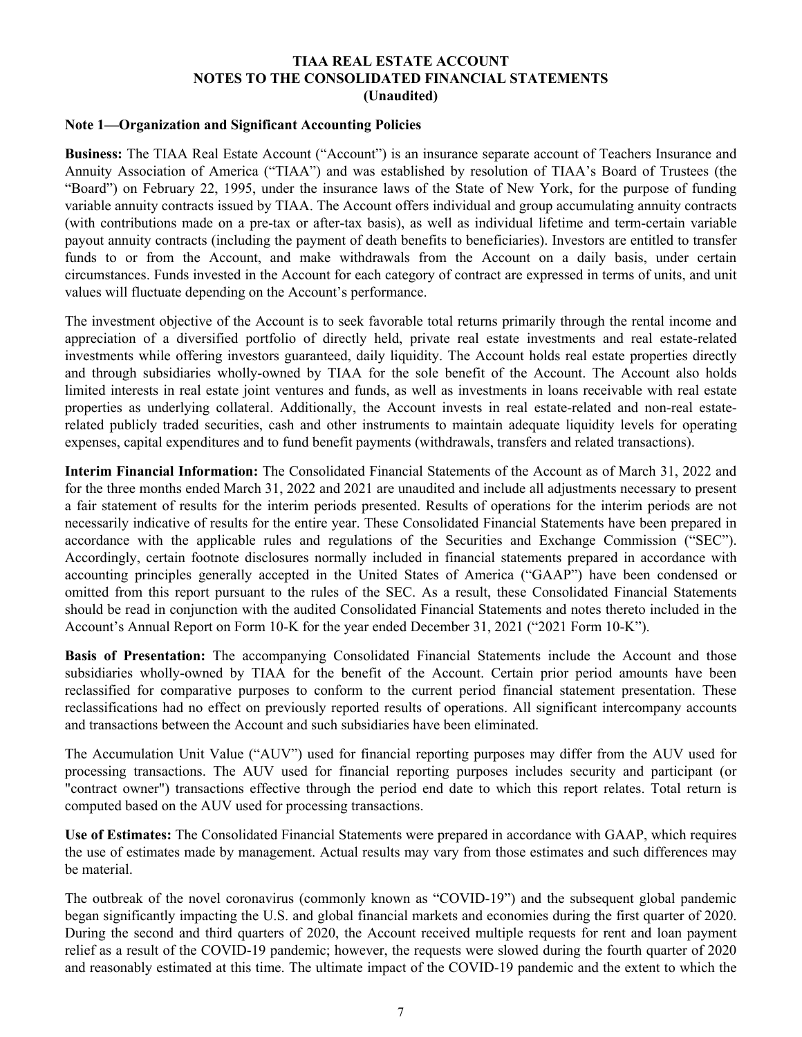# TIAA REAL ESTATE ACCOUNT
## NOTES TO THE CONSOLIDATED FINANCIAL STATEMENTS
### (Unaudited)

**Note 1—Organization and Significant Accounting Policies**

**Business:** The TIAA Real Estate Account ("Account") is an insurance separate account of Teachers Insurance and Annuity Association of America ("TIAA") and was established by resolution of TIAA's Board of Trustees (the "Board") on February 22, 1995, under the insurance laws of the State of New York, for the purpose of funding variable annuity contracts issued by TIAA. The Account offers individual and group accumulating annuity contracts (with contributions made on a pre-tax or after-tax basis), as well as individual lifetime and term-certain variable payout annuity contracts (including the payment of death benefits to beneficiaries). Investors are entitled to transfer funds to or from the Account, and make withdrawals from the Account on a daily basis, under certain circumstances. Funds invested in the Account for each category of contract are expressed in terms of units, and unit values will fluctuate depending on the Account's performance.

The investment objective of the Account is to seek favorable total returns primarily through the rental income and appreciation of a diversified portfolio of directly held, private real estate investments and real estate-related investments while offering investors guaranteed, daily liquidity. The Account holds real estate properties directly and through subsidiaries wholly-owned by TIAA for the sole benefit of the Account. The Account also holds limited interests in real estate joint ventures and funds, as well as investments in loans receivable with real estate properties as underlying collateral. Additionally, the Account invests in real estate-related and non-real estate-related publicly traded securities, cash and other instruments to maintain adequate liquidity levels for operating expenses, capital expenditures and to fund benefit payments (withdrawals, transfers and related transactions).

**Interim Financial Information:** The Consolidated Financial Statements of the Account as of March 31, 2022 and for the three months ended March 31, 2022 and 2021 are unaudited and include all adjustments necessary to present a fair statement of results for the interim periods presented. Results of operations for the interim periods are not necessarily indicative of results for the entire year. These Consolidated Financial Statements have been prepared in accordance with the applicable rules and regulations of the Securities and Exchange Commission ("SEC"). Accordingly, certain footnote disclosures normally included in financial statements prepared in accordance with accounting principles generally accepted in the United States of America ("GAAP") have been condensed or omitted from this report pursuant to the rules of the SEC. As a result, these Consolidated Financial Statements should be read in conjunction with the audited Consolidated Financial Statements and notes thereto included in the Account's Annual Report on Form 10-K for the year ended December 31, 2021 ("2021 Form 10-K").

**Basis of Presentation:** The accompanying Consolidated Financial Statements include the Account and those subsidiaries wholly-owned by TIAA for the benefit of the Account. Certain prior period amounts have been reclassified for comparative purposes to conform to the current period financial statement presentation. These reclassifications had no effect on previously reported results of operations. All significant intercompany accounts and transactions between the Account and such subsidiaries have been eliminated.

The Accumulation Unit Value ("AUV") used for financial reporting purposes may differ from the AUV used for processing transactions. The AUV used for financial reporting purposes includes security and participant (or "contract owner") transactions effective through the period end date to which this report relates. Total return is computed based on the AUV used for processing transactions.

**Use of Estimates:** The Consolidated Financial Statements were prepared in accordance with GAAP, which requires the use of estimates made by management. Actual results may vary from those estimates and such differences may be material.

The outbreak of the novel coronavirus (commonly known as "COVID-19") and the subsequent global pandemic began significantly impacting the U.S. and global financial markets and economies during the first quarter of 2020. During the second and third quarters of 2020, the Account received multiple requests for rent and loan payment relief as a result of the COVID-19 pandemic; however, the requests were slowed during the fourth quarter of 2020 and reasonably estimated at this time. The ultimate impact of the COVID-19 pandemic and the extent to which the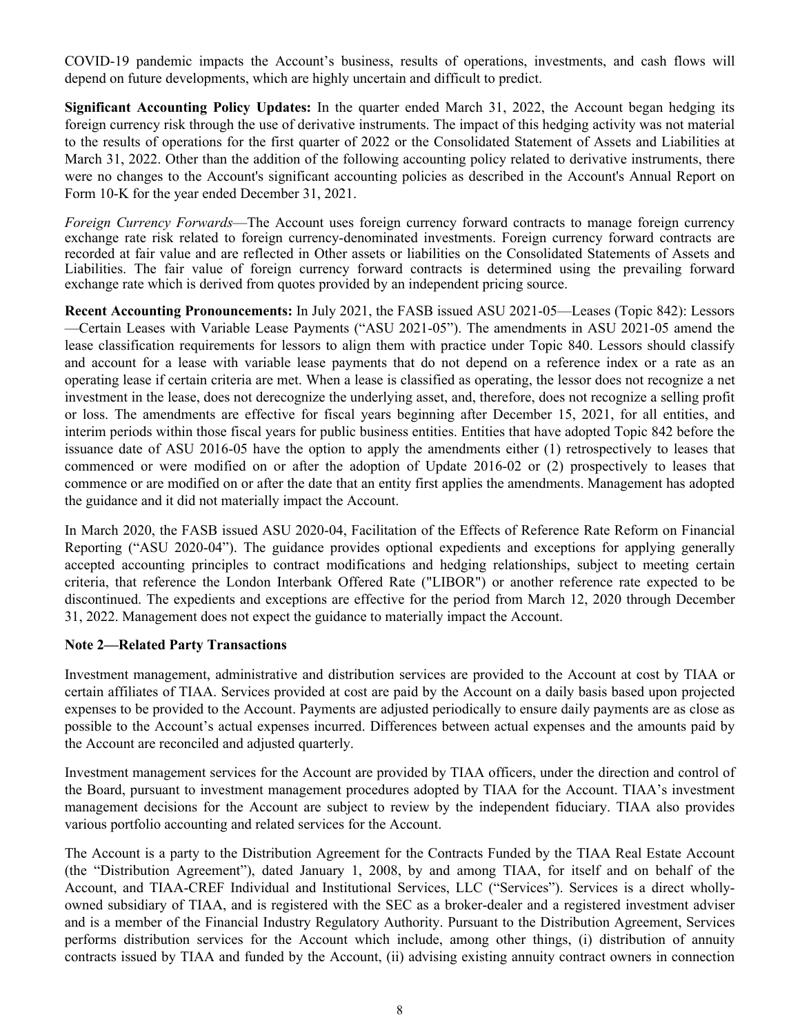COVID-19 pandemic impacts the Account's business, results of operations, investments, and cash flows will depend on future developments, which are highly uncertain and difficult to predict.

**Significant Accounting Policy Updates:** In the quarter ended March 31, 2022, the Account began hedging its foreign currency risk through the use of derivative instruments. The impact of this hedging activity was not material to the results of operations for the first quarter of 2022 or the Consolidated Statement of Assets and Liabilities at March 31, 2022. Other than the addition of the following accounting policy related to derivative instruments, there were no changes to the Account's significant accounting policies as described in the Account's Annual Report on Form 10-K for the year ended December 31, 2021.

*Foreign Currency Forwards*—The Account uses foreign currency forward contracts to manage foreign currency exchange rate risk related to foreign currency-denominated investments. Foreign currency forward contracts are recorded at fair value and are reflected in Other assets or liabilities on the Consolidated Statements of Assets and Liabilities. The fair value of foreign currency forward contracts is determined using the prevailing forward exchange rate which is derived from quotes provided by an independent pricing source.

**Recent Accounting Pronouncements:** In July 2021, the FASB issued ASU 2021-05—Leases (Topic 842): Lessors—Certain Leases with Variable Lease Payments ("ASU 2021-05"). The amendments in ASU 2021-05 amend the lease classification requirements for lessors to align them with practice under Topic 840. Lessors should classify and account for a lease with variable lease payments that do not depend on a reference index or a rate as an operating lease if certain criteria are met. When a lease is classified as operating, the lessor does not recognize a net investment in the lease, does not derecognize the underlying asset, and, therefore, does not recognize a selling profit or loss. The amendments are effective for fiscal years beginning after December 15, 2021, for all entities, and interim periods within those fiscal years for public business entities. Entities that have adopted Topic 842 before the issuance date of ASU 2016-05 have the option to apply the amendments either (1) retrospectively to leases that commenced or were modified on or after the adoption of Update 2016-02 or (2) prospectively to leases that commence or are modified on or after the date that an entity first applies the amendments. Management has adopted the guidance and it did not materially impact the Account.

In March 2020, the FASB issued ASU 2020-04, Facilitation of the Effects of Reference Rate Reform on Financial Reporting ("ASU 2020-04"). The guidance provides optional expedients and exceptions for applying generally accepted accounting principles to contract modifications and hedging relationships, subject to meeting certain criteria, that reference the London Interbank Offered Rate ("LIBOR") or another reference rate expected to be discontinued. The expedients and exceptions are effective for the period from March 12, 2020 through December 31, 2022. Management does not expect the guidance to materially impact the Account.

**Note 2—Related Party Transactions**

Investment management, administrative and distribution services are provided to the Account at cost by TIAA or certain affiliates of TIAA. Services provided at cost are paid by the Account on a daily basis based upon projected expenses to be provided to the Account. Payments are adjusted periodically to ensure daily payments are as close as possible to the Account's actual expenses incurred. Differences between actual expenses and the amounts paid by the Account are reconciled and adjusted quarterly.

Investment management services for the Account are provided by TIAA officers, under the direction and control of the Board, pursuant to investment management procedures adopted by TIAA for the Account. TIAA's investment management decisions for the Account are subject to review by the independent fiduciary. TIAA also provides various portfolio accounting and related services for the Account.

The Account is a party to the Distribution Agreement for the Contracts Funded by the TIAA Real Estate Account (the "Distribution Agreement"), dated January 1, 2008, by and among TIAA, for itself and on behalf of the Account, and TIAA-CREF Individual and Institutional Services, LLC ("Services"). Services is a direct wholly-owned subsidiary of TIAA, and is registered with the SEC as a broker-dealer and a registered investment adviser and is a member of the Financial Industry Regulatory Authority. Pursuant to the Distribution Agreement, Services performs distribution services for the Account which include, among other things, (i) distribution of annuity contracts issued by TIAA and funded by the Account, (ii) advising existing annuity contract owners in connection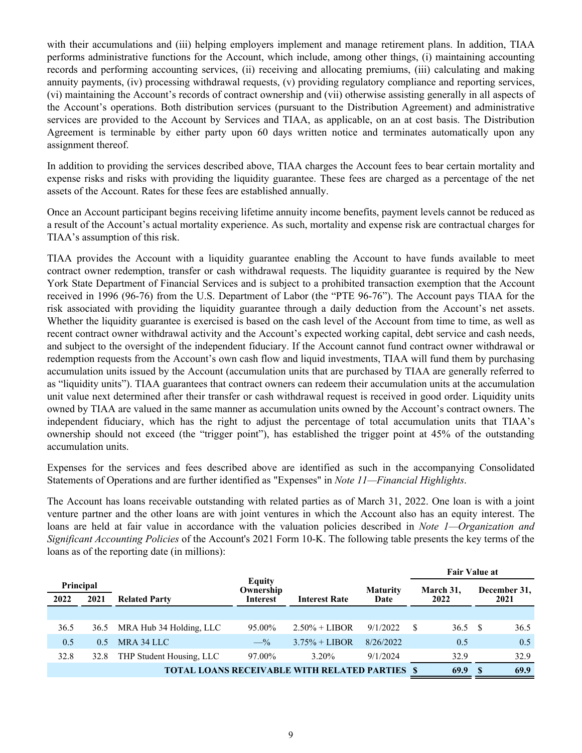with their accumulations and (iii) helping employers implement and manage retirement plans. In addition, TIAA performs administrative functions for the Account, which include, among other things, (i) maintaining accounting records and performing accounting services, (ii) receiving and allocating premiums, (iii) calculating and making annuity payments, (iv) processing withdrawal requests, (v) providing regulatory compliance and reporting services, (vi) maintaining the Account's records of contract ownership and (vii) otherwise assisting generally in all aspects of the Account's operations. Both distribution services (pursuant to the Distribution Agreement) and administrative services are provided to the Account by Services and TIAA, as applicable, on an at cost basis. The Distribution Agreement is terminable by either party upon 60 days written notice and terminates automatically upon any assignment thereof.

In addition to providing the services described above, TIAA charges the Account fees to bear certain mortality and expense risks and risks with providing the liquidity guarantee. These fees are charged as a percentage of the net assets of the Account. Rates for these fees are established annually.

Once an Account participant begins receiving lifetime annuity income benefits, payment levels cannot be reduced as a result of the Account's actual mortality experience. As such, mortality and expense risk are contractual charges for TIAA's assumption of this risk.

TIAA provides the Account with a liquidity guarantee enabling the Account to have funds available to meet contract owner redemption, transfer or cash withdrawal requests. The liquidity guarantee is required by the New York State Department of Financial Services and is subject to a prohibited transaction exemption that the Account received in 1996 (96-76) from the U.S. Department of Labor (the "PTE 96-76"). The Account pays TIAA for the risk associated with providing the liquidity guarantee through a daily deduction from the Account's net assets. Whether the liquidity guarantee is exercised is based on the cash level of the Account from time to time, as well as recent contract owner withdrawal activity and the Account's expected working capital, debt service and cash needs, and subject to the oversight of the independent fiduciary. If the Account cannot fund contract owner withdrawal or redemption requests from the Account's own cash flow and liquid investments, TIAA will fund them by purchasing accumulation units issued by the Account (accumulation units that are purchased by TIAA are generally referred to as "liquidity units"). TIAA guarantees that contract owners can redeem their accumulation units at the accumulation unit value next determined after their transfer or cash withdrawal request is received in good order. Liquidity units owned by TIAA are valued in the same manner as accumulation units owned by the Account's contract owners. The independent fiduciary, which has the right to adjust the percentage of total accumulation units that TIAA's ownership should not exceed (the "trigger point"), has established the trigger point at 45% of the outstanding accumulation units.

Expenses for the services and fees described above are identified as such in the accompanying Consolidated Statements of Operations and are further identified as "Expenses" in *Note 11—Financial Highlights*.

The Account has loans receivable outstanding with related parties as of March 31, 2022. One loan is with a joint venture partner and the other loans are with joint ventures in which the Account also has an equity interest. The loans are held at fair value in accordance with the valuation policies described in *Note 1—Organization and Significant Accounting Policies* of the Account's 2021 Form 10-K. The following table presents the key terms of the loans as of the reporting date (in millions):

| Principal | | | | | | Fair Value at | |
|---|---|---|---|---|---|---|---|
| 2022 | 2021 | Related Party | Equity Ownership Interest | Interest Rate | Maturity Date | March 31, 2022 | December 31, 2021 |
| 36.5 | 36.5 | MRA Hub 34 Holding, LLC | 95.00% | 2.50% + LIBOR | 9/1/2022 | $ 36.5 | $ 36.5 |
| 0.5 | 0.5 | MRA 34 LLC | —% | 3.75% + LIBOR | 8/26/2022 | 0.5 | 0.5 |
| 32.8 | 32.8 | THP Student Housing, LLC | 97.00% | 3.20% | 9/1/2024 | 32.9 | 32.9 |
| | | **TOTAL LOANS RECEIVABLE WITH RELATED PARTIES** | | | | **$ 69.9** | **$ 69.9** |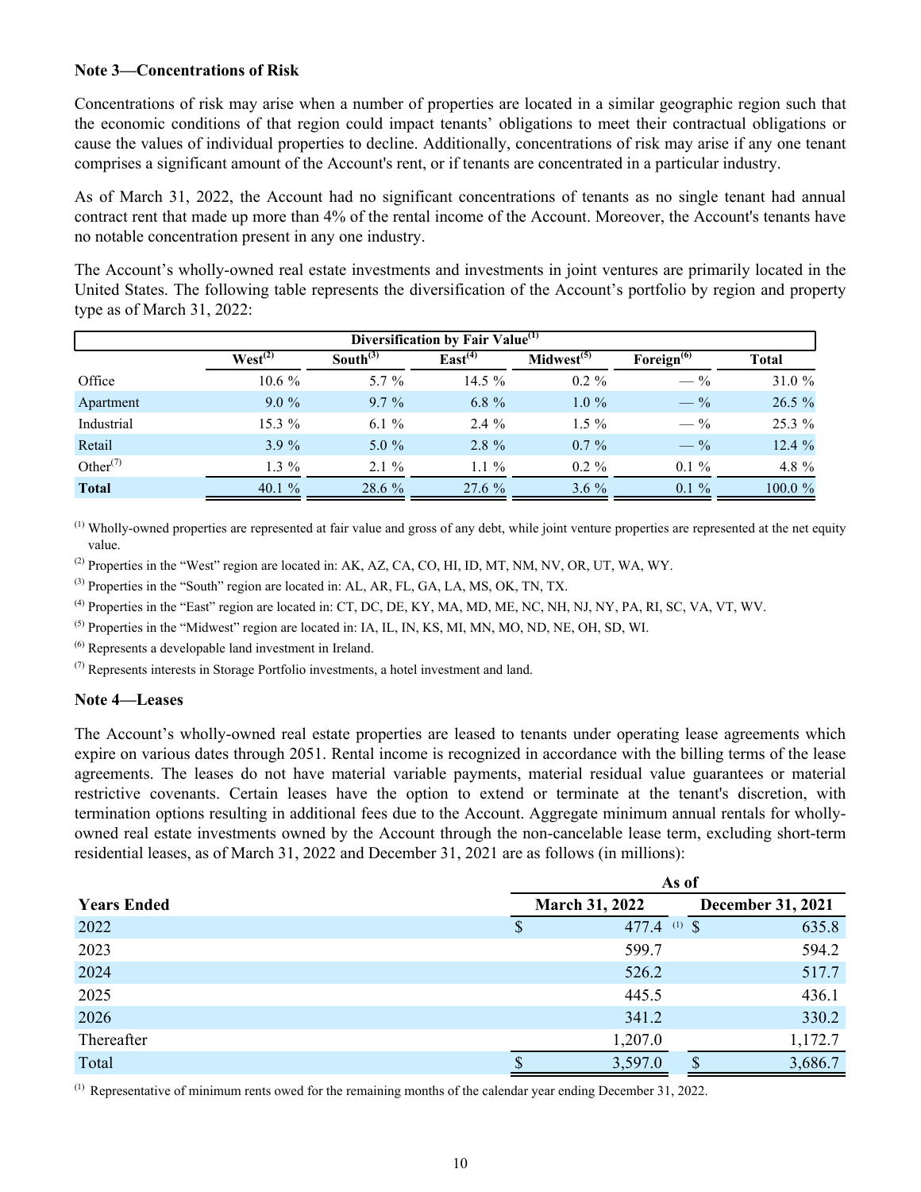**Note 3—Concentrations of Risk**

Concentrations of risk may arise when a number of properties are located in a similar geographic region such that the economic conditions of that region could impact tenants' obligations to meet their contractual obligations or cause the values of individual properties to decline. Additionally, concentrations of risk may arise if any one tenant comprises a significant amount of the Account's rent, or if tenants are concentrated in a particular industry.

As of March 31, 2022, the Account had no significant concentrations of tenants as no single tenant had annual contract rent that made up more than 4% of the rental income of the Account. Moreover, the Account's tenants have no notable concentration present in any one industry.

The Account's wholly-owned real estate investments and investments in joint ventures are primarily located in the United States. The following table represents the diversification of the Account's portfolio by region and property type as of March 31, 2022:

| Diversification by Fair Value[1] | | | | | | |
|---|---|---|---|---|---|---|
| | West[2] | South[3] | East[4] | Midwest[5] | Foreign[6] | Total |
| Office | 10.6 % | 5.7 % | 14.5 % | 0.2 % | — % | 31.0 % |
| Apartment | 9.0 % | 9.7 % | 6.8 % | 1.0 % | — % | 26.5 % |
| Industrial | 15.3 % | 6.1 % | 2.4 % | 1.5 % | — % | 25.3 % |
| Retail | 3.9 % | 5.0 % | 2.8 % | 0.7 % | — % | 12.4 % |
| Other[7] | 1.3 % | 2.1 % | 1.1 % | 0.2 % | 0.1 % | 4.8 % |
| **Total** | 40.1 % | 28.6 % | 27.6 % | 3.6 % | 0.1 % | 100.0 % |

[1] Wholly-owned properties are represented at fair value and gross of any debt, while joint venture properties are represented at the net equity value.

[2] Properties in the "West" region are located in: AK, AZ, CA, CO, HI, ID, MT, NM, NV, OR, UT, WA, WY.

[3] Properties in the "South" region are located in: AL, AR, FL, GA, LA, MS, OK, TN, TX.

[4] Properties in the "East" region are located in: CT, DC, DE, KY, MA, MD, ME, NC, NH, NJ, NY, PA, RI, SC, VA, VT, WV.

[5] Properties in the "Midwest" region are located in: IA, IL, IN, KS, MI, MN, MO, ND, NE, OH, SD, WI.

[6] Represents a developable land investment in Ireland.

[7] Represents interests in Storage Portfolio investments, a hotel investment and land.

**Note 4—Leases**

The Account's wholly-owned real estate properties are leased to tenants under operating lease agreements which expire on various dates through 2051. Rental income is recognized in accordance with the billing terms of the lease agreements. The leases do not have material variable payments, material residual value guarantees or material restrictive covenants. Certain leases have the option to extend or terminate at the tenant's discretion, with termination options resulting in additional fees due to the Account. Aggregate minimum annual rentals for wholly-owned real estate investments owned by the Account through the non-cancelable lease term, excluding short-term residential leases, as of March 31, 2022 and December 31, 2021 are as follows (in millions):

| | As of | |
|---|---|---|
| **Years Ended** | **March 31, 2022** | **December 31, 2021** |
| 2022 | $ 477.4 [1] | $ 635.8 |
| 2023 | 599.7 | 594.2 |
| 2024 | 526.2 | 517.7 |
| 2025 | 445.5 | 436.1 |
| 2026 | 341.2 | 330.2 |
| Thereafter | 1,207.0 | 1,172.7 |
| Total | $ 3,597.0 | $ 3,686.7 |

[1] Representative of minimum rents owed for the remaining months of the calendar year ending December 31, 2022.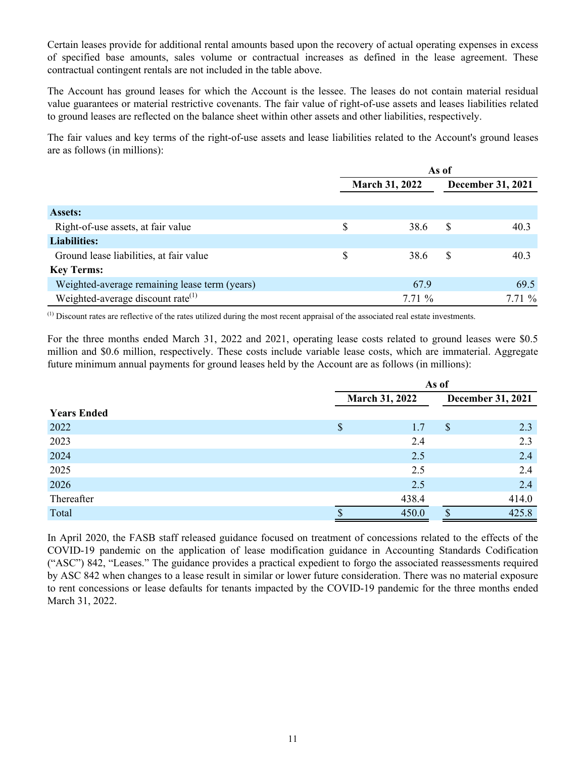Certain leases provide for additional rental amounts based upon the recovery of actual operating expenses in excess of specified base amounts, sales volume or contractual increases as defined in the lease agreement. These contractual contingent rentals are not included in the table above.

The Account has ground leases for which the Account is the lessee. The leases do not contain material residual value guarantees or material restrictive covenants. The fair value of right-of-use assets and leases liabilities related to ground leases are reflected on the balance sheet within other assets and other liabilities, respectively.

The fair values and key terms of the right-of-use assets and lease liabilities related to the Account's ground leases are as follows (in millions):

| | As of | |
|---|---|---|
| | March 31, 2022 | December 31, 2021 |
| **Assets:** | | |
| Right-of-use assets, at fair value | $ 38.6 | $ 40.3 |
| **Liabilities:** | | |
| Ground lease liabilities, at fair value | $ 38.6 | $ 40.3 |
| **Key Terms:** | | |
| Weighted-average remaining lease term (years) | 67.9 | 69.5 |
| Weighted-average discount rate[1] | 7.71 % | 7.71 % |

[1] Discount rates are reflective of the rates utilized during the most recent appraisal of the associated real estate investments.

For the three months ended March 31, 2022 and 2021, operating lease costs related to ground leases were $0.5 million and $0.6 million, respectively. These costs include variable lease costs, which are immaterial. Aggregate future minimum annual payments for ground leases held by the Account are as follows (in millions):

| | As of | |
|---|---|---|
| | March 31, 2022 | December 31, 2021 |
| **Years Ended** | | |
| 2022 | $ 1.7 | $ 2.3 |
| 2023 | 2.4 | 2.3 |
| 2024 | 2.5 | 2.4 |
| 2025 | 2.5 | 2.4 |
| 2026 | 2.5 | 2.4 |
| Thereafter | 438.4 | 414.0 |
| Total | $ 450.0 | $ 425.8 |

In April 2020, the FASB staff released guidance focused on treatment of concessions related to the effects of the COVID-19 pandemic on the application of lease modification guidance in Accounting Standards Codification ("ASC") 842, "Leases." The guidance provides a practical expedient to forgo the associated reassessments required by ASC 842 when changes to a lease result in similar or lower future consideration. There was no material exposure to rent concessions or lease defaults for tenants impacted by the COVID-19 pandemic for the three months ended March 31, 2022.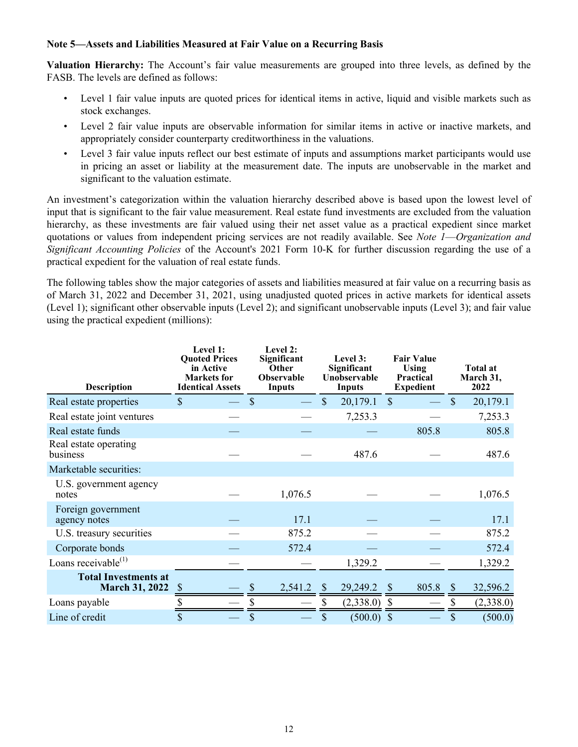**Note 5—Assets and Liabilities Measured at Fair Value on a Recurring Basis**

**Valuation Hierarchy:** The Account's fair value measurements are grouped into three levels, as defined by the FASB. The levels are defined as follows:

- Level 1 fair value inputs are quoted prices for identical items in active, liquid and visible markets such as stock exchanges.
- Level 2 fair value inputs are observable information for similar items in active or inactive markets, and appropriately consider counterparty creditworthiness in the valuations.
- Level 3 fair value inputs reflect our best estimate of inputs and assumptions market participants would use in pricing an asset or liability at the measurement date. The inputs are unobservable in the market and significant to the valuation estimate.

An investment's categorization within the valuation hierarchy described above is based upon the lowest level of input that is significant to the fair value measurement. Real estate fund investments are excluded from the valuation hierarchy, as these investments are fair valued using their net asset value as a practical expedient since market quotations or values from independent pricing services are not readily available. See *Note 1—Organization and Significant Accounting Policies* of the Account's 2021 Form 10-K for further discussion regarding the use of a practical expedient for the valuation of real estate funds.

The following tables show the major categories of assets and liabilities measured at fair value on a recurring basis as of March 31, 2022 and December 31, 2021, using unadjusted quoted prices in active markets for identical assets (Level 1); significant other observable inputs (Level 2); and significant unobservable inputs (Level 3); and fair value using the practical expedient (millions):

| Description | Level 1: Quoted Prices in Active Markets for Identical Assets | Level 2: Significant Other Observable Inputs | Level 3: Significant Unobservable Inputs | Fair Value Using Practical Expedient | Total at March 31, 2022 |
|---|---|---|---|---|---|
| Real estate properties | $ — | $ — | $ 20,179.1 | $ — | $ 20,179.1 |
| Real estate joint ventures | — | — | 7,253.3 | — | 7,253.3 |
| Real estate funds | — | — | — | 805.8 | 805.8 |
| Real estate operating business | — | — | 487.6 | — | 487.6 |
| Marketable securities: | | | | | |
| U.S. government agency notes | — | 1,076.5 | — | — | 1,076.5 |
| Foreign government agency notes | — | 17.1 | — | — | 17.1 |
| U.S. treasury securities | — | 875.2 | — | — | 875.2 |
| Corporate bonds | — | 572.4 | — | — | 572.4 |
| Loans receivable[(1)] | — | — | 1,329.2 | — | 1,329.2 |
| **Total Investments at March 31, 2022** | $ — | $ 2,541.2 | $ 29,249.2 | $ 805.8 | $ 32,596.2 |
| Loans payable | $ — | $ — | $ (2,338.0) | $ — | $ (2,338.0) |
| Line of credit | $ — | $ — | $ (500.0) | $ — | $ (500.0) |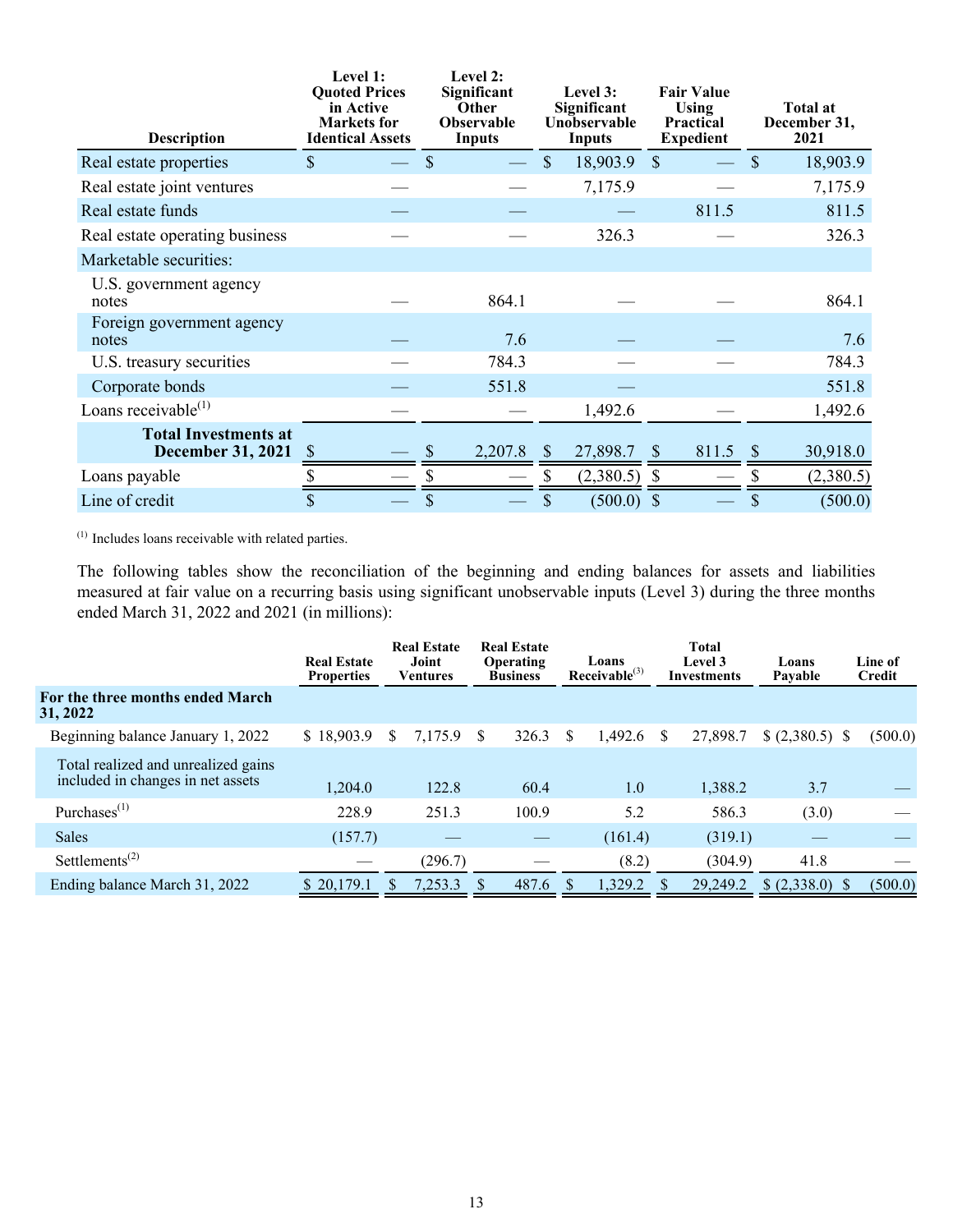| Description | Level 1: Quoted Prices in Active Markets for Identical Assets | Level 2: Significant Other Observable Inputs | Level 3: Significant Unobservable Inputs | Fair Value Using Practical Expedient | Total at December 31, 2021 |
|---|---|---|---|---|---|
| Real estate properties | $ — | $ — | $ 18,903.9 | $ — | $ 18,903.9 |
| Real estate joint ventures | — | — | 7,175.9 | — | 7,175.9 |
| Real estate funds | — | — | — | 811.5 | 811.5 |
| Real estate operating business | — | — | 326.3 | — | 326.3 |
| Marketable securities: | | | | | |
| U.S. government agency notes | — | 864.1 | — | — | 864.1 |
| Foreign government agency notes | — | 7.6 | — | — | 7.6 |
| U.S. treasury securities | — | 784.3 | — | — | 784.3 |
| Corporate bonds | — | 551.8 | — | | 551.8 |
| Loans receivable[1] | — | — | 1,492.6 | — | 1,492.6 |
| **Total Investments at December 31, 2021** | $ — | $ 2,207.8 | $ 27,898.7 | $ 811.5 | $ 30,918.0 |
| Loans payable | $ — | $ — | $ (2,380.5) | $ — | $ (2,380.5) |
| Line of credit | $ — | $ — | $ (500.0) | $ — | $ (500.0) |

[1] Includes loans receivable with related parties.

The following tables show the reconciliation of the beginning and ending balances for assets and liabilities measured at fair value on a recurring basis using significant unobservable inputs (Level 3) during the three months ended March 31, 2022 and 2021 (in millions):

| | Real Estate Properties | Real Estate Joint Ventures | Real Estate Operating Business | Loans Receivable[3] | Total Level 3 Investments | Loans Payable | Line of Credit |
|---|---|---|---|---|---|---|---|
| **For the three months ended March 31, 2022** | | | | | | | |
| Beginning balance January 1, 2022 | $ 18,903.9 | $ 7,175.9 | $ 326.3 | $ 1,492.6 | $ 27,898.7 | $ (2,380.5) | $ (500.0) |
| Total realized and unrealized gains included in changes in net assets | 1,204.0 | 122.8 | 60.4 | 1.0 | 1,388.2 | 3.7 | — |
| Purchases[1] | 228.9 | 251.3 | 100.9 | 5.2 | 586.3 | (3.0) | — |
| Sales | (157.7) | — | — | (161.4) | (319.1) | — | — |
| Settlements[2] | — | (296.7) | — | (8.2) | (304.9) | 41.8 | — |
| Ending balance March 31, 2022 | $ 20,179.1 | $ 7,253.3 | $ 487.6 | $ 1,329.2 | $ 29,249.2 | $ (2,338.0) | $ (500.0) |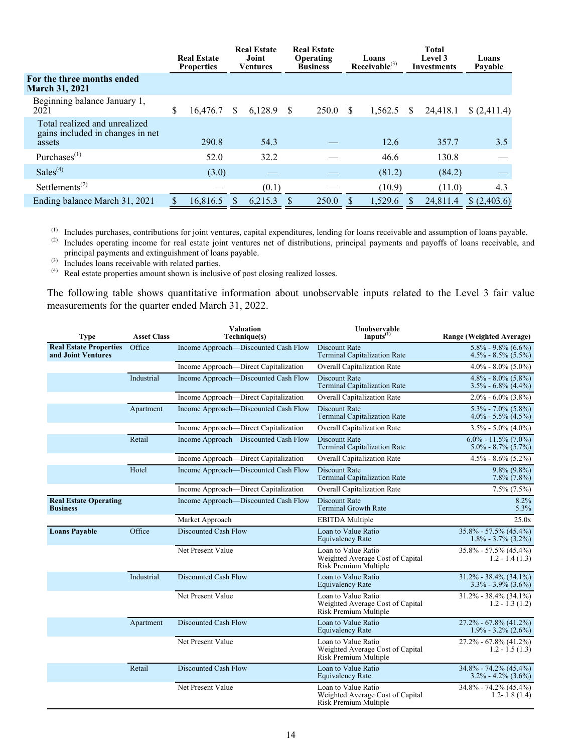| | Real Estate Properties | Real Estate Joint Ventures | Real Estate Operating Business | Loans Receivable[(3)] | Total Level 3 Investments | Loans Payable |
|---|---|---|---|---|---|---|
| **For the three months ended March 31, 2021** | | | | | | |
| Beginning balance January 1, 2021 | $ 16,476.7 | $ 6,128.9 | $ 250.0 | $ 1,562.5 | $ 24,418.1 | $ (2,411.4) |
| Total realized and unrealized gains included in changes in net assets | 290.8 | 54.3 | — | 12.6 | 357.7 | 3.5 |
| Purchases[(1)] | 52.0 | 32.2 | — | 46.6 | 130.8 | — |
| Sales[(4)] | (3.0) | — | — | (81.2) | (84.2) | — |
| Settlements[(2)] | — | (0.1) | — | (10.9) | (11.0) | 4.3 |
| Ending balance March 31, 2021 | $ 16,816.5 | $ 6,215.3 | $ 250.0 | $ 1,529.6 | $ 24,811.4 | $ (2,403.6) |

(1) Includes purchases, contributions for joint ventures, capital expenditures, lending for loans receivable and assumption of loans payable.
(2) Includes operating income for real estate joint ventures net of distributions, principal payments and payoffs of loans receivable, and principal payments and extinguishment of loans payable.
(3) Includes loans receivable with related parties.
(4) Real estate properties amount shown is inclusive of post closing realized losses.

The following table shows quantitative information about unobservable inputs related to the Level 3 fair value measurements for the quarter ended March 31, 2022.

| Type | Asset Class | Valuation Technique(s) | Unobservable Inputs[(1)] | Range (Weighted Average) |
|---|---|---|---|---|
| **Real Estate Properties and Joint Ventures** | Office | Income Approach—Discounted Cash Flow | Discount Rate<br>Terminal Capitalization Rate | 5.8% - 9.8% (6.6%)<br>4.5% - 8.5% (5.5%) |
| | | Income Approach—Direct Capitalization | Overall Capitalization Rate | 4.0% - 8.0% (5.0%) |
| | Industrial | Income Approach—Discounted Cash Flow | Discount Rate<br>Terminal Capitalization Rate | 4.8% - 8.0% (5.8%)<br>3.5% - 6.8% (4.4%) |
| | | Income Approach—Direct Capitalization | Overall Capitalization Rate | 2.0% - 6.0% (3.8%) |
| | Apartment | Income Approach—Discounted Cash Flow | Discount Rate<br>Terminal Capitalization Rate | 5.3% - 7.0% (5.8%)<br>4.0% - 5.5% (4.5%) |
| | | Income Approach—Direct Capitalization | Overall Capitalization Rate | 3.5% - 5.0% (4.0%) |
| | Retail | Income Approach—Discounted Cash Flow | Discount Rate<br>Terminal Capitalization Rate | 6.0% - 11.5% (7.0%)<br>5.0% - 8.7% (5.7%) |
| | | Income Approach—Direct Capitalization | Overall Capitalization Rate | 4.5% - 8.6% (5.2%) |
| | Hotel | Income Approach—Discounted Cash Flow | Discount Rate<br>Terminal Capitalization Rate | 9.8% (9.8%)<br>7.8% (7.8%) |
| | | Income Approach—Direct Capitalization | Overall Capitalization Rate | 7.5% (7.5%) |
| **Real Estate Operating Business** | | Income Approach—Discounted Cash Flow | Discount Rate<br>Terminal Growth Rate | 8.2%<br>5.3% |
| | | Market Approach | EBITDA Multiple | 25.0x |
| **Loans Payable** | Office | Discounted Cash Flow | Loan to Value Ratio<br>Equivalency Rate | 35.8% - 57.5% (45.4%)<br>1.8% - 3.7% (3.2%) |
| | | Net Present Value | Loan to Value Ratio<br>Weighted Average Cost of Capital Risk Premium Multiple | 35.8% - 57.5% (45.4%)<br>1.2 - 1.4 (1.3) |
| | Industrial | Discounted Cash Flow | Loan to Value Ratio<br>Equivalency Rate | 31.2% - 38.4% (34.1%)<br>3.3% - 3.9% (3.6%) |
| | | Net Present Value | Loan to Value Ratio<br>Weighted Average Cost of Capital Risk Premium Multiple | 31.2% - 38.4% (34.1%)<br>1.2 - 1.3 (1.2) |
| | Apartment | Discounted Cash Flow | Loan to Value Ratio<br>Equivalency Rate | 27.2% - 67.8% (41.2%)<br>1.9% - 3.2% (2.6%) |
| | | Net Present Value | Loan to Value Ratio<br>Weighted Average Cost of Capital Risk Premium Multiple | 27.2% - 67.8% (41.2%)<br>1.2 - 1.5 (1.3) |
| | Retail | Discounted Cash Flow | Loan to Value Ratio<br>Equivalency Rate | 34.8% - 74.2% (45.4%)<br>3.2% - 4.2% (3.6%) |
| | | Net Present Value | Loan to Value Ratio<br>Weighted Average Cost of Capital Risk Premium Multiple | 34.8% - 74.2% (45.4%)<br>1.2- 1.8 (1.4) |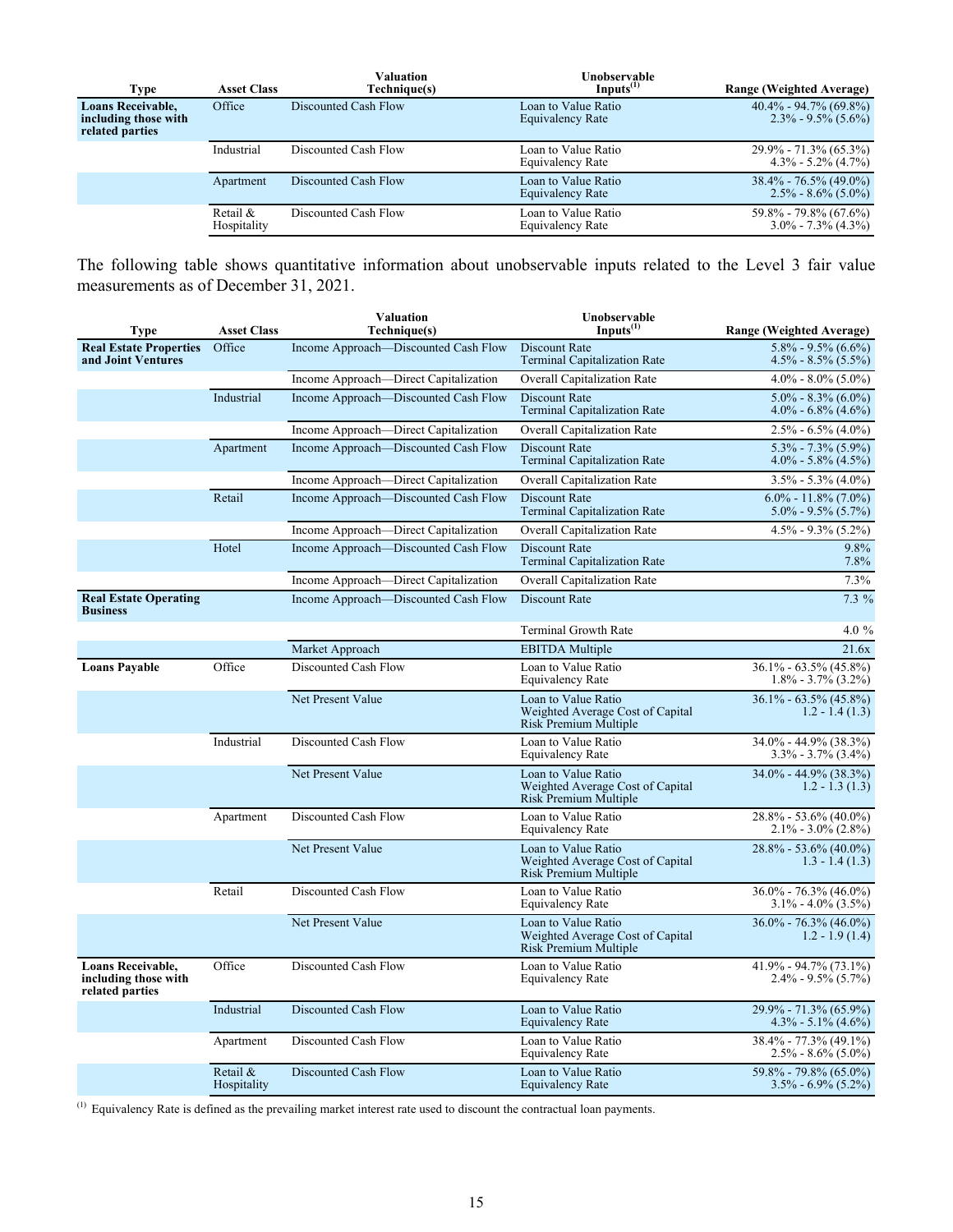| Type | Asset Class | Valuation Technique(s) | Unobservable Inputs(1) | Range (Weighted Average) |
|---|---|---|---|---|
| **Loans Receivable, including those with related parties** | Office | Discounted Cash Flow | Loan to Value Ratio<br>Equivalency Rate | 40.4% - 94.7% (69.8%)<br>2.3% - 9.5% (5.6%) |
| | Industrial | Discounted Cash Flow | Loan to Value Ratio<br>Equivalency Rate | 29.9% - 71.3% (65.3%)<br>4.3% - 5.2% (4.7%) |
| | Apartment | Discounted Cash Flow | Loan to Value Ratio<br>Equivalency Rate | 38.4% - 76.5% (49.0%)<br>2.5% - 8.6% (5.0%) |
| | Retail & Hospitality | Discounted Cash Flow | Loan to Value Ratio<br>Equivalency Rate | 59.8% - 79.8% (67.6%)<br>3.0% - 7.3% (4.3%) |

The following table shows quantitative information about unobservable inputs related to the Level 3 fair value measurements as of December 31, 2021.

| Type | Asset Class | Valuation Technique(s) | Unobservable Inputs(1) | Range (Weighted Average) |
|---|---|---|---|---|
| **Real Estate Properties and Joint Ventures** | Office | Income Approach—Discounted Cash Flow | Discount Rate<br>Terminal Capitalization Rate | 5.8% - 9.5% (6.6%)<br>4.5% - 8.5% (5.5%) |
| | | Income Approach—Direct Capitalization | Overall Capitalization Rate | 4.0% - 8.0% (5.0%) |
| | Industrial | Income Approach—Discounted Cash Flow | Discount Rate<br>Terminal Capitalization Rate | 5.0% - 8.3% (6.0%)<br>4.0% - 6.8% (4.6%) |
| | | Income Approach—Direct Capitalization | Overall Capitalization Rate | 2.5% - 6.5% (4.0%) |
| | Apartment | Income Approach—Discounted Cash Flow | Discount Rate<br>Terminal Capitalization Rate | 5.3% - 7.3% (5.9%)<br>4.0% - 5.8% (4.5%) |
| | | Income Approach—Direct Capitalization | Overall Capitalization Rate | 3.5% - 5.3% (4.0%) |
| | Retail | Income Approach—Discounted Cash Flow | Discount Rate<br>Terminal Capitalization Rate | 6.0% - 11.8% (7.0%)<br>5.0% - 9.5% (5.7%) |
| | | Income Approach—Direct Capitalization | Overall Capitalization Rate | 4.5% - 9.3% (5.2%) |
| | Hotel | Income Approach—Discounted Cash Flow | Discount Rate<br>Terminal Capitalization Rate | 9.8%<br>7.8% |
| | | Income Approach—Direct Capitalization | Overall Capitalization Rate | 7.3% |
| **Real Estate Operating Business** | | Income Approach—Discounted Cash Flow | Discount Rate | 7.3 % |
| | | | Terminal Growth Rate | 4.0 % |
| | | Market Approach | EBITDA Multiple | 21.6x |
| **Loans Payable** | Office | Discounted Cash Flow | Loan to Value Ratio<br>Equivalency Rate | 36.1% - 63.5% (45.8%)<br>1.8% - 3.7% (3.2%) |
| | | Net Present Value | Loan to Value Ratio<br>Weighted Average Cost of Capital Risk Premium Multiple | 36.1% - 63.5% (45.8%)<br>1.2 - 1.4 (1.3) |
| | Industrial | Discounted Cash Flow | Loan to Value Ratio<br>Equivalency Rate | 34.0% - 44.9% (38.3%)<br>3.3% - 3.7% (3.4%) |
| | | Net Present Value | Loan to Value Ratio<br>Weighted Average Cost of Capital Risk Premium Multiple | 34.0% - 44.9% (38.3%)<br>1.2 - 1.3 (1.3) |
| | Apartment | Discounted Cash Flow | Loan to Value Ratio<br>Equivalency Rate | 28.8% - 53.6% (40.0%)<br>2.1% - 3.0% (2.8%) |
| | | Net Present Value | Loan to Value Ratio<br>Weighted Average Cost of Capital Risk Premium Multiple | 28.8% - 53.6% (40.0%)<br>1.3 - 1.4 (1.3) |
| | Retail | Discounted Cash Flow | Loan to Value Ratio<br>Equivalency Rate | 36.0% - 76.3% (46.0%)<br>3.1% - 4.0% (3.5%) |
| | | Net Present Value | Loan to Value Ratio<br>Weighted Average Cost of Capital Risk Premium Multiple | 36.0% - 76.3% (46.0%)<br>1.2 - 1.9 (1.4) |
| **Loans Receivable, including those with related parties** | Office | Discounted Cash Flow | Loan to Value Ratio<br>Equivalency Rate | 41.9% - 94.7% (73.1%)<br>2.4% - 9.5% (5.7%) |
| | Industrial | Discounted Cash Flow | Loan to Value Ratio<br>Equivalency Rate | 29.9% - 71.3% (65.9%)<br>4.3% - 5.1% (4.6%) |
| | Apartment | Discounted Cash Flow | Loan to Value Ratio<br>Equivalency Rate | 38.4% - 77.3% (49.1%)<br>2.5% - 8.6% (5.0%) |
| | Retail & Hospitality | Discounted Cash Flow | Loan to Value Ratio<br>Equivalency Rate | 59.8% - 79.8% (65.0%)<br>3.5% - 6.9% (5.2%) |

(1) Equivalency Rate is defined as the prevailing market interest rate used to discount the contractual loan payments.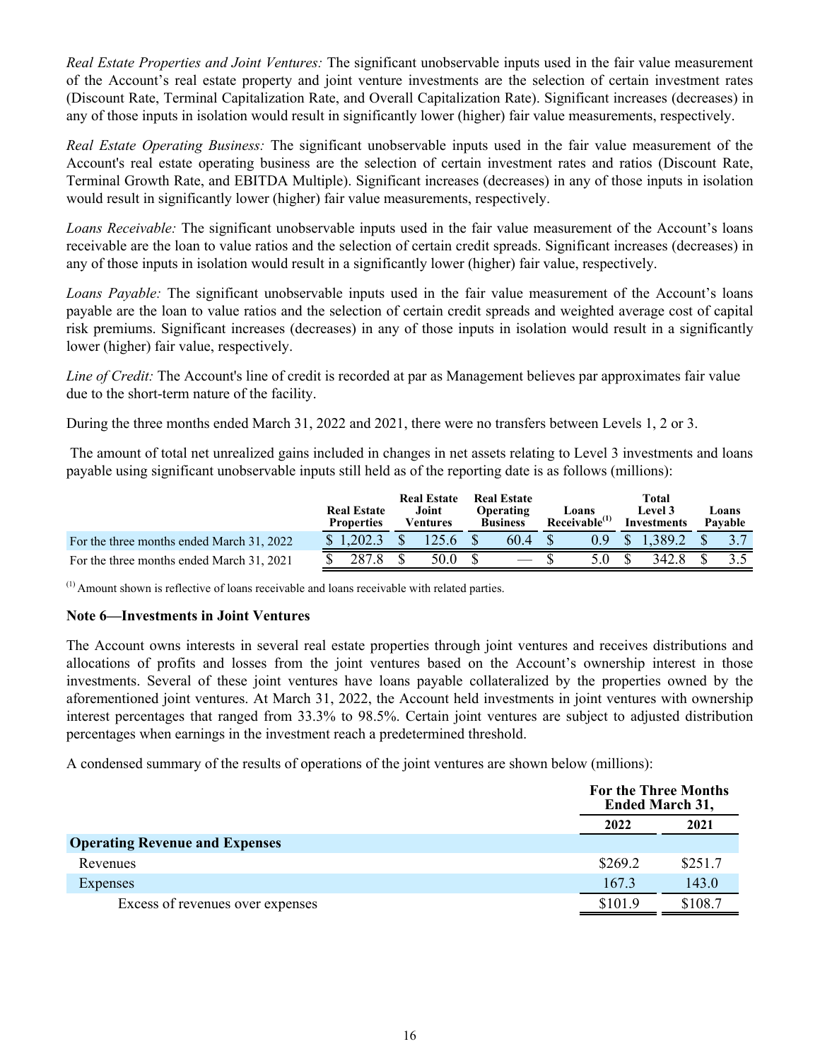*Real Estate Properties and Joint Ventures:* The significant unobservable inputs used in the fair value measurement of the Account's real estate property and joint venture investments are the selection of certain investment rates (Discount Rate, Terminal Capitalization Rate, and Overall Capitalization Rate). Significant increases (decreases) in any of those inputs in isolation would result in significantly lower (higher) fair value measurements, respectively.

*Real Estate Operating Business:* The significant unobservable inputs used in the fair value measurement of the Account's real estate operating business are the selection of certain investment rates and ratios (Discount Rate, Terminal Growth Rate, and EBITDA Multiple). Significant increases (decreases) in any of those inputs in isolation would result in significantly lower (higher) fair value measurements, respectively.

*Loans Receivable:* The significant unobservable inputs used in the fair value measurement of the Account's loans receivable are the loan to value ratios and the selection of certain credit spreads. Significant increases (decreases) in any of those inputs in isolation would result in a significantly lower (higher) fair value, respectively.

*Loans Payable:* The significant unobservable inputs used in the fair value measurement of the Account's loans payable are the loan to value ratios and the selection of certain credit spreads and weighted average cost of capital risk premiums. Significant increases (decreases) in any of those inputs in isolation would result in a significantly lower (higher) fair value, respectively.

*Line of Credit:* The Account's line of credit is recorded at par as Management believes par approximates fair value due to the short-term nature of the facility.

During the three months ended March 31, 2022 and 2021, there were no transfers between Levels 1, 2 or 3.

The amount of total net unrealized gains included in changes in net assets relating to Level 3 investments and loans payable using significant unobservable inputs still held as of the reporting date is as follows (millions):

| | Real Estate Properties | Real Estate Joint Ventures | Real Estate Operating Business | Loans Receivable[1] | Total Level 3 Investments | Loans Payable |
|---|---|---|---|---|---|---|
| For the three months ended March 31, 2022 | $ 1,202.3 | $ 125.6 | $ 60.4 | $ 0.9 | $ 1,389.2 | $ 3.7 |
| For the three months ended March 31, 2021 | $ 287.8 | $ 50.0 | $ — | $ 5.0 | $ 342.8 | $ 3.5 |

[1] Amount shown is reflective of loans receivable and loans receivable with related parties.

**Note 6—Investments in Joint Ventures**

The Account owns interests in several real estate properties through joint ventures and receives distributions and allocations of profits and losses from the joint ventures based on the Account's ownership interest in those investments. Several of these joint ventures have loans payable collateralized by the properties owned by the aforementioned joint ventures. At March 31, 2022, the Account held investments in joint ventures with ownership interest percentages that ranged from 33.3% to 98.5%. Certain joint ventures are subject to adjusted distribution percentages when earnings in the investment reach a predetermined threshold.

A condensed summary of the results of operations of the joint ventures are shown below (millions):

| | For the Three Months Ended March 31, | |
|---|---|---|
| | 2022 | 2021 |
| **Operating Revenue and Expenses** | | |
| Revenues | $269.2 | $251.7 |
| Expenses | 167.3 | 143.0 |
| Excess of revenues over expenses | $101.9 | $108.7 |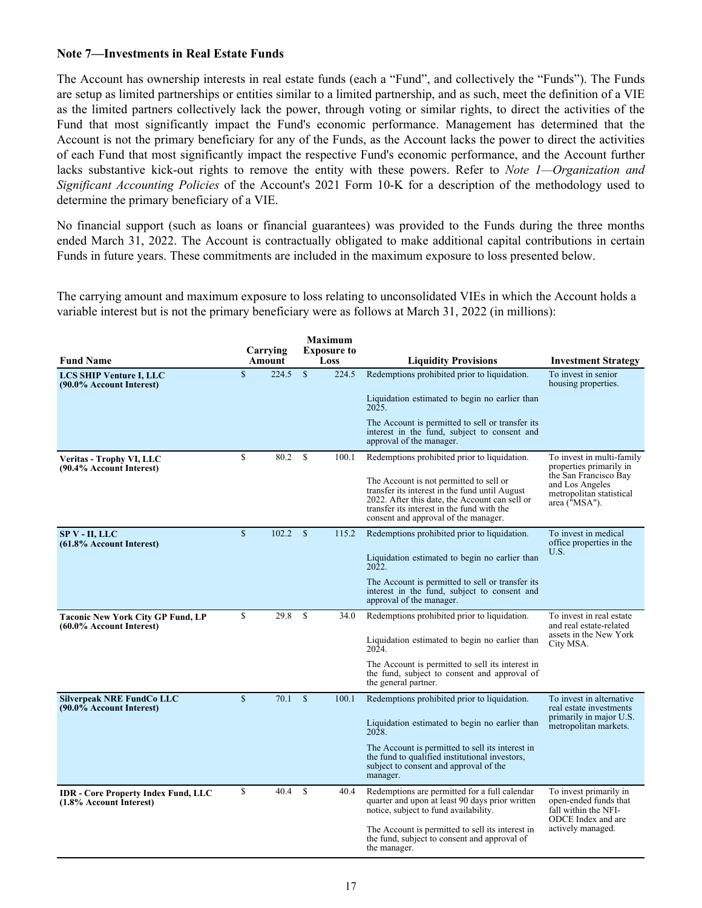**Note 7—Investments in Real Estate Funds**

The Account has ownership interests in real estate funds (each a "Fund", and collectively the "Funds"). The Funds are setup as limited partnerships or entities similar to a limited partnership, and as such, meet the definition of a VIE as the limited partners collectively lack the power, through voting or similar rights, to direct the activities of the Fund that most significantly impact the Fund's economic performance. Management has determined that the Account is not the primary beneficiary for any of the Funds, as the Account lacks the power to direct the activities of each Fund that most significantly impact the respective Fund's economic performance, and the Account further lacks substantive kick-out rights to remove the entity with these powers. Refer to *Note 1—Organization and Significant Accounting Policies* of the Account's 2021 Form 10-K for a description of the methodology used to determine the primary beneficiary of a VIE.

No financial support (such as loans or financial guarantees) was provided to the Funds during the three months ended March 31, 2022. The Account is contractually obligated to make additional capital contributions in certain Funds in future years. These commitments are included in the maximum exposure to loss presented below.

The carrying amount and maximum exposure to loss relating to unconsolidated VIEs in which the Account holds a variable interest but is not the primary beneficiary were as follows at March 31, 2022 (in millions):

| Fund Name | Carrying Amount | Maximum Exposure to Loss | Liquidity Provisions | Investment Strategy |
|---|---|---|---|---|
| **LCS SHIP Venture I, LLC (90.0% Account Interest)** | $ 224.5 | $ 224.5 | Redemptions prohibited prior to liquidation. Liquidation estimated to begin no earlier than 2025. The Account is permitted to sell or transfer its interest in the fund, subject to consent and approval of the manager. | To invest in senior housing properties. |
| **Veritas - Trophy VI, LLC (90.4% Account Interest)** | $ 80.2 | $ 100.1 | Redemptions prohibited prior to liquidation. The Account is not permitted to sell or transfer its interest in the fund until August 2022. After this date, the Account can sell or transfer its interest in the fund with the consent and approval of the manager. | To invest in multi-family properties primarily in the San Francisco Bay and Los Angeles metropolitan statistical area ("MSA"). |
| **SP V - II, LLC (61.8% Account Interest)** | $ 102.2 | $ 115.2 | Redemptions prohibited prior to liquidation. Liquidation estimated to begin no earlier than 2022. The Account is permitted to sell or transfer its interest in the fund, subject to consent and approval of the manager. | To invest in medical office properties in the U.S. |
| **Taconic New York City GP Fund, LP (60.0% Account Interest)** | $ 29.8 | $ 34.0 | Redemptions prohibited prior to liquidation. Liquidation estimated to begin no earlier than 2024. The Account is permitted to sell its interest in the fund, subject to consent and approval of the general partner. | To invest in real estate and real estate-related assets in the New York City MSA. |
| **Silverpeak NRE FundCo LLC (90.0% Account Interest)** | $ 70.1 | $ 100.1 | Redemptions prohibited prior to liquidation. Liquidation estimated to begin no earlier than 2028. The Account is permitted to sell its interest in the fund to qualified institutional investors, subject to consent and approval of the manager. | To invest in alternative real estate investments primarily in major U.S. metropolitan markets. |
| **IDR - Core Property Index Fund, LLC (1.8% Account Interest)** | $ 40.4 | $ 40.4 | Redemptions are permitted for a full calendar quarter and upon at least 90 days prior written notice, subject to fund availability. The Account is permitted to sell its interest in the fund, subject to consent and approval of the manager. | To invest primarily in open-ended funds that fall within the NFI-ODCE Index and are actively managed. |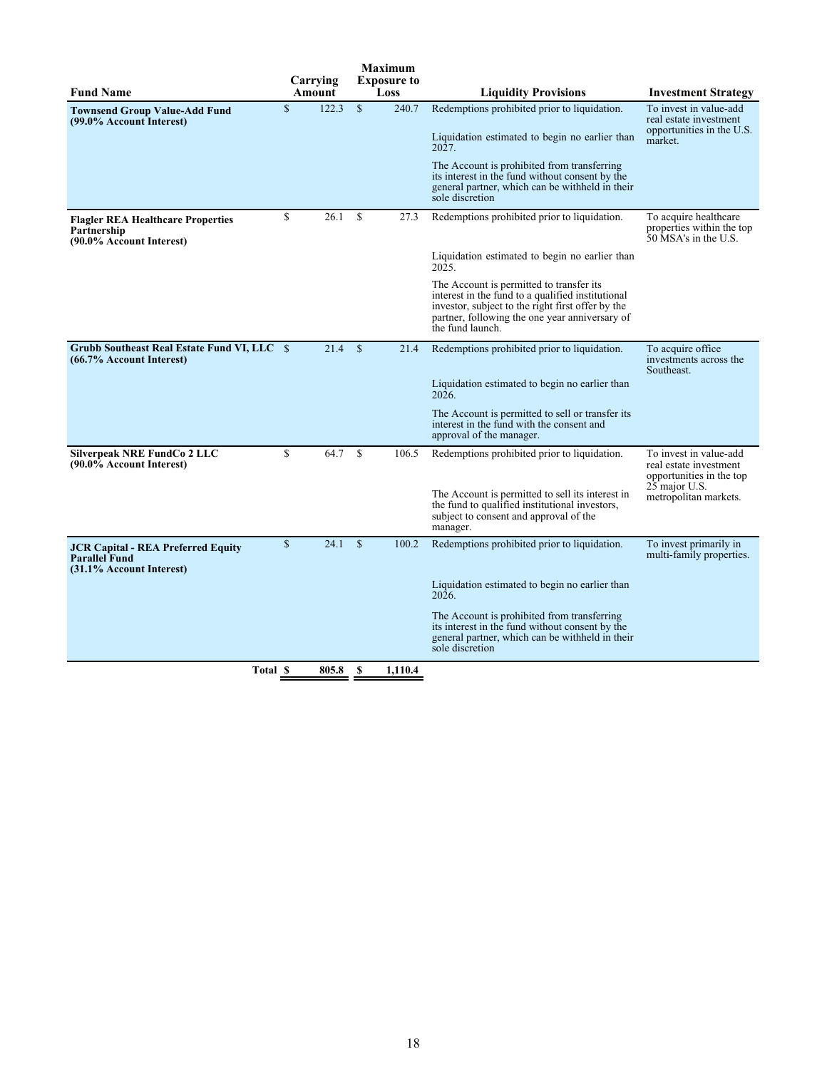| Fund Name | Carrying Amount | Maximum Exposure to Loss | Liquidity Provisions | Investment Strategy |
|---|---|---|---|---|
| **Townsend Group Value-Add Fund (99.0% Account Interest)** | $ 122.3 | $ 240.7 | Redemptions prohibited prior to liquidation.<br><br>Liquidation estimated to begin no earlier than 2027.<br><br>The Account is prohibited from transferring its interest in the fund without consent by the general partner, which can be withheld in their sole discretion | To invest in value-add real estate investment opportunities in the U.S. market. |
| **Flagler REA Healthcare Properties Partnership (90.0% Account Interest)** | $ 26.1 | $ 27.3 | Redemptions prohibited prior to liquidation.<br><br>Liquidation estimated to begin no earlier than 2025.<br><br>The Account is permitted to transfer its interest in the fund to a qualified institutional investor, subject to the right first offer by the partner, following the one year anniversary of the fund launch. | To acquire healthcare properties within the top 50 MSA's in the U.S. |
| **Grubb Southeast Real Estate Fund VI, LLC (66.7% Account Interest)** | $ 21.4 | $ 21.4 | Redemptions prohibited prior to liquidation.<br><br>Liquidation estimated to begin no earlier than 2026.<br><br>The Account is permitted to sell or transfer its interest in the fund with the consent and approval of the manager. | To acquire office investments across the Southeast. |
| **Silverpeak NRE FundCo 2 LLC (90.0% Account Interest)** | $ 64.7 | $ 106.5 | Redemptions prohibited prior to liquidation.<br><br>The Account is permitted to sell its interest in the fund to qualified institutional investors, subject to consent and approval of the manager. | To invest in value-add real estate investment opportunities in the top 25 major U.S. metropolitan markets. |
| **JCR Capital - REA Preferred Equity Parallel Fund (31.1% Account Interest)** | $ 24.1 | $ 100.2 | Redemptions prohibited prior to liquidation.<br><br>Liquidation estimated to begin no earlier than 2026.<br><br>The Account is prohibited from transferring its interest in the fund without consent by the general partner, which can be withheld in their sole discretion | To invest primarily in multi-family properties. |
| **Total** | **$ 805.8** | **$ 1,110.4** | | |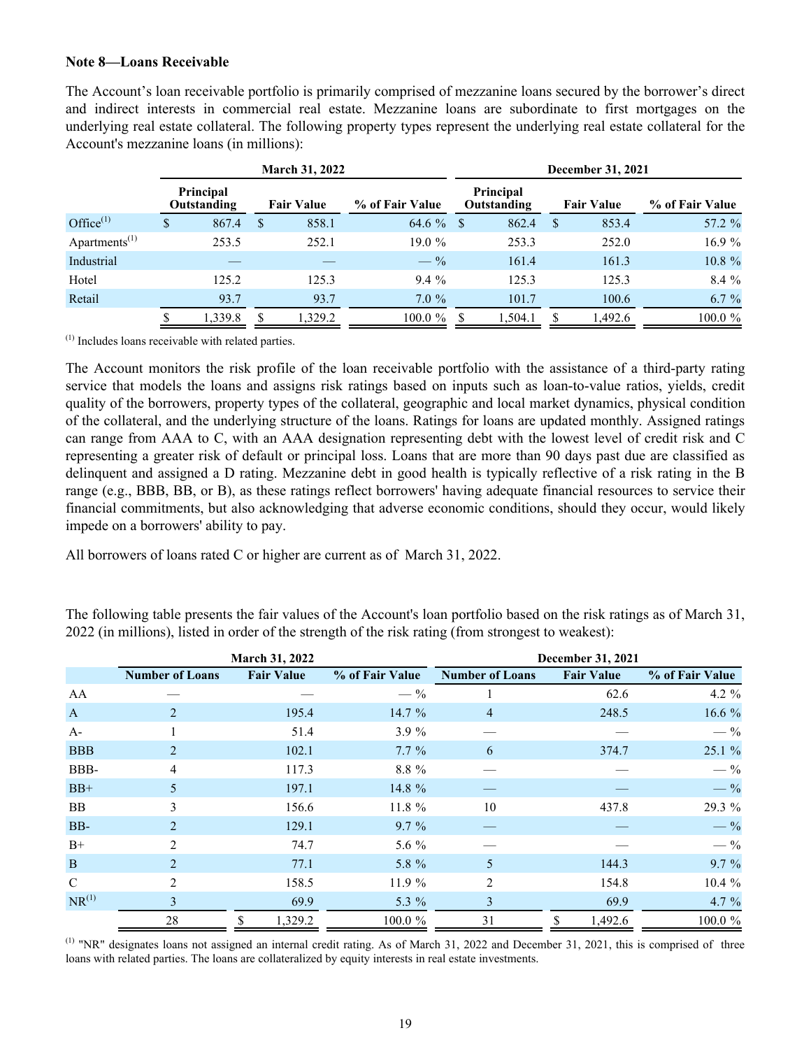**Note 8—Loans Receivable**

The Account's loan receivable portfolio is primarily comprised of mezzanine loans secured by the borrower's direct and indirect interests in commercial real estate. Mezzanine loans are subordinate to first mortgages on the underlying real estate collateral. The following property types represent the underlying real estate collateral for the Account's mezzanine loans (in millions):

| | March 31, 2022 | | | December 31, 2021 | | |
|---|---|---|---|---|---|---|
| | Principal Outstanding | Fair Value | % of Fair Value | Principal Outstanding | Fair Value | % of Fair Value |
| Office[(1)] | $ 867.4 | $ 858.1 | 64.6 % | $ 862.4 | $ 853.4 | 57.2 % |
| Apartments[(1)] | 253.5 | 252.1 | 19.0 % | 253.3 | 252.0 | 16.9 % |
| Industrial | — | — | — % | 161.4 | 161.3 | 10.8 % |
| Hotel | 125.2 | 125.3 | 9.4 % | 125.3 | 125.3 | 8.4 % |
| Retail | 93.7 | 93.7 | 7.0 % | 101.7 | 100.6 | 6.7 % |
| | $ 1,339.8 | $ 1,329.2 | 100.0 % | $ 1,504.1 | $ 1,492.6 | 100.0 % |

(1) Includes loans receivable with related parties.

The Account monitors the risk profile of the loan receivable portfolio with the assistance of a third-party rating service that models the loans and assigns risk ratings based on inputs such as loan-to-value ratios, yields, credit quality of the borrowers, property types of the collateral, geographic and local market dynamics, physical condition of the collateral, and the underlying structure of the loans. Ratings for loans are updated monthly. Assigned ratings can range from AAA to C, with an AAA designation representing debt with the lowest level of credit risk and C representing a greater risk of default or principal loss. Loans that are more than 90 days past due are classified as delinquent and assigned a D rating. Mezzanine debt in good health is typically reflective of a risk rating in the B range (e.g., BBB, BB, or B), as these ratings reflect borrowers' having adequate financial resources to service their financial commitments, but also acknowledging that adverse economic conditions, should they occur, would likely impede on a borrowers' ability to pay.

All borrowers of loans rated C or higher are current as of March 31, 2022.

The following table presents the fair values of the Account's loan portfolio based on the risk ratings as of March 31, 2022 (in millions), listed in order of the strength of the risk rating (from strongest to weakest):

| | March 31, 2022 | | | December 31, 2021 | | |
|---|---|---|---|---|---|---|
| | Number of Loans | Fair Value | % of Fair Value | Number of Loans | Fair Value | % of Fair Value |
| AA | — | — | — % | 1 | 62.6 | 4.2 % |
| A | 2 | 195.4 | 14.7 % | 4 | 248.5 | 16.6 % |
| A- | 1 | 51.4 | 3.9 % | — | — | — % |
| BBB | 2 | 102.1 | 7.7 % | 6 | 374.7 | 25.1 % |
| BBB- | 4 | 117.3 | 8.8 % | — | — | — % |
| BB+ | 5 | 197.1 | 14.8 % | — | — | — % |
| BB | 3 | 156.6 | 11.8 % | 10 | 437.8 | 29.3 % |
| BB- | 2 | 129.1 | 9.7 % | — | — | — % |
| B+ | 2 | 74.7 | 5.6 % | — | — | — % |
| B | 2 | 77.1 | 5.8 % | 5 | 144.3 | 9.7 % |
| C | 2 | 158.5 | 11.9 % | 2 | 154.8 | 10.4 % |
| NR[(1)] | 3 | 69.9 | 5.3 % | 3 | 69.9 | 4.7 % |
| | 28 | $ 1,329.2 | 100.0 % | 31 | $ 1,492.6 | 100.0 % |

(1) "NR" designates loans not assigned an internal credit rating. As of March 31, 2022 and December 31, 2021, this is comprised of three loans with related parties. The loans are collateralized by equity interests in real estate investments.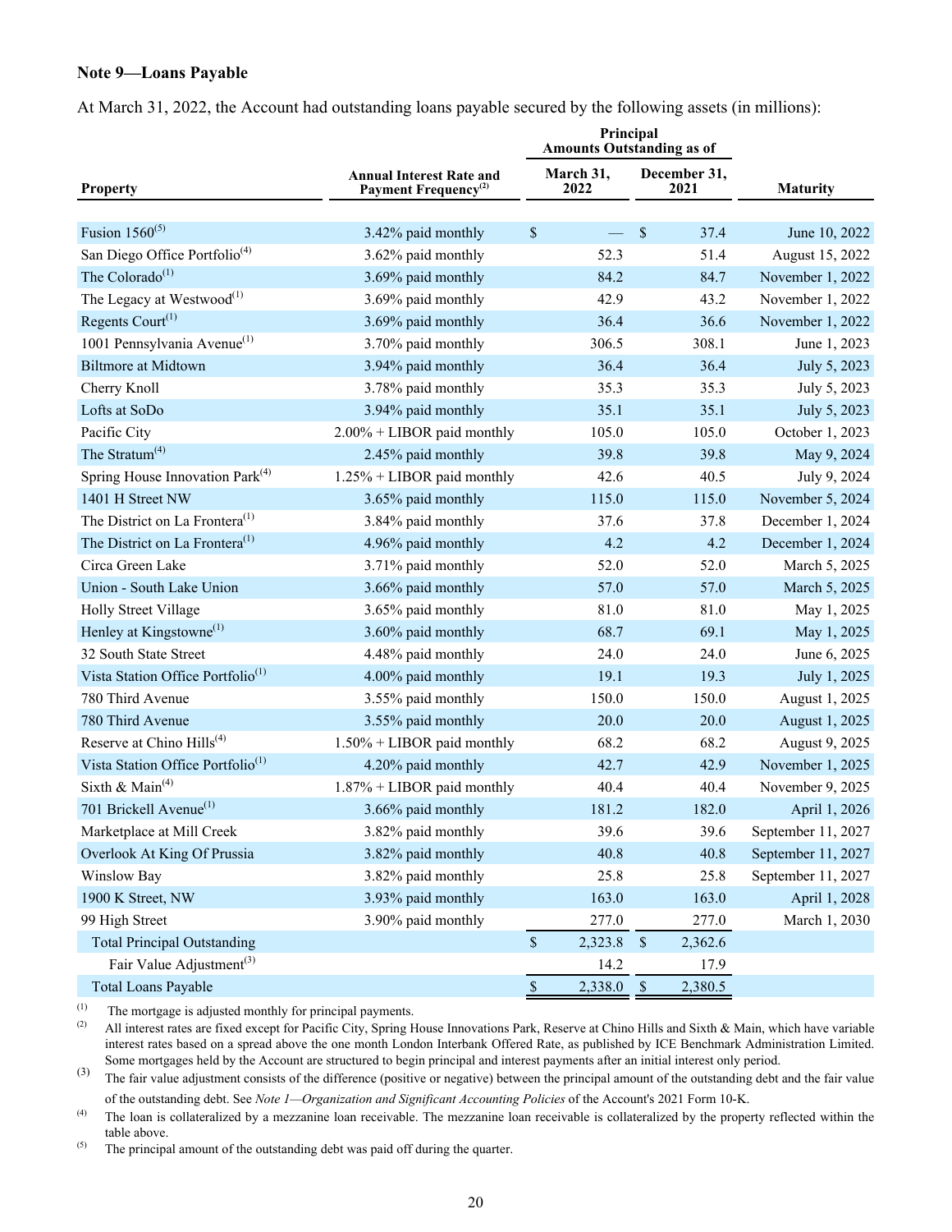### Note 9—Loans Payable

At March 31, 2022, the Account had outstanding loans payable secured by the following assets (in millions):

| Property | Annual Interest Rate and Payment Frequency[(2)] | Principal Amounts Outstanding as of March 31, 2022 | Principal Amounts Outstanding as of December 31, 2021 | Maturity |
|---|---|---|---|---|
| Fusion 1560[(5)] | 3.42% paid monthly | $ — | $ 37.4 | June 10, 2022 |
| San Diego Office Portfolio[(4)] | 3.62% paid monthly | 52.3 | 51.4 | August 15, 2022 |
| The Colorado[(1)] | 3.69% paid monthly | 84.2 | 84.7 | November 1, 2022 |
| The Legacy at Westwood[(1)] | 3.69% paid monthly | 42.9 | 43.2 | November 1, 2022 |
| Regents Court[(1)] | 3.69% paid monthly | 36.4 | 36.6 | November 1, 2022 |
| 1001 Pennsylvania Avenue[(1)] | 3.70% paid monthly | 306.5 | 308.1 | June 1, 2023 |
| Biltmore at Midtown | 3.94% paid monthly | 36.4 | 36.4 | July 5, 2023 |
| Cherry Knoll | 3.78% paid monthly | 35.3 | 35.3 | July 5, 2023 |
| Lofts at SoDo | 3.94% paid monthly | 35.1 | 35.1 | July 5, 2023 |
| Pacific City | 2.00% + LIBOR paid monthly | 105.0 | 105.0 | October 1, 2023 |
| The Stratum[(4)] | 2.45% paid monthly | 39.8 | 39.8 | May 9, 2024 |
| Spring House Innovation Park[(4)] | 1.25% + LIBOR paid monthly | 42.6 | 40.5 | July 9, 2024 |
| 1401 H Street NW | 3.65% paid monthly | 115.0 | 115.0 | November 5, 2024 |
| The District on La Frontera[(1)] | 3.84% paid monthly | 37.6 | 37.8 | December 1, 2024 |
| The District on La Frontera[(1)] | 4.96% paid monthly | 4.2 | 4.2 | December 1, 2024 |
| Circa Green Lake | 3.71% paid monthly | 52.0 | 52.0 | March 5, 2025 |
| Union - South Lake Union | 3.66% paid monthly | 57.0 | 57.0 | March 5, 2025 |
| Holly Street Village | 3.65% paid monthly | 81.0 | 81.0 | May 1, 2025 |
| Henley at Kingstowne[(1)] | 3.60% paid monthly | 68.7 | 69.1 | May 1, 2025 |
| 32 South State Street | 4.48% paid monthly | 24.0 | 24.0 | June 6, 2025 |
| Vista Station Office Portfolio[(1)] | 4.00% paid monthly | 19.1 | 19.3 | July 1, 2025 |
| 780 Third Avenue | 3.55% paid monthly | 150.0 | 150.0 | August 1, 2025 |
| 780 Third Avenue | 3.55% paid monthly | 20.0 | 20.0 | August 1, 2025 |
| Reserve at Chino Hills[(4)] | 1.50% + LIBOR paid monthly | 68.2 | 68.2 | August 9, 2025 |
| Vista Station Office Portfolio[(1)] | 4.20% paid monthly | 42.7 | 42.9 | November 1, 2025 |
| Sixth & Main[(4)] | 1.87% + LIBOR paid monthly | 40.4 | 40.4 | November 9, 2025 |
| 701 Brickell Avenue[(1)] | 3.66% paid monthly | 181.2 | 182.0 | April 1, 2026 |
| Marketplace at Mill Creek | 3.82% paid monthly | 39.6 | 39.6 | September 11, 2027 |
| Overlook At King Of Prussia | 3.82% paid monthly | 40.8 | 40.8 | September 11, 2027 |
| Winslow Bay | 3.82% paid monthly | 25.8 | 25.8 | September 11, 2027 |
| 1900 K Street, NW | 3.93% paid monthly | 163.0 | 163.0 | April 1, 2028 |
| 99 High Street | 3.90% paid monthly | 277.0 | 277.0 | March 1, 2030 |
| Total Principal Outstanding | | $ 2,323.8 | $ 2,362.6 | |
| Fair Value Adjustment[(3)] | | 14.2 | 17.9 | |
| Total Loans Payable | | $ 2,338.0 | $ 2,380.5 | |

(1) The mortgage is adjusted monthly for principal payments.

(2) All interest rates are fixed except for Pacific City, Spring House Innovations Park, Reserve at Chino Hills and Sixth & Main, which have variable interest rates based on a spread above the one month London Interbank Offered Rate, as published by ICE Benchmark Administration Limited. Some mortgages held by the Account are structured to begin principal and interest payments after an initial interest only period.

(3) The fair value adjustment consists of the difference (positive or negative) between the principal amount of the outstanding debt and the fair value of the outstanding debt. See *Note 1—Organization and Significant Accounting Policies* of the Account's 2021 Form 10-K.

(4) The loan is collateralized by a mezzanine loan receivable. The mezzanine loan receivable is collateralized by the property reflected within the table above.

(5) The principal amount of the outstanding debt was paid off during the quarter.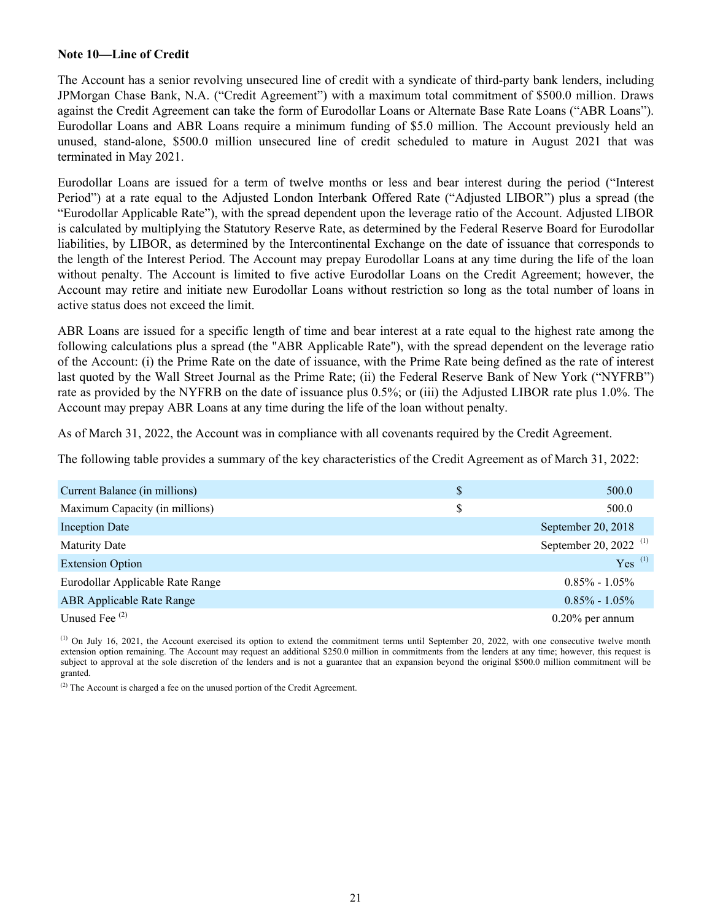**Note 10—Line of Credit**

The Account has a senior revolving unsecured line of credit with a syndicate of third-party bank lenders, including JPMorgan Chase Bank, N.A. ("Credit Agreement") with a maximum total commitment of $500.0 million. Draws against the Credit Agreement can take the form of Eurodollar Loans or Alternate Base Rate Loans ("ABR Loans"). Eurodollar Loans and ABR Loans require a minimum funding of $5.0 million. The Account previously held an unused, stand-alone, $500.0 million unsecured line of credit scheduled to mature in August 2021 that was terminated in May 2021.

Eurodollar Loans are issued for a term of twelve months or less and bear interest during the period ("Interest Period") at a rate equal to the Adjusted London Interbank Offered Rate ("Adjusted LIBOR") plus a spread (the "Eurodollar Applicable Rate"), with the spread dependent upon the leverage ratio of the Account. Adjusted LIBOR is calculated by multiplying the Statutory Reserve Rate, as determined by the Federal Reserve Board for Eurodollar liabilities, by LIBOR, as determined by the Intercontinental Exchange on the date of issuance that corresponds to the length of the Interest Period. The Account may prepay Eurodollar Loans at any time during the life of the loan without penalty. The Account is limited to five active Eurodollar Loans on the Credit Agreement; however, the Account may retire and initiate new Eurodollar Loans without restriction so long as the total number of loans in active status does not exceed the limit.

ABR Loans are issued for a specific length of time and bear interest at a rate equal to the highest rate among the following calculations plus a spread (the "ABR Applicable Rate"), with the spread dependent on the leverage ratio of the Account: (i) the Prime Rate on the date of issuance, with the Prime Rate being defined as the rate of interest last quoted by the Wall Street Journal as the Prime Rate; (ii) the Federal Reserve Bank of New York ("NYFRB") rate as provided by the NYFRB on the date of issuance plus 0.5%; or (iii) the Adjusted LIBOR rate plus 1.0%. The Account may prepay ABR Loans at any time during the life of the loan without penalty.

As of March 31, 2022, the Account was in compliance with all covenants required by the Credit Agreement.

The following table provides a summary of the key characteristics of the Credit Agreement as of March 31, 2022:

| | |
|---|---|
| Current Balance (in millions) | $ 500.0 |
| Maximum Capacity (in millions) | $ 500.0 |
| Inception Date | September 20, 2018 |
| Maturity Date | September 20, 2022 [1] |
| Extension Option | Yes [1] |
| Eurodollar Applicable Rate Range | 0.85% - 1.05% |
| ABR Applicable Rate Range | 0.85% - 1.05% |
| Unused Fee [2] | 0.20% per annum |

[1] On July 16, 2021, the Account exercised its option to extend the commitment terms until September 20, 2022, with one consecutive twelve month extension option remaining. The Account may request an additional $250.0 million in commitments from the lenders at any time; however, this request is subject to approval at the sole discretion of the lenders and is not a guarantee that an expansion beyond the original $500.0 million commitment will be granted.

[2] The Account is charged a fee on the unused portion of the Credit Agreement.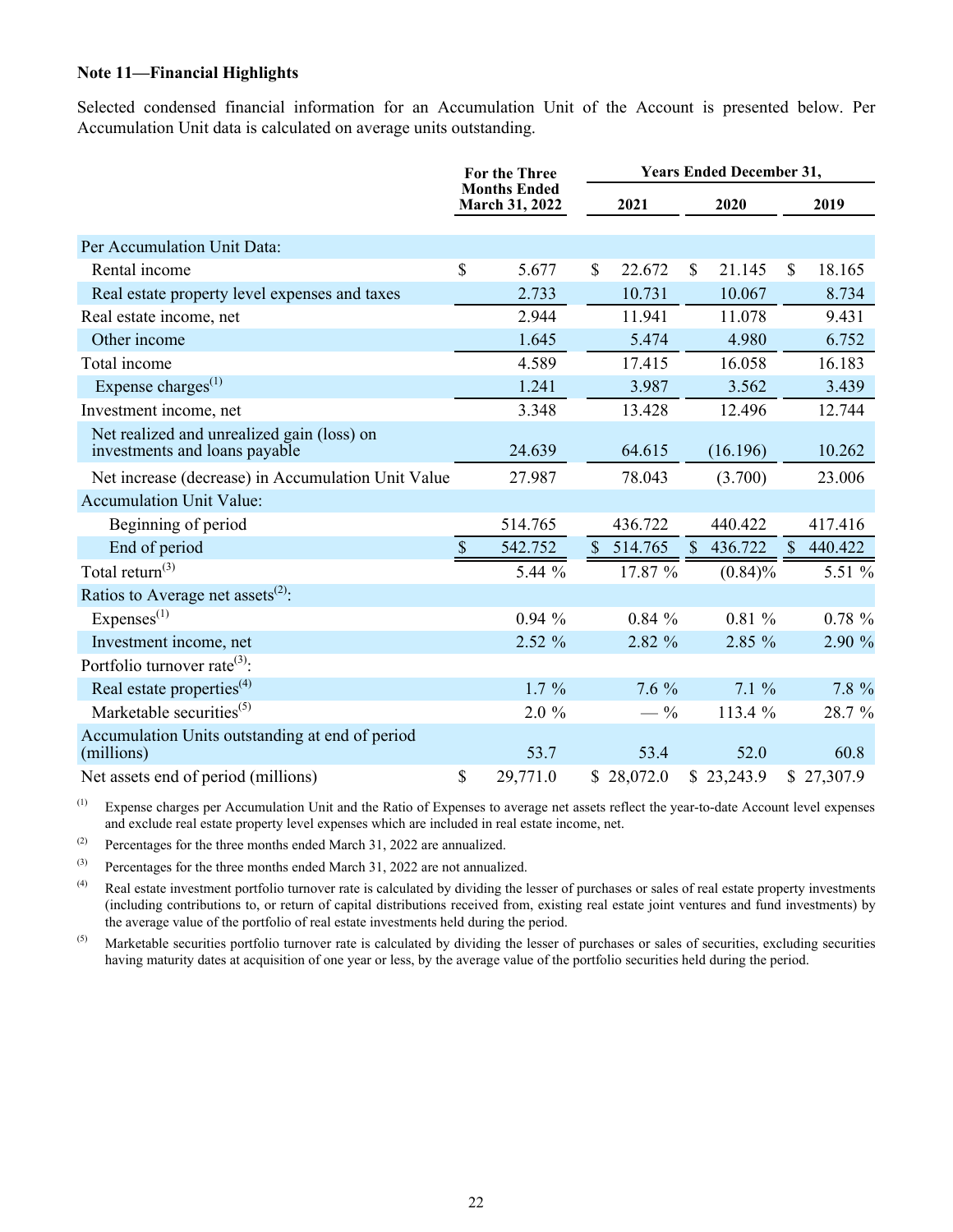**Note 11—Financial Highlights**

Selected condensed financial information for an Accumulation Unit of the Account is presented below. Per Accumulation Unit data is calculated on average units outstanding.

| | For the Three Months Ended March 31, 2022 | Years Ended December 31, | | |
|---|---|---|---|---|
| | | 2021 | 2020 | 2019 |
| Per Accumulation Unit Data: | | | | |
| Rental income | $ 5.677 | $ 22.672 | $ 21.145 | $ 18.165 |
| Real estate property level expenses and taxes | 2.733 | 10.731 | 10.067 | 8.734 |
| Real estate income, net | 2.944 | 11.941 | 11.078 | 9.431 |
| Other income | 1.645 | 5.474 | 4.980 | 6.752 |
| Total income | 4.589 | 17.415 | 16.058 | 16.183 |
| Expense charges[(1)] | 1.241 | 3.987 | 3.562 | 3.439 |
| Investment income, net | 3.348 | 13.428 | 12.496 | 12.744 |
| Net realized and unrealized gain (loss) on investments and loans payable | 24.639 | 64.615 | (16.196) | 10.262 |
| Net increase (decrease) in Accumulation Unit Value | 27.987 | 78.043 | (3.700) | 23.006 |
| Accumulation Unit Value: | | | | |
| Beginning of period | 514.765 | 436.722 | 440.422 | 417.416 |
| End of period | $ 542.752 | $ 514.765 | $ 436.722 | $ 440.422 |
| Total return[(3)] | 5.44 % | 17.87 % | (0.84)% | 5.51 % |
| Ratios to Average net assets[(2)]: | | | | |
| Expenses[(1)] | 0.94 % | 0.84 % | 0.81 % | 0.78 % |
| Investment income, net | 2.52 % | 2.82 % | 2.85 % | 2.90 % |
| Portfolio turnover rate[(3)]: | | | | |
| Real estate properties[(4)] | 1.7 % | 7.6 % | 7.1 % | 7.8 % |
| Marketable securities[(5)] | 2.0 % | — % | 113.4 % | 28.7 % |
| Accumulation Units outstanding at end of period (millions) | 53.7 | 53.4 | 52.0 | 60.8 |
| Net assets end of period (millions) | $ 29,771.0 | $ 28,072.0 | $ 23,243.9 | $ 27,307.9 |

(1) Expense charges per Accumulation Unit and the Ratio of Expenses to average net assets reflect the year-to-date Account level expenses and exclude real estate property level expenses which are included in real estate income, net.

(2) Percentages for the three months ended March 31, 2022 are annualized.

(3) Percentages for the three months ended March 31, 2022 are not annualized.

(4) Real estate investment portfolio turnover rate is calculated by dividing the lesser of purchases or sales of real estate property investments (including contributions to, or return of capital distributions received from, existing real estate joint ventures and fund investments) by the average value of the portfolio of real estate investments held during the period.

(5) Marketable securities portfolio turnover rate is calculated by dividing the lesser of purchases or sales of securities, excluding securities having maturity dates at acquisition of one year or less, by the average value of the portfolio securities held during the period.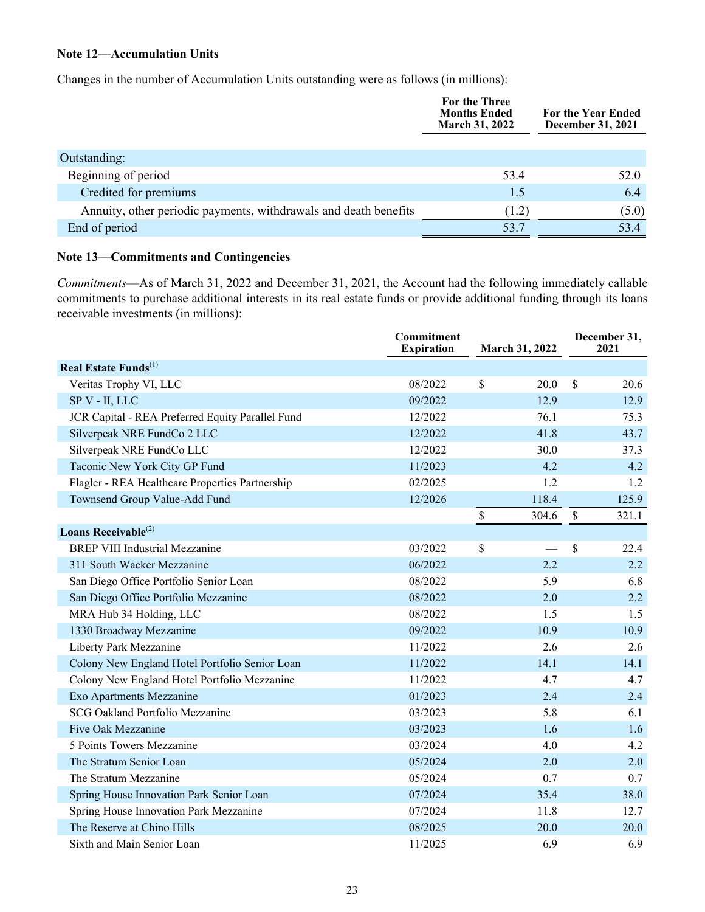**Note 12—Accumulation Units**

Changes in the number of Accumulation Units outstanding were as follows (in millions):

| | For the Three Months Ended March 31, 2022 | For the Year Ended December 31, 2021 |
|---|---|---|
| Outstanding: | | |
| Beginning of period | 53.4 | 52.0 |
| Credited for premiums | 1.5 | 6.4 |
| Annuity, other periodic payments, withdrawals and death benefits | (1.2) | (5.0) |
| End of period | 53.7 | 53.4 |

**Note 13—Commitments and Contingencies**

*Commitments*—As of March 31, 2022 and December 31, 2021, the Account had the following immediately callable commitments to purchase additional interests in its real estate funds or provide additional funding through its loans receivable investments (in millions):

| | Commitment Expiration | March 31, 2022 | December 31, 2021 |
|---|---|---|---|
| **Real Estate Funds**(1) | | | |
| Veritas Trophy VI, LLC | 08/2022 | $ 20.0 | $ 20.6 |
| SP V - II, LLC | 09/2022 | 12.9 | 12.9 |
| JCR Capital - REA Preferred Equity Parallel Fund | 12/2022 | 76.1 | 75.3 |
| Silverpeak NRE FundCo 2 LLC | 12/2022 | 41.8 | 43.7 |
| Silverpeak NRE FundCo LLC | 12/2022 | 30.0 | 37.3 |
| Taconic New York City GP Fund | 11/2023 | 4.2 | 4.2 |
| Flagler - REA Healthcare Properties Partnership | 02/2025 | 1.2 | 1.2 |
| Townsend Group Value-Add Fund | 12/2026 | 118.4 | 125.9 |
| | | $ 304.6 | $ 321.1 |
| **Loans Receivable**(2) | | | |
| BREP VIII Industrial Mezzanine | 03/2022 | $ — | $ 22.4 |
| 311 South Wacker Mezzanine | 06/2022 | 2.2 | 2.2 |
| San Diego Office Portfolio Senior Loan | 08/2022 | 5.9 | 6.8 |
| San Diego Office Portfolio Mezzanine | 08/2022 | 2.0 | 2.2 |
| MRA Hub 34 Holding, LLC | 08/2022 | 1.5 | 1.5 |
| 1330 Broadway Mezzanine | 09/2022 | 10.9 | 10.9 |
| Liberty Park Mezzanine | 11/2022 | 2.6 | 2.6 |
| Colony New England Hotel Portfolio Senior Loan | 11/2022 | 14.1 | 14.1 |
| Colony New England Hotel Portfolio Mezzanine | 11/2022 | 4.7 | 4.7 |
| Exo Apartments Mezzanine | 01/2023 | 2.4 | 2.4 |
| SCG Oakland Portfolio Mezzanine | 03/2023 | 5.8 | 6.1 |
| Five Oak Mezzanine | 03/2023 | 1.6 | 1.6 |
| 5 Points Towers Mezzanine | 03/2024 | 4.0 | 4.2 |
| The Stratum Senior Loan | 05/2024 | 2.0 | 2.0 |
| The Stratum Mezzanine | 05/2024 | 0.7 | 0.7 |
| Spring House Innovation Park Senior Loan | 07/2024 | 35.4 | 38.0 |
| Spring House Innovation Park Mezzanine | 07/2024 | 11.8 | 12.7 |
| The Reserve at Chino Hills | 08/2025 | 20.0 | 20.0 |
| Sixth and Main Senior Loan | 11/2025 | 6.9 | 6.9 |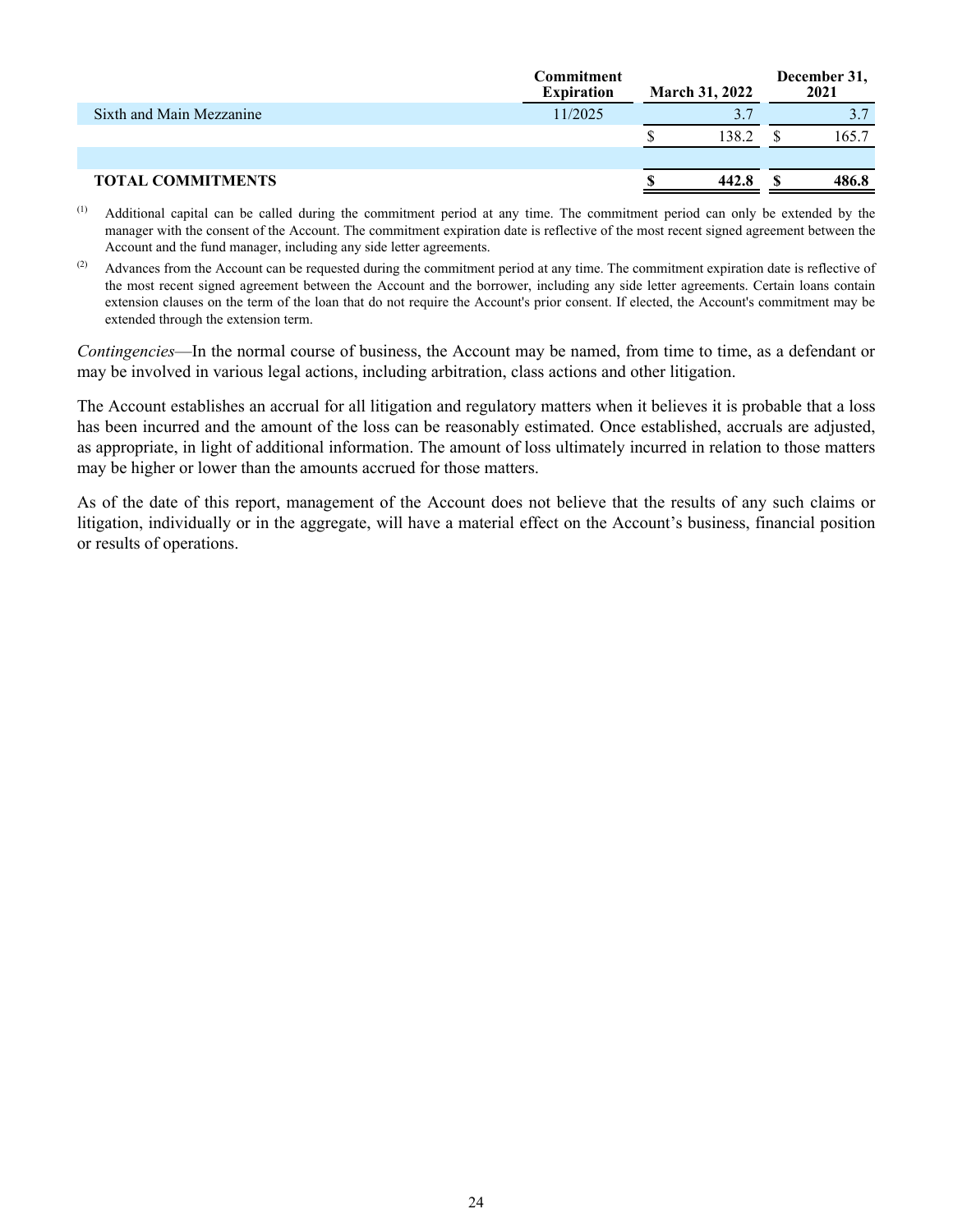| | Commitment Expiration | March 31, 2022 | December 31, 2021 |
|---|---|---|---|
| Sixth and Main Mezzanine | 11/2025 | 3.7 | 3.7 |
| | | $ 138.2 | $ 165.7 |
| | | | |
| **TOTAL COMMITMENTS** | | **$ 442.8** | **$ 486.8** |

(1) Additional capital can be called during the commitment period at any time. The commitment period can only be extended by the manager with the consent of the Account. The commitment expiration date is reflective of the most recent signed agreement between the Account and the fund manager, including any side letter agreements.

(2) Advances from the Account can be requested during the commitment period at any time. The commitment expiration date is reflective of the most recent signed agreement between the Account and the borrower, including any side letter agreements. Certain loans contain extension clauses on the term of the loan that do not require the Account's prior consent. If elected, the Account's commitment may be extended through the extension term.

*Contingencies*—In the normal course of business, the Account may be named, from time to time, as a defendant or may be involved in various legal actions, including arbitration, class actions and other litigation.

The Account establishes an accrual for all litigation and regulatory matters when it believes it is probable that a loss has been incurred and the amount of the loss can be reasonably estimated. Once established, accruals are adjusted, as appropriate, in light of additional information. The amount of loss ultimately incurred in relation to those matters may be higher or lower than the amounts accrued for those matters.

As of the date of this report, management of the Account does not believe that the results of any such claims or litigation, individually or in the aggregate, will have a material effect on the Account's business, financial position or results of operations.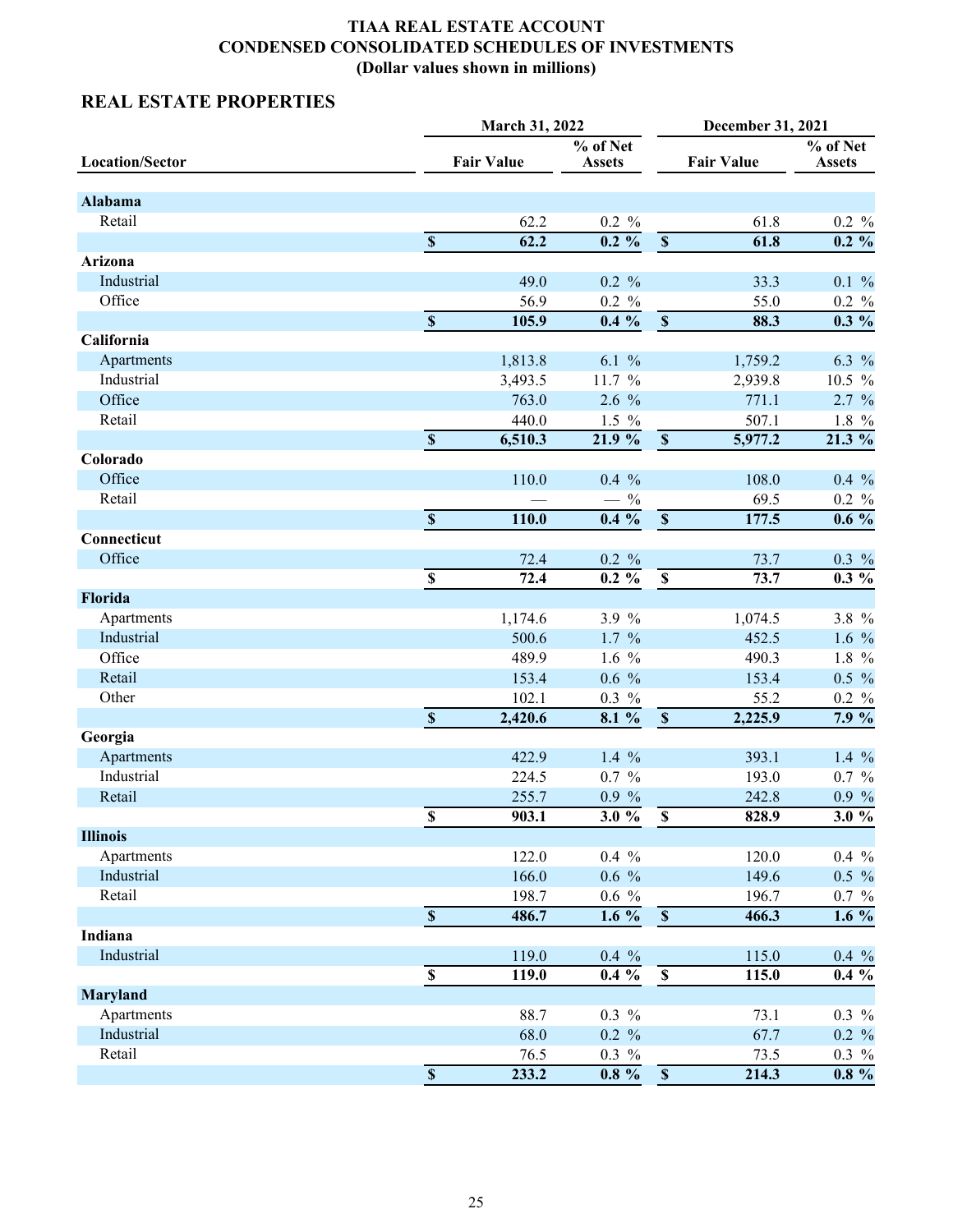**TIAA REAL ESTATE ACCOUNT**
**CONDENSED CONSOLIDATED SCHEDULES OF INVESTMENTS**
**(Dollar values shown in millions)**

## REAL ESTATE PROPERTIES

| Location/Sector | March 31, 2022 Fair Value | March 31, 2022 % of Net Assets | December 31, 2021 Fair Value | December 31, 2021 % of Net Assets |
|---|---|---|---|---|
| **Alabama** | | | | |
| Retail | 62.2 | 0.2 % | 61.8 | 0.2 % |
| | **$ 62.2** | **0.2 %** | **$ 61.8** | **0.2 %** |
| **Arizona** | | | | |
| Industrial | 49.0 | 0.2 % | 33.3 | 0.1 % |
| Office | 56.9 | 0.2 % | 55.0 | 0.2 % |
| | **$ 105.9** | **0.4 %** | **$ 88.3** | **0.3 %** |
| **California** | | | | |
| Apartments | 1,813.8 | 6.1 % | 1,759.2 | 6.3 % |
| Industrial | 3,493.5 | 11.7 % | 2,939.8 | 10.5 % |
| Office | 763.0 | 2.6 % | 771.1 | 2.7 % |
| Retail | 440.0 | 1.5 % | 507.1 | 1.8 % |
| | **$ 6,510.3** | **21.9 %** | **$ 5,977.2** | **21.3 %** |
| **Colorado** | | | | |
| Office | 110.0 | 0.4 % | 108.0 | 0.4 % |
| Retail | — | — % | 69.5 | 0.2 % |
| | **$ 110.0** | **0.4 %** | **$ 177.5** | **0.6 %** |
| **Connecticut** | | | | |
| Office | 72.4 | 0.2 % | 73.7 | 0.3 % |
| | **$ 72.4** | **0.2 %** | **$ 73.7** | **0.3 %** |
| **Florida** | | | | |
| Apartments | 1,174.6 | 3.9 % | 1,074.5 | 3.8 % |
| Industrial | 500.6 | 1.7 % | 452.5 | 1.6 % |
| Office | 489.9 | 1.6 % | 490.3 | 1.8 % |
| Retail | 153.4 | 0.6 % | 153.4 | 0.5 % |
| Other | 102.1 | 0.3 % | 55.2 | 0.2 % |
| | **$ 2,420.6** | **8.1 %** | **$ 2,225.9** | **7.9 %** |
| **Georgia** | | | | |
| Apartments | 422.9 | 1.4 % | 393.1 | 1.4 % |
| Industrial | 224.5 | 0.7 % | 193.0 | 0.7 % |
| Retail | 255.7 | 0.9 % | 242.8 | 0.9 % |
| | **$ 903.1** | **3.0 %** | **$ 828.9** | **3.0 %** |
| **Illinois** | | | | |
| Apartments | 122.0 | 0.4 % | 120.0 | 0.4 % |
| Industrial | 166.0 | 0.6 % | 149.6 | 0.5 % |
| Retail | 198.7 | 0.6 % | 196.7 | 0.7 % |
| | **$ 486.7** | **1.6 %** | **$ 466.3** | **1.6 %** |
| **Indiana** | | | | |
| Industrial | 119.0 | 0.4 % | 115.0 | 0.4 % |
| | **$ 119.0** | **0.4 %** | **$ 115.0** | **0.4 %** |
| **Maryland** | | | | |
| Apartments | 88.7 | 0.3 % | 73.1 | 0.3 % |
| Industrial | 68.0 | 0.2 % | 67.7 | 0.2 % |
| Retail | 76.5 | 0.3 % | 73.5 | 0.3 % |
| | **$ 233.2** | **0.8 %** | **$ 214.3** | **0.8 %** |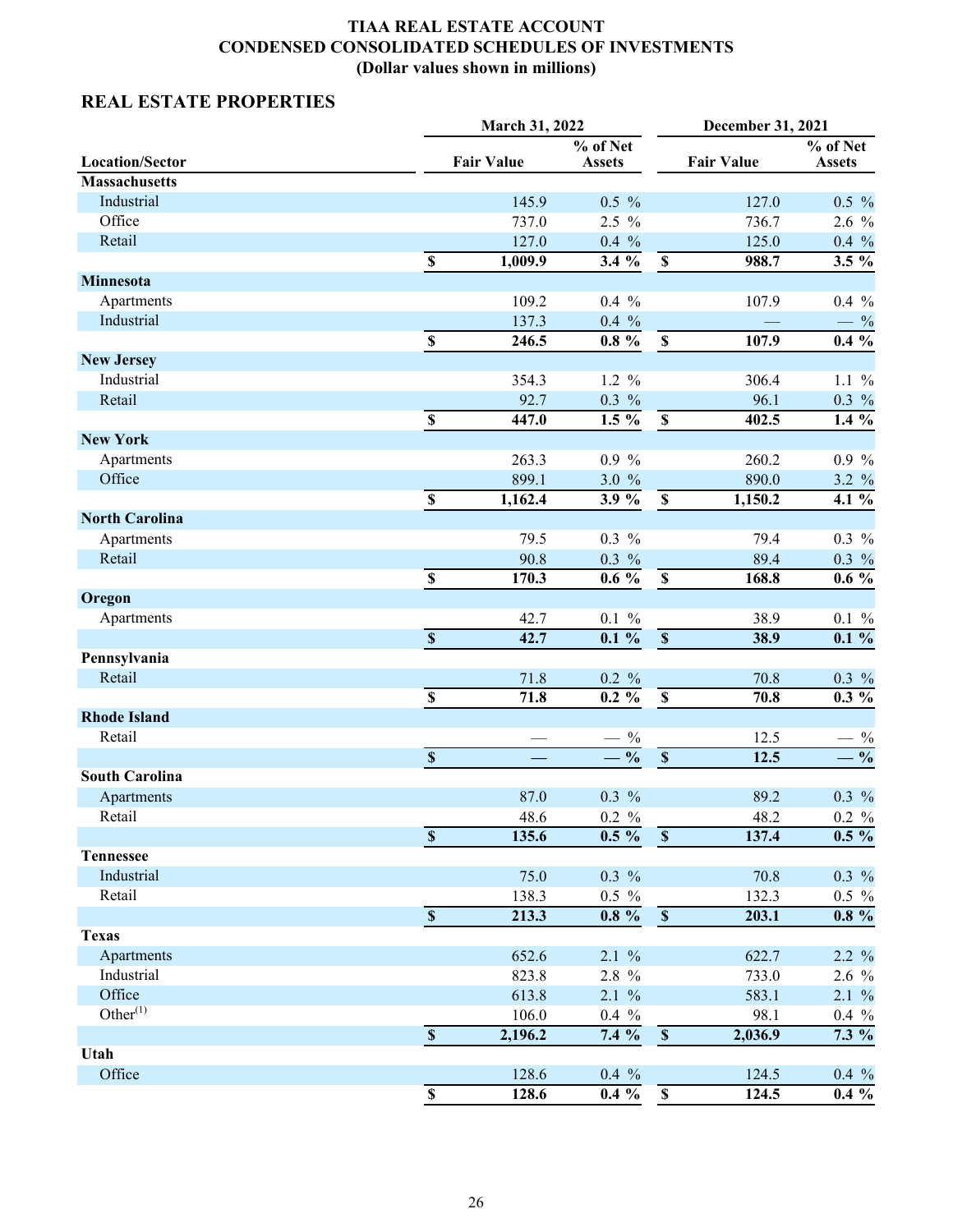# TIAA REAL ESTATE ACCOUNT
## CONDENSED CONSOLIDATED SCHEDULES OF INVESTMENTS
### (Dollar values shown in millions)

## REAL ESTATE PROPERTIES

| Location/Sector | March 31, 2022 Fair Value | March 31, 2022 % of Net Assets | December 31, 2021 Fair Value | December 31, 2021 % of Net Assets |
|---|---|---|---|---|
| **Massachusetts** | | | | |
| Industrial | 145.9 | 0.5 % | 127.0 | 0.5 % |
| Office | 737.0 | 2.5 % | 736.7 | 2.6 % |
| Retail | 127.0 | 0.4 % | 125.0 | 0.4 % |
| | **$ 1,009.9** | **3.4 %** | **$ 988.7** | **3.5 %** |
| **Minnesota** | | | | |
| Apartments | 109.2 | 0.4 % | 107.9 | 0.4 % |
| Industrial | 137.3 | 0.4 % | — | — % |
| | **$ 246.5** | **0.8 %** | **$ 107.9** | **0.4 %** |
| **New Jersey** | | | | |
| Industrial | 354.3 | 1.2 % | 306.4 | 1.1 % |
| Retail | 92.7 | 0.3 % | 96.1 | 0.3 % |
| | **$ 447.0** | **1.5 %** | **$ 402.5** | **1.4 %** |
| **New York** | | | | |
| Apartments | 263.3 | 0.9 % | 260.2 | 0.9 % |
| Office | 899.1 | 3.0 % | 890.0 | 3.2 % |
| | **$ 1,162.4** | **3.9 %** | **$ 1,150.2** | **4.1 %** |
| **North Carolina** | | | | |
| Apartments | 79.5 | 0.3 % | 79.4 | 0.3 % |
| Retail | 90.8 | 0.3 % | 89.4 | 0.3 % |
| | **$ 170.3** | **0.6 %** | **$ 168.8** | **0.6 %** |
| **Oregon** | | | | |
| Apartments | 42.7 | 0.1 % | 38.9 | 0.1 % |
| | **$ 42.7** | **0.1 %** | **$ 38.9** | **0.1 %** |
| **Pennsylvania** | | | | |
| Retail | 71.8 | 0.2 % | 70.8 | 0.3 % |
| | **$ 71.8** | **0.2 %** | **$ 70.8** | **0.3 %** |
| **Rhode Island** | | | | |
| Retail | — | — % | 12.5 | — % |
| | **$ —** | **— %** | **$ 12.5** | **— %** |
| **South Carolina** | | | | |
| Apartments | 87.0 | 0.3 % | 89.2 | 0.3 % |
| Retail | 48.6 | 0.2 % | 48.2 | 0.2 % |
| | **$ 135.6** | **0.5 %** | **$ 137.4** | **0.5 %** |
| **Tennessee** | | | | |
| Industrial | 75.0 | 0.3 % | 70.8 | 0.3 % |
| Retail | 138.3 | 0.5 % | 132.3 | 0.5 % |
| | **$ 213.3** | **0.8 %** | **$ 203.1** | **0.8 %** |
| **Texas** | | | | |
| Apartments | 652.6 | 2.1 % | 622.7 | 2.2 % |
| Industrial | 823.8 | 2.8 % | 733.0 | 2.6 % |
| Office | 613.8 | 2.1 % | 583.1 | 2.1 % |
| Other(1) | 106.0 | 0.4 % | 98.1 | 0.4 % |
| | **$ 2,196.2** | **7.4 %** | **$ 2,036.9** | **7.3 %** |
| **Utah** | | | | |
| Office | 128.6 | 0.4 % | 124.5 | 0.4 % |
| | **$ 128.6** | **0.4 %** | **$ 124.5** | **0.4 %** |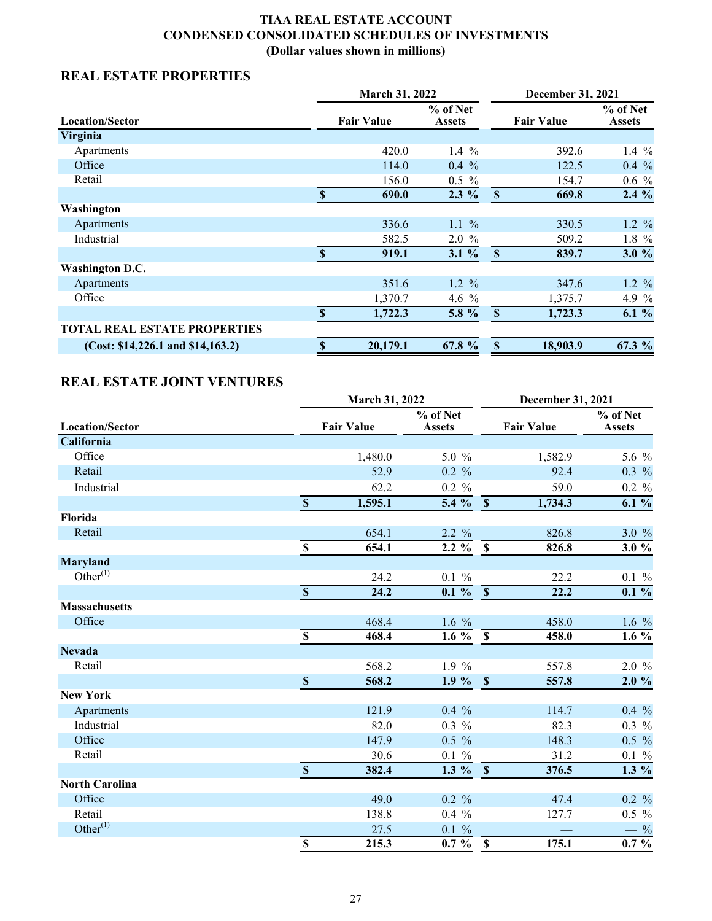# TIAA REAL ESTATE ACCOUNT
## CONDENSED CONSOLIDATED SCHEDULES OF INVESTMENTS
### (Dollar values shown in millions)

## REAL ESTATE PROPERTIES

| Location/Sector | March 31, 2022 Fair Value | March 31, 2022 % of Net Assets | December 31, 2021 Fair Value | December 31, 2021 % of Net Assets |
|---|---|---|---|---|
| **Virginia** | | | | |
| Apartments | 420.0 | 1.4 % | 392.6 | 1.4 % |
| Office | 114.0 | 0.4 % | 122.5 | 0.4 % |
| Retail | 156.0 | 0.5 % | 154.7 | 0.6 % |
| | **$ 690.0** | **2.3 %** | **$ 669.8** | **2.4 %** |
| **Washington** | | | | |
| Apartments | 336.6 | 1.1 % | 330.5 | 1.2 % |
| Industrial | 582.5 | 2.0 % | 509.2 | 1.8 % |
| | **$ 919.1** | **3.1 %** | **$ 839.7** | **3.0 %** |
| **Washington D.C.** | | | | |
| Apartments | 351.6 | 1.2 % | 347.6 | 1.2 % |
| Office | 1,370.7 | 4.6 % | 1,375.7 | 4.9 % |
| | **$ 1,722.3** | **5.8 %** | **$ 1,723.3** | **6.1 %** |
| **TOTAL REAL ESTATE PROPERTIES** | | | | |
| **(Cost: $14,226.1 and $14,163.2)** | **$ 20,179.1** | **67.8 %** | **$ 18,903.9** | **67.3 %** |

## REAL ESTATE JOINT VENTURES

| Location/Sector | March 31, 2022 Fair Value | March 31, 2022 % of Net Assets | December 31, 2021 Fair Value | December 31, 2021 % of Net Assets |
|---|---|---|---|---|
| **California** | | | | |
| Office | 1,480.0 | 5.0 % | 1,582.9 | 5.6 % |
| Retail | 52.9 | 0.2 % | 92.4 | 0.3 % |
| Industrial | 62.2 | 0.2 % | 59.0 | 0.2 % |
| | **$ 1,595.1** | **5.4 %** | **$ 1,734.3** | **6.1 %** |
| **Florida** | | | | |
| Retail | 654.1 | 2.2 % | 826.8 | 3.0 % |
| | **$ 654.1** | **2.2 %** | **$ 826.8** | **3.0 %** |
| **Maryland** | | | | |
| Other[1] | 24.2 | 0.1 % | 22.2 | 0.1 % |
| | **$ 24.2** | **0.1 %** | **$ 22.2** | **0.1 %** |
| **Massachusetts** | | | | |
| Office | 468.4 | 1.6 % | 458.0 | 1.6 % |
| | **$ 468.4** | **1.6 %** | **$ 458.0** | **1.6 %** |
| **Nevada** | | | | |
| Retail | 568.2 | 1.9 % | 557.8 | 2.0 % |
| | **$ 568.2** | **1.9 %** | **$ 557.8** | **2.0 %** |
| **New York** | | | | |
| Apartments | 121.9 | 0.4 % | 114.7 | 0.4 % |
| Industrial | 82.0 | 0.3 % | 82.3 | 0.3 % |
| Office | 147.9 | 0.5 % | 148.3 | 0.5 % |
| Retail | 30.6 | 0.1 % | 31.2 | 0.1 % |
| | **$ 382.4** | **1.3 %** | **$ 376.5** | **1.3 %** |
| **North Carolina** | | | | |
| Office | 49.0 | 0.2 % | 47.4 | 0.2 % |
| Retail | 138.8 | 0.4 % | 127.7 | 0.5 % |
| Other[1] | 27.5 | 0.1 % | — | — % |
| | **$ 215.3** | **0.7 %** | **$ 175.1** | **0.7 %** |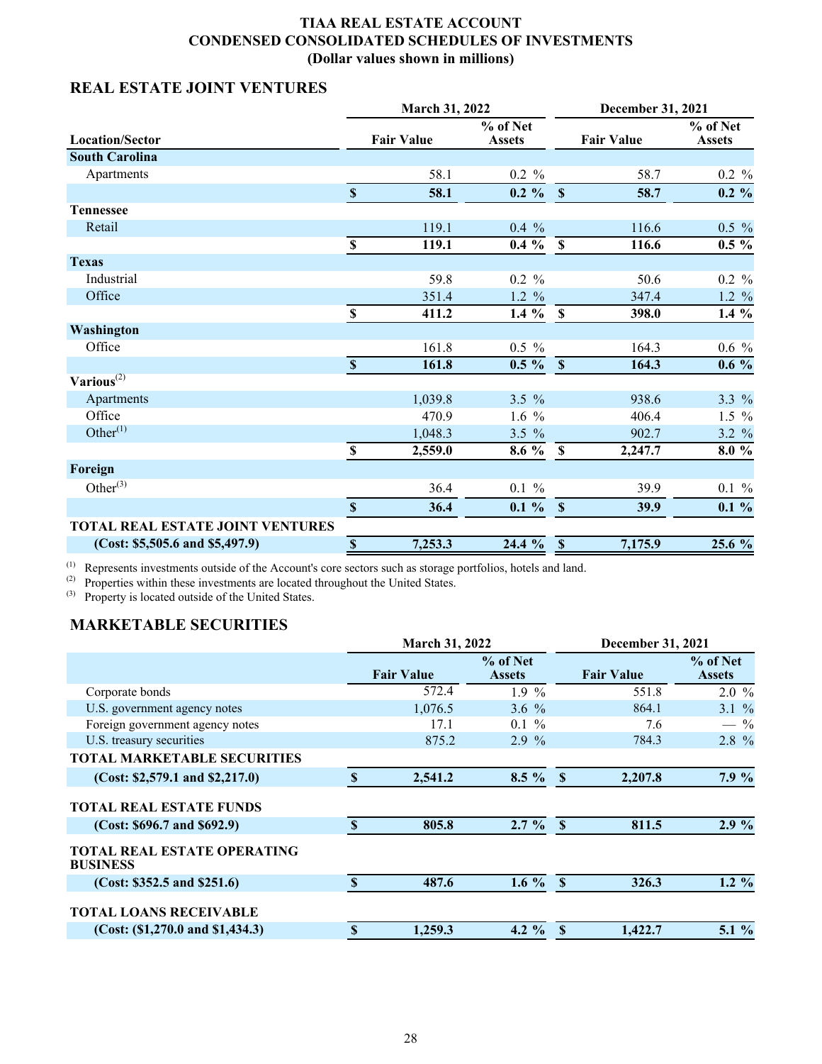# TIAA REAL ESTATE ACCOUNT
# CONDENSED CONSOLIDATED SCHEDULES OF INVESTMENTS
# (Dollar values shown in millions)

## REAL ESTATE JOINT VENTURES

| | March 31, 2022 | | December 31, 2021 | |
|---|---|---|---|---|
| **Location/Sector** | **Fair Value** | **% of Net Assets** | **Fair Value** | **% of Net Assets** |
| **South Carolina** | | | | |
| Apartments | 58.1 | 0.2 % | 58.7 | 0.2 % |
| | **$ 58.1** | **0.2 %** | **$ 58.7** | **0.2 %** |
| **Tennessee** | | | | |
| Retail | 119.1 | 0.4 % | 116.6 | 0.5 % |
| | **$ 119.1** | **0.4 %** | **$ 116.6** | **0.5 %** |
| **Texas** | | | | |
| Industrial | 59.8 | 0.2 % | 50.6 | 0.2 % |
| Office | 351.4 | 1.2 % | 347.4 | 1.2 % |
| | **$ 411.2** | **1.4 %** | **$ 398.0** | **1.4 %** |
| **Washington** | | | | |
| Office | 161.8 | 0.5 % | 164.3 | 0.6 % |
| | **$ 161.8** | **0.5 %** | **$ 164.3** | **0.6 %** |
| **Various**[2] | | | | |
| Apartments | 1,039.8 | 3.5 % | 938.6 | 3.3 % |
| Office | 470.9 | 1.6 % | 406.4 | 1.5 % |
| Other[1] | 1,048.3 | 3.5 % | 902.7 | 3.2 % |
| | **$ 2,559.0** | **8.6 %** | **$ 2,247.7** | **8.0 %** |
| **Foreign** | | | | |
| Other[3] | 36.4 | 0.1 % | 39.9 | 0.1 % |
| | **$ 36.4** | **0.1 %** | **$ 39.9** | **0.1 %** |
| **TOTAL REAL ESTATE JOINT VENTURES** | | | | |
| **(Cost: $5,505.6 and $5,497.9)** | **$ 7,253.3** | **24.4 %** | **$ 7,175.9** | **25.6 %** |

[1] Represents investments outside of the Account's core sectors such as storage portfolios, hotels and land.
[2] Properties within these investments are located throughout the United States.
[3] Property is located outside of the United States.

## MARKETABLE SECURITIES

| | March 31, 2022 | | December 31, 2021 | |
|---|---|---|---|---|
| | **Fair Value** | **% of Net Assets** | **Fair Value** | **% of Net Assets** |
| Corporate bonds | 572.4 | 1.9 % | 551.8 | 2.0 % |
| U.S. government agency notes | 1,076.5 | 3.6 % | 864.1 | 3.1 % |
| Foreign government agency notes | 17.1 | 0.1 % | 7.6 | — % |
| U.S. treasury securities | 875.2 | 2.9 % | 784.3 | 2.8 % |
| **TOTAL MARKETABLE SECURITIES** | | | | |
| **(Cost: $2,579.1 and $2,217.0)** | **$ 2,541.2** | **8.5 %** | **$ 2,207.8** | **7.9 %** |
| | | | | |
| **TOTAL REAL ESTATE FUNDS** | | | | |
| **(Cost: $696.7 and $692.9)** | **$ 805.8** | **2.7 %** | **$ 811.5** | **2.9 %** |
| | | | | |
| **TOTAL REAL ESTATE OPERATING BUSINESS** | | | | |
| **(Cost: $352.5 and $251.6)** | **$ 487.6** | **1.6 %** | **$ 326.3** | **1.2 %** |
| | | | | |
| **TOTAL LOANS RECEIVABLE** | | | | |
| **(Cost: ($1,270.0 and $1,434.3)** | **$ 1,259.3** | **4.2 %** | **$ 1,422.7** | **5.1 %** |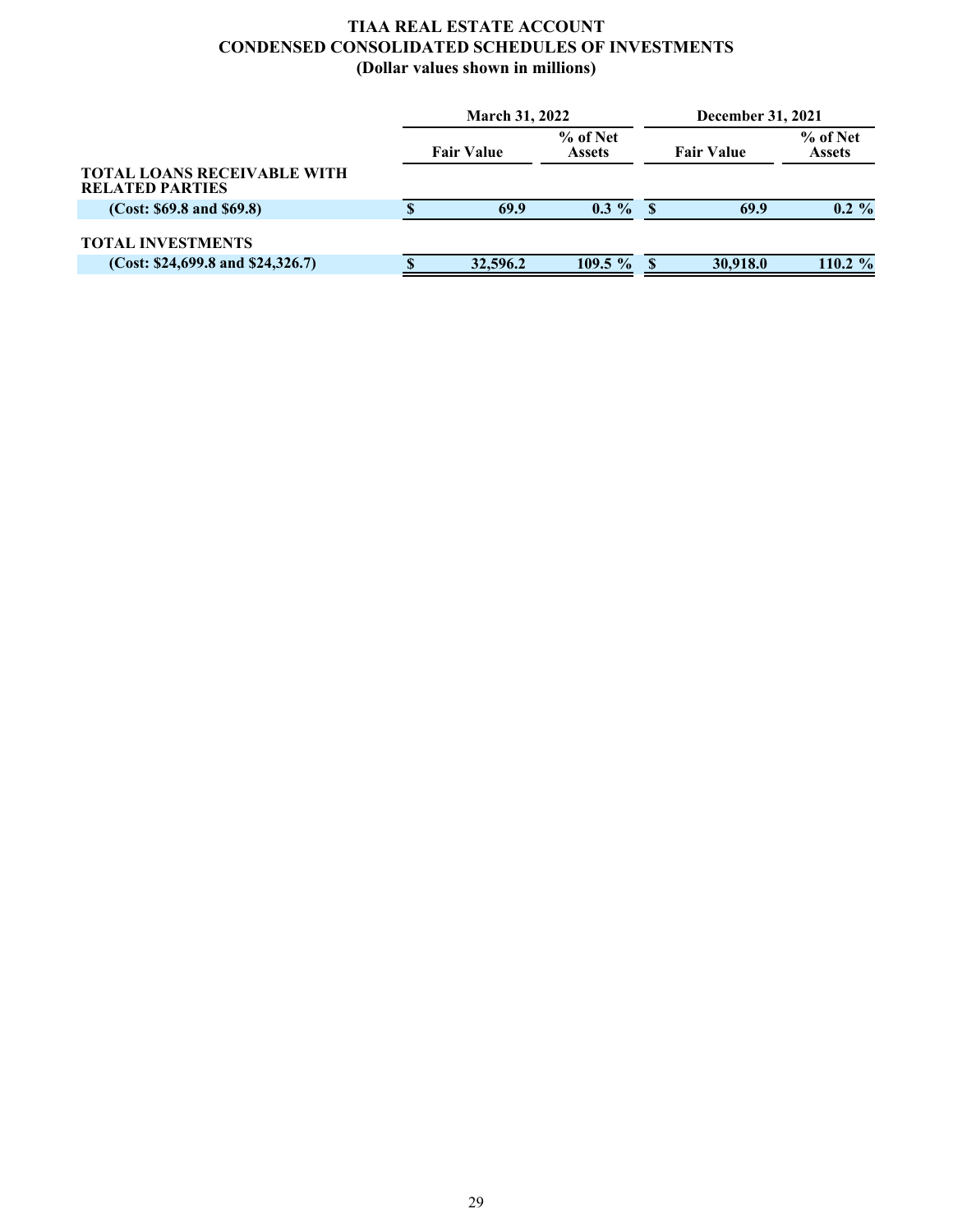**TIAA REAL ESTATE ACCOUNT**
**CONDENSED CONSOLIDATED SCHEDULES OF INVESTMENTS**
**(Dollar values shown in millions)**

| | March 31, 2022 | | December 31, 2021 | |
|---|---|---|---|---|
| | **Fair Value** | **% of Net Assets** | **Fair Value** | **% of Net Assets** |
| **TOTAL LOANS RECEIVABLE WITH RELATED PARTIES** | | | | |
| **(Cost: $69.8 and $69.8)** | **$ 69.9** | **0.3 %** | **$ 69.9** | **0.2 %** |
| **TOTAL INVESTMENTS** | | | | |
| **(Cost: $24,699.8 and $24,326.7)** | **$ 32,596.2** | **109.5 %** | **$ 30,918.0** | **110.2 %** |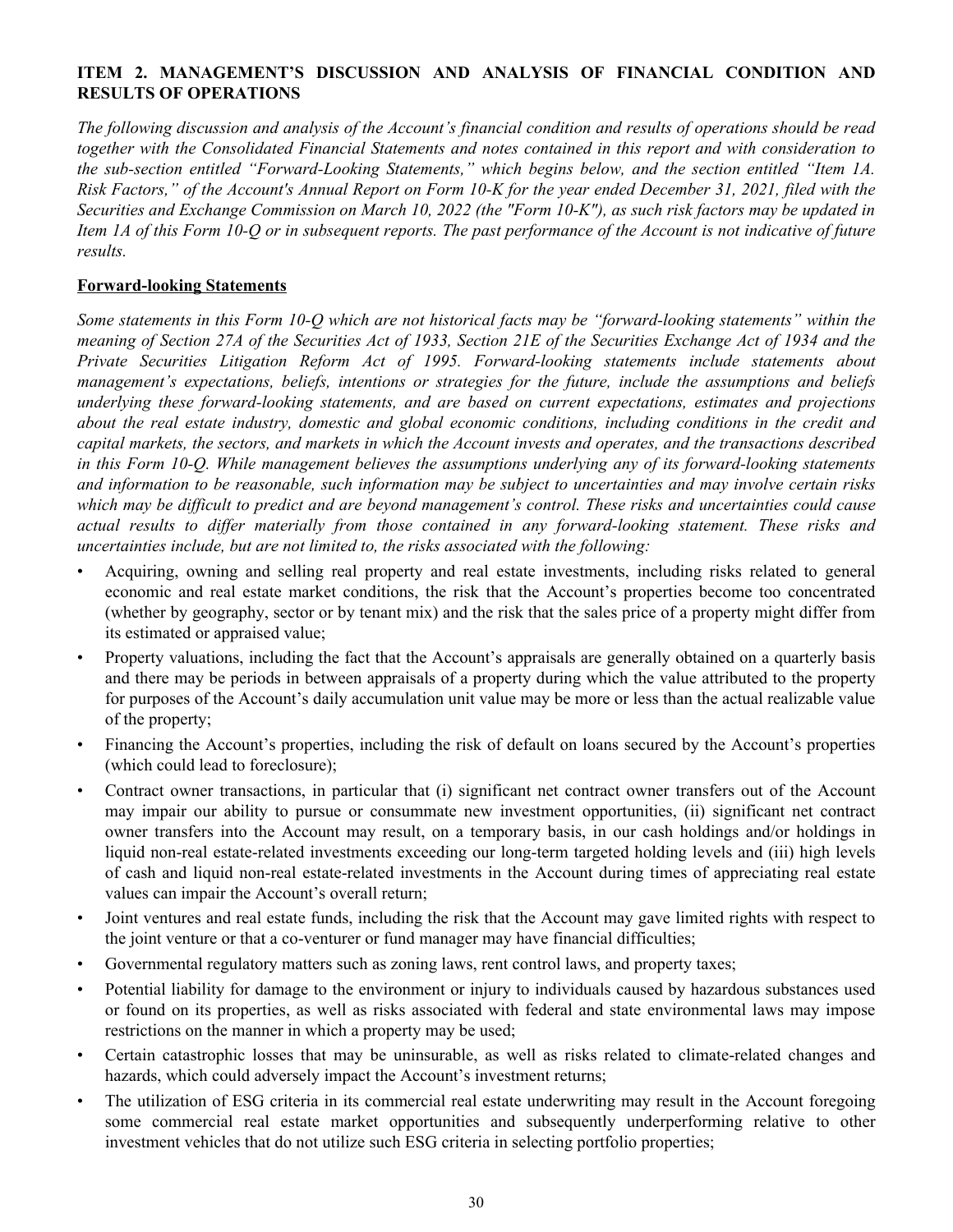**ITEM 2. MANAGEMENT'S DISCUSSION AND ANALYSIS OF FINANCIAL CONDITION AND RESULTS OF OPERATIONS**

*The following discussion and analysis of the Account's financial condition and results of operations should be read together with the Consolidated Financial Statements and notes contained in this report and with consideration to the sub-section entitled "Forward-Looking Statements," which begins below, and the section entitled "Item 1A. Risk Factors," of the Account's Annual Report on Form 10-K for the year ended December 31, 2021, filed with the Securities and Exchange Commission on March 10, 2022 (the "Form 10-K"), as such risk factors may be updated in Item 1A of this Form 10-Q or in subsequent reports. The past performance of the Account is not indicative of future results.*

**Forward-looking Statements**

*Some statements in this Form 10-Q which are not historical facts may be "forward-looking statements" within the meaning of Section 27A of the Securities Act of 1933, Section 21E of the Securities Exchange Act of 1934 and the Private Securities Litigation Reform Act of 1995. Forward-looking statements include statements about management's expectations, beliefs, intentions or strategies for the future, include the assumptions and beliefs underlying these forward-looking statements, and are based on current expectations, estimates and projections about the real estate industry, domestic and global economic conditions, including conditions in the credit and capital markets, the sectors, and markets in which the Account invests and operates, and the transactions described in this Form 10-Q. While management believes the assumptions underlying any of its forward-looking statements and information to be reasonable, such information may be subject to uncertainties and may involve certain risks which may be difficult to predict and are beyond management's control. These risks and uncertainties could cause actual results to differ materially from those contained in any forward-looking statement. These risks and uncertainties include, but are not limited to, the risks associated with the following:*

- Acquiring, owning and selling real property and real estate investments, including risks related to general economic and real estate market conditions, the risk that the Account's properties become too concentrated (whether by geography, sector or by tenant mix) and the risk that the sales price of a property might differ from its estimated or appraised value;
- Property valuations, including the fact that the Account's appraisals are generally obtained on a quarterly basis and there may be periods in between appraisals of a property during which the value attributed to the property for purposes of the Account's daily accumulation unit value may be more or less than the actual realizable value of the property;
- Financing the Account's properties, including the risk of default on loans secured by the Account's properties (which could lead to foreclosure);
- Contract owner transactions, in particular that (i) significant net contract owner transfers out of the Account may impair our ability to pursue or consummate new investment opportunities, (ii) significant net contract owner transfers into the Account may result, on a temporary basis, in our cash holdings and/or holdings in liquid non-real estate-related investments exceeding our long-term targeted holding levels and (iii) high levels of cash and liquid non-real estate-related investments in the Account during times of appreciating real estate values can impair the Account's overall return;
- Joint ventures and real estate funds, including the risk that the Account may gave limited rights with respect to the joint venture or that a co-venturer or fund manager may have financial difficulties;
- Governmental regulatory matters such as zoning laws, rent control laws, and property taxes;
- Potential liability for damage to the environment or injury to individuals caused by hazardous substances used or found on its properties, as well as risks associated with federal and state environmental laws may impose restrictions on the manner in which a property may be used;
- Certain catastrophic losses that may be uninsurable, as well as risks related to climate-related changes and hazards, which could adversely impact the Account's investment returns;
- The utilization of ESG criteria in its commercial real estate underwriting may result in the Account foregoing some commercial real estate market opportunities and subsequently underperforming relative to other investment vehicles that do not utilize such ESG criteria in selecting portfolio properties;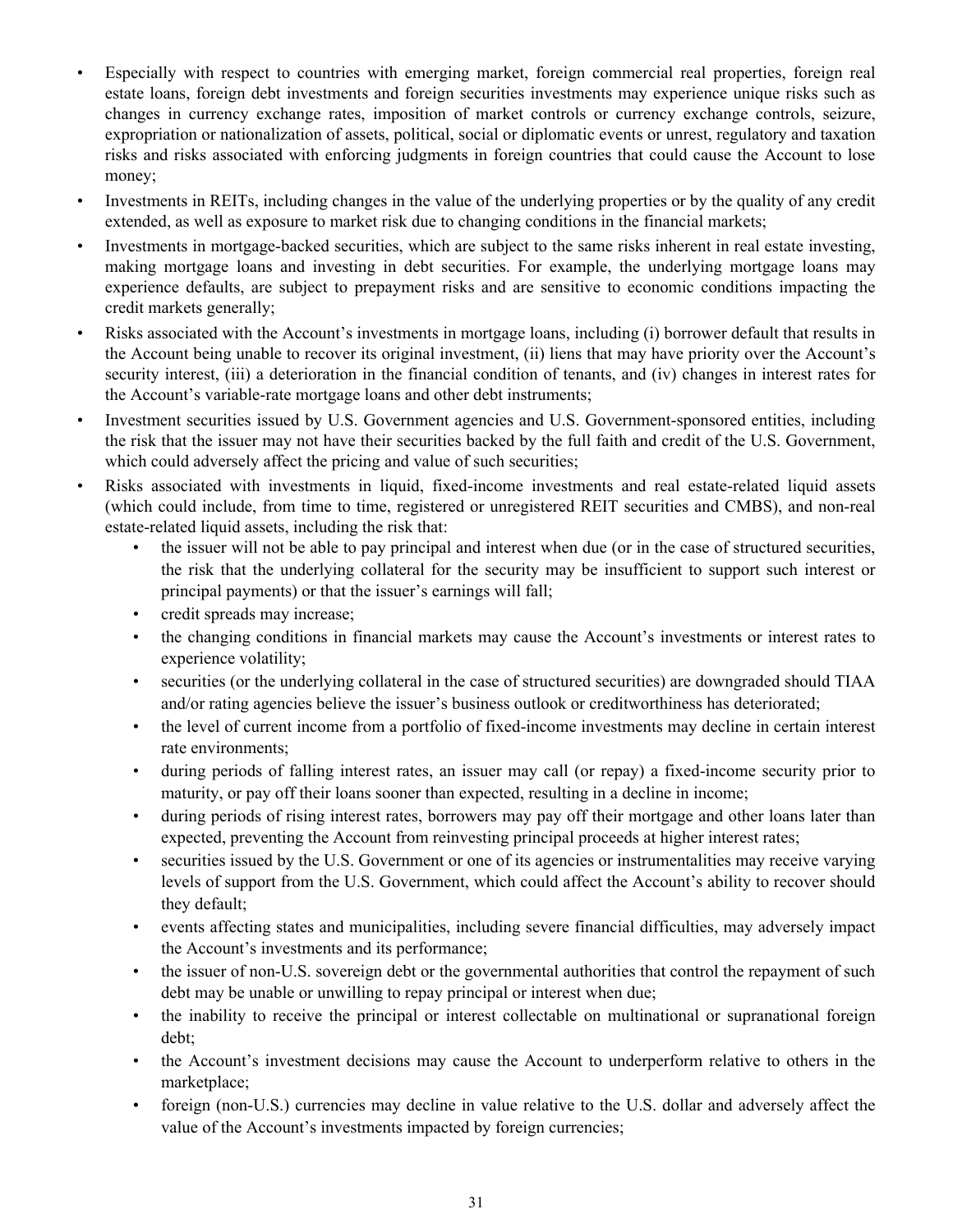- Especially with respect to countries with emerging market, foreign commercial real properties, foreign real estate loans, foreign debt investments and foreign securities investments may experience unique risks such as changes in currency exchange rates, imposition of market controls or currency exchange controls, seizure, expropriation or nationalization of assets, political, social or diplomatic events or unrest, regulatory and taxation risks and risks associated with enforcing judgments in foreign countries that could cause the Account to lose money;
- Investments in REITs, including changes in the value of the underlying properties or by the quality of any credit extended, as well as exposure to market risk due to changing conditions in the financial markets;
- Investments in mortgage-backed securities, which are subject to the same risks inherent in real estate investing, making mortgage loans and investing in debt securities. For example, the underlying mortgage loans may experience defaults, are subject to prepayment risks and are sensitive to economic conditions impacting the credit markets generally;
- Risks associated with the Account's investments in mortgage loans, including (i) borrower default that results in the Account being unable to recover its original investment, (ii) liens that may have priority over the Account's security interest, (iii) a deterioration in the financial condition of tenants, and (iv) changes in interest rates for the Account's variable-rate mortgage loans and other debt instruments;
- Investment securities issued by U.S. Government agencies and U.S. Government-sponsored entities, including the risk that the issuer may not have their securities backed by the full faith and credit of the U.S. Government, which could adversely affect the pricing and value of such securities;
- Risks associated with investments in liquid, fixed-income investments and real estate-related liquid assets (which could include, from time to time, registered or unregistered REIT securities and CMBS), and non-real estate-related liquid assets, including the risk that:
  - the issuer will not be able to pay principal and interest when due (or in the case of structured securities, the risk that the underlying collateral for the security may be insufficient to support such interest or principal payments) or that the issuer's earnings will fall;
  - credit spreads may increase;
  - the changing conditions in financial markets may cause the Account's investments or interest rates to experience volatility;
  - securities (or the underlying collateral in the case of structured securities) are downgraded should TIAA and/or rating agencies believe the issuer's business outlook or creditworthiness has deteriorated;
  - the level of current income from a portfolio of fixed-income investments may decline in certain interest rate environments;
  - during periods of falling interest rates, an issuer may call (or repay) a fixed-income security prior to maturity, or pay off their loans sooner than expected, resulting in a decline in income;
  - during periods of rising interest rates, borrowers may pay off their mortgage and other loans later than expected, preventing the Account from reinvesting principal proceeds at higher interest rates;
  - securities issued by the U.S. Government or one of its agencies or instrumentalities may receive varying levels of support from the U.S. Government, which could affect the Account's ability to recover should they default;
  - events affecting states and municipalities, including severe financial difficulties, may adversely impact the Account's investments and its performance;
  - the issuer of non-U.S. sovereign debt or the governmental authorities that control the repayment of such debt may be unable or unwilling to repay principal or interest when due;
  - the inability to receive the principal or interest collectable on multinational or supranational foreign debt;
  - the Account's investment decisions may cause the Account to underperform relative to others in the marketplace;
  - foreign (non-U.S.) currencies may decline in value relative to the U.S. dollar and adversely affect the value of the Account's investments impacted by foreign currencies;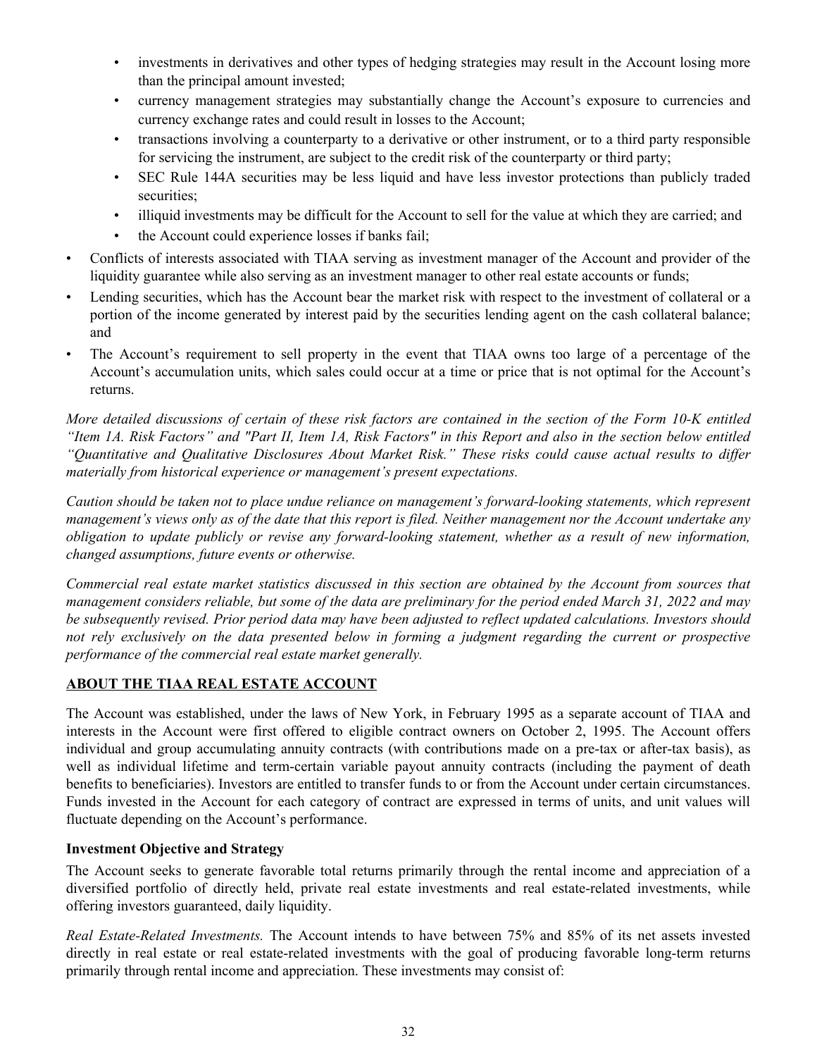- investments in derivatives and other types of hedging strategies may result in the Account losing more than the principal amount invested;
  - currency management strategies may substantially change the Account's exposure to currencies and currency exchange rates and could result in losses to the Account;
  - transactions involving a counterparty to a derivative or other instrument, or to a third party responsible for servicing the instrument, are subject to the credit risk of the counterparty or third party;
  - SEC Rule 144A securities may be less liquid and have less investor protections than publicly traded securities;
  - illiquid investments may be difficult for the Account to sell for the value at which they are carried; and
  - the Account could experience losses if banks fail;
- Conflicts of interests associated with TIAA serving as investment manager of the Account and provider of the liquidity guarantee while also serving as an investment manager to other real estate accounts or funds;
- Lending securities, which has the Account bear the market risk with respect to the investment of collateral or a portion of the income generated by interest paid by the securities lending agent on the cash collateral balance; and
- The Account's requirement to sell property in the event that TIAA owns too large of a percentage of the Account's accumulation units, which sales could occur at a time or price that is not optimal for the Account's returns.

*More detailed discussions of certain of these risk factors are contained in the section of the Form 10-K entitled "Item 1A. Risk Factors" and "Part II, Item 1A, Risk Factors" in this Report and also in the section below entitled "Quantitative and Qualitative Disclosures About Market Risk." These risks could cause actual results to differ materially from historical experience or management's present expectations.*

*Caution should be taken not to place undue reliance on management's forward-looking statements, which represent management's views only as of the date that this report is filed. Neither management nor the Account undertake any obligation to update publicly or revise any forward-looking statement, whether as a result of new information, changed assumptions, future events or otherwise.*

*Commercial real estate market statistics discussed in this section are obtained by the Account from sources that management considers reliable, but some of the data are preliminary for the period ended March 31, 2022 and may be subsequently revised. Prior period data may have been adjusted to reflect updated calculations. Investors should not rely exclusively on the data presented below in forming a judgment regarding the current or prospective performance of the commercial real estate market generally.*

## ABOUT THE TIAA REAL ESTATE ACCOUNT

The Account was established, under the laws of New York, in February 1995 as a separate account of TIAA and interests in the Account were first offered to eligible contract owners on October 2, 1995. The Account offers individual and group accumulating annuity contracts (with contributions made on a pre-tax or after-tax basis), as well as individual lifetime and term-certain variable payout annuity contracts (including the payment of death benefits to beneficiaries). Investors are entitled to transfer funds to or from the Account under certain circumstances. Funds invested in the Account for each category of contract are expressed in terms of units, and unit values will fluctuate depending on the Account's performance.

### Investment Objective and Strategy

The Account seeks to generate favorable total returns primarily through the rental income and appreciation of a diversified portfolio of directly held, private real estate investments and real estate-related investments, while offering investors guaranteed, daily liquidity.

*Real Estate-Related Investments.* The Account intends to have between 75% and 85% of its net assets invested directly in real estate or real estate-related investments with the goal of producing favorable long-term returns primarily through rental income and appreciation. These investments may consist of: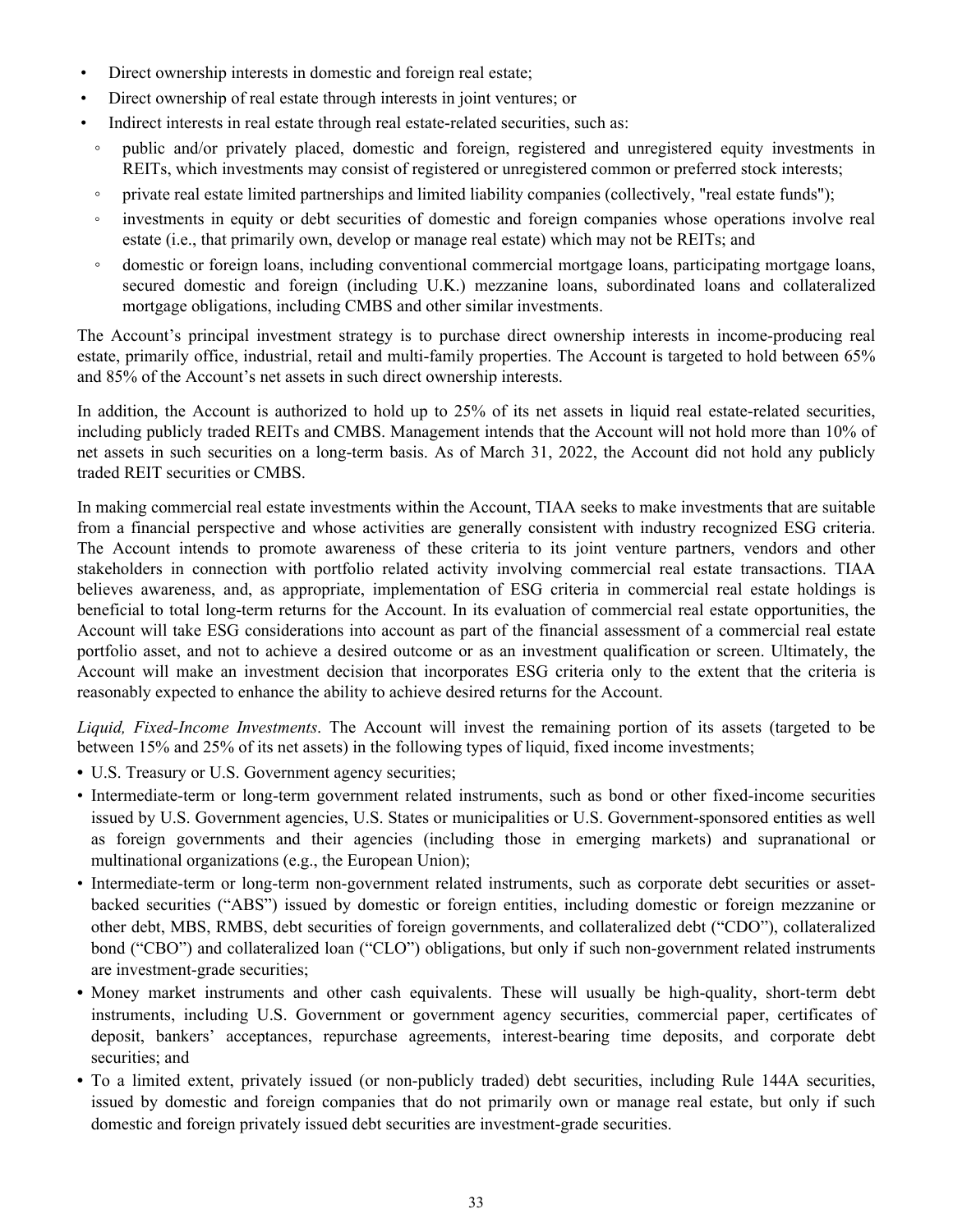- Direct ownership interests in domestic and foreign real estate;
- Direct ownership of real estate through interests in joint ventures; or
- Indirect interests in real estate through real estate-related securities, such as:
  - public and/or privately placed, domestic and foreign, registered and unregistered equity investments in REITs, which investments may consist of registered or unregistered common or preferred stock interests;
  - private real estate limited partnerships and limited liability companies (collectively, "real estate funds");
  - investments in equity or debt securities of domestic and foreign companies whose operations involve real estate (i.e., that primarily own, develop or manage real estate) which may not be REITs; and
  - domestic or foreign loans, including conventional commercial mortgage loans, participating mortgage loans, secured domestic and foreign (including U.K.) mezzanine loans, subordinated loans and collateralized mortgage obligations, including CMBS and other similar investments.

The Account's principal investment strategy is to purchase direct ownership interests in income-producing real estate, primarily office, industrial, retail and multi-family properties. The Account is targeted to hold between 65% and 85% of the Account's net assets in such direct ownership interests.

In addition, the Account is authorized to hold up to 25% of its net assets in liquid real estate-related securities, including publicly traded REITs and CMBS. Management intends that the Account will not hold more than 10% of net assets in such securities on a long-term basis. As of March 31, 2022, the Account did not hold any publicly traded REIT securities or CMBS.

In making commercial real estate investments within the Account, TIAA seeks to make investments that are suitable from a financial perspective and whose activities are generally consistent with industry recognized ESG criteria. The Account intends to promote awareness of these criteria to its joint venture partners, vendors and other stakeholders in connection with portfolio related activity involving commercial real estate transactions. TIAA believes awareness, and, as appropriate, implementation of ESG criteria in commercial real estate holdings is beneficial to total long-term returns for the Account. In its evaluation of commercial real estate opportunities, the Account will take ESG considerations into account as part of the financial assessment of a commercial real estate portfolio asset, and not to achieve a desired outcome or as an investment qualification or screen. Ultimately, the Account will make an investment decision that incorporates ESG criteria only to the extent that the criteria is reasonably expected to enhance the ability to achieve desired returns for the Account.

*Liquid, Fixed-Income Investments*. The Account will invest the remaining portion of its assets (targeted to be between 15% and 25% of its net assets) in the following types of liquid, fixed income investments;

- U.S. Treasury or U.S. Government agency securities;
- Intermediate-term or long-term government related instruments, such as bond or other fixed-income securities issued by U.S. Government agencies, U.S. States or municipalities or U.S. Government-sponsored entities as well as foreign governments and their agencies (including those in emerging markets) and supranational or multinational organizations (e.g., the European Union);
- Intermediate-term or long-term non-government related instruments, such as corporate debt securities or asset-backed securities ("ABS") issued by domestic or foreign entities, including domestic or foreign mezzanine or other debt, MBS, RMBS, debt securities of foreign governments, and collateralized debt ("CDO"), collateralized bond ("CBO") and collateralized loan ("CLO") obligations, but only if such non-government related instruments are investment-grade securities;
- Money market instruments and other cash equivalents. These will usually be high-quality, short-term debt instruments, including U.S. Government or government agency securities, commercial paper, certificates of deposit, bankers' acceptances, repurchase agreements, interest-bearing time deposits, and corporate debt securities; and
- To a limited extent, privately issued (or non-publicly traded) debt securities, including Rule 144A securities, issued by domestic and foreign companies that do not primarily own or manage real estate, but only if such domestic and foreign privately issued debt securities are investment-grade securities.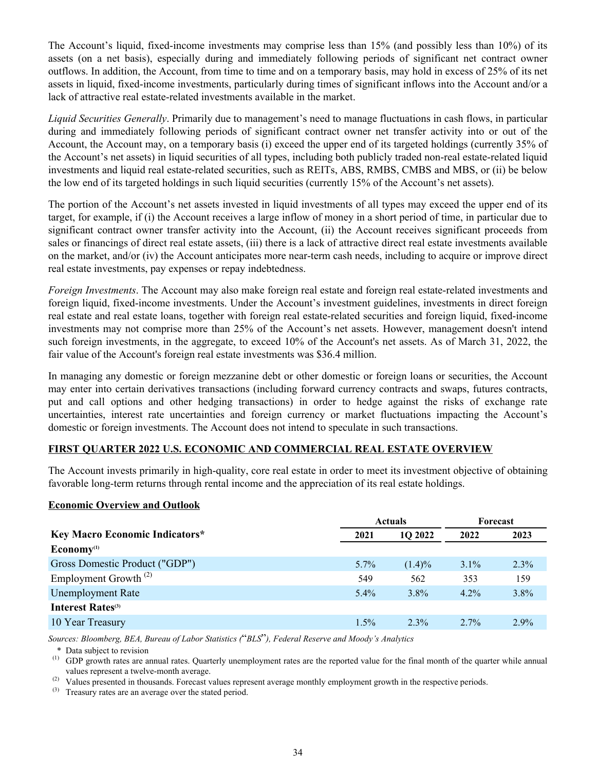The Account's liquid, fixed-income investments may comprise less than 15% (and possibly less than 10%) of its assets (on a net basis), especially during and immediately following periods of significant net contract owner outflows. In addition, the Account, from time to time and on a temporary basis, may hold in excess of 25% of its net assets in liquid, fixed-income investments, particularly during times of significant inflows into the Account and/or a lack of attractive real estate-related investments available in the market.

*Liquid Securities Generally*. Primarily due to management's need to manage fluctuations in cash flows, in particular during and immediately following periods of significant contract owner net transfer activity into or out of the Account, the Account may, on a temporary basis (i) exceed the upper end of its targeted holdings (currently 35% of the Account's net assets) in liquid securities of all types, including both publicly traded non-real estate-related liquid investments and liquid real estate-related securities, such as REITs, ABS, RMBS, CMBS and MBS, or (ii) be below the low end of its targeted holdings in such liquid securities (currently 15% of the Account's net assets).

The portion of the Account's net assets invested in liquid investments of all types may exceed the upper end of its target, for example, if (i) the Account receives a large inflow of money in a short period of time, in particular due to significant contract owner transfer activity into the Account, (ii) the Account receives significant proceeds from sales or financings of direct real estate assets, (iii) there is a lack of attractive direct real estate investments available on the market, and/or (iv) the Account anticipates more near-term cash needs, including to acquire or improve direct real estate investments, pay expenses or repay indebtedness.

*Foreign Investments*. The Account may also make foreign real estate and foreign real estate-related investments and foreign liquid, fixed-income investments. Under the Account's investment guidelines, investments in direct foreign real estate and real estate loans, together with foreign real estate-related securities and foreign liquid, fixed-income investments may not comprise more than 25% of the Account's net assets. However, management doesn't intend such foreign investments, in the aggregate, to exceed 10% of the Account's net assets. As of March 31, 2022, the fair value of the Account's foreign real estate investments was $36.4 million.

In managing any domestic or foreign mezzanine debt or other domestic or foreign loans or securities, the Account may enter into certain derivatives transactions (including forward currency contracts and swaps, futures contracts, put and call options and other hedging transactions) in order to hedge against the risks of exchange rate uncertainties, interest rate uncertainties and foreign currency or market fluctuations impacting the Account's domestic or foreign investments. The Account does not intend to speculate in such transactions.

## FIRST QUARTER 2022 U.S. ECONOMIC AND COMMERCIAL REAL ESTATE OVERVIEW

The Account invests primarily in high-quality, core real estate in order to meet its investment objective of obtaining favorable long-term returns through rental income and the appreciation of its real estate holdings.

### Economic Overview and Outlook

| | Actuals | | Forecast | |
|---|---|---|---|---|
| **Key Macro Economic Indicators*** | **2021** | **1Q 2022** | **2022** | **2023** |
| **Economy**[(1)] | | | | |
| Gross Domestic Product ("GDP") | 5.7% | (1.4)% | 3.1% | 2.3% |
| Employment Growth [(2)] | 549 | 562 | 353 | 159 |
| Unemployment Rate | 5.4% | 3.8% | 4.2% | 3.8% |
| **Interest Rates**[(3)] | | | | |
| 10 Year Treasury | 1.5% | 2.3% | 2.7% | 2.9% |

*Sources: Bloomberg, BEA, Bureau of Labor Statistics ("BLS"), Federal Reserve and Moody's Analytics*

\* Data subject to revision

(1) GDP growth rates are annual rates. Quarterly unemployment rates are the reported value for the final month of the quarter while annual values represent a twelve-month average.

(2) Values presented in thousands. Forecast values represent average monthly employment growth in the respective periods.

(3) Treasury rates are an average over the stated period.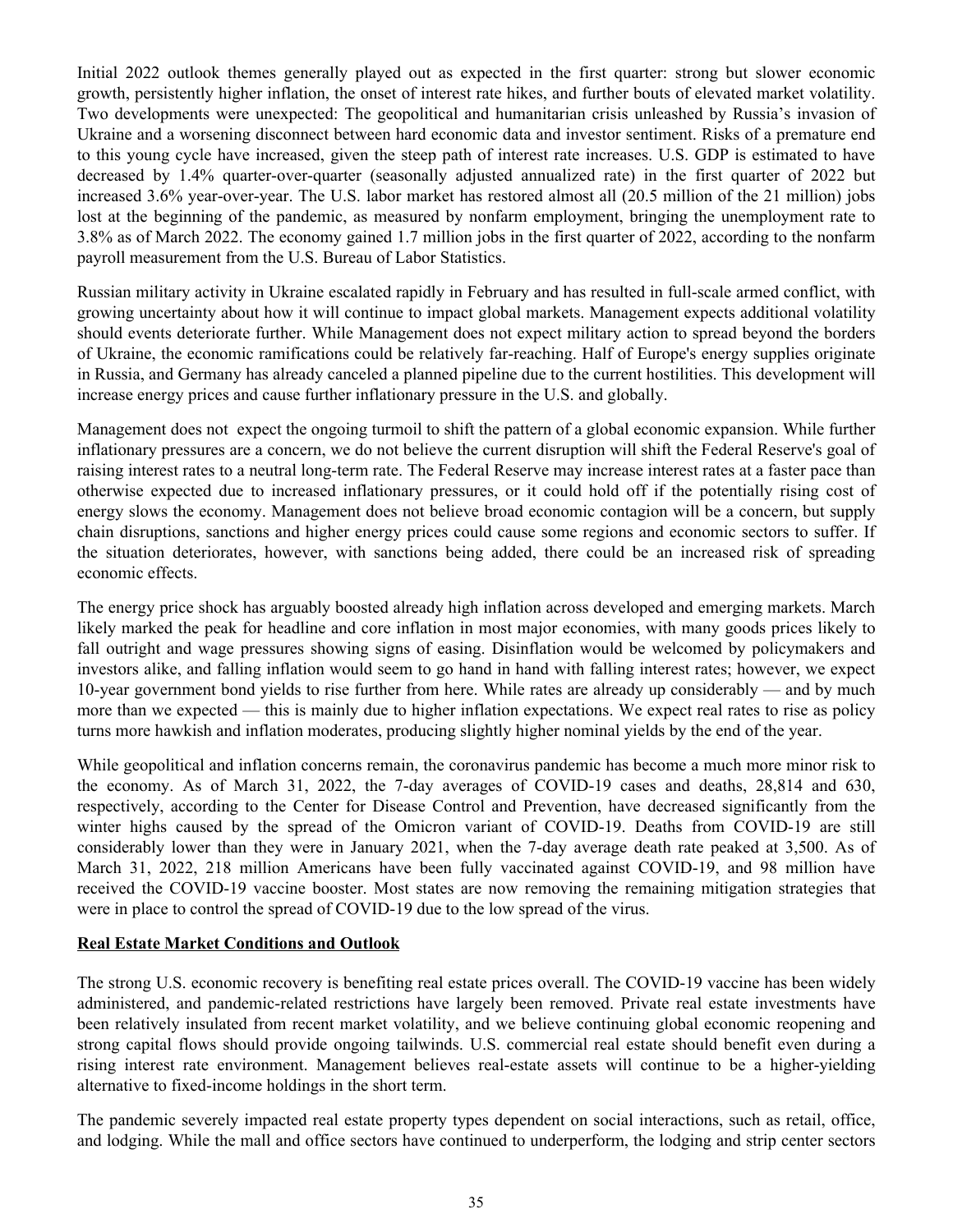Initial 2022 outlook themes generally played out as expected in the first quarter: strong but slower economic growth, persistently higher inflation, the onset of interest rate hikes, and further bouts of elevated market volatility. Two developments were unexpected: The geopolitical and humanitarian crisis unleashed by Russia's invasion of Ukraine and a worsening disconnect between hard economic data and investor sentiment. Risks of a premature end to this young cycle have increased, given the steep path of interest rate increases. U.S. GDP is estimated to have decreased by 1.4% quarter-over-quarter (seasonally adjusted annualized rate) in the first quarter of 2022 but increased 3.6% year-over-year. The U.S. labor market has restored almost all (20.5 million of the 21 million) jobs lost at the beginning of the pandemic, as measured by nonfarm employment, bringing the unemployment rate to 3.8% as of March 2022. The economy gained 1.7 million jobs in the first quarter of 2022, according to the nonfarm payroll measurement from the U.S. Bureau of Labor Statistics.

Russian military activity in Ukraine escalated rapidly in February and has resulted in full-scale armed conflict, with growing uncertainty about how it will continue to impact global markets. Management expects additional volatility should events deteriorate further. While Management does not expect military action to spread beyond the borders of Ukraine, the economic ramifications could be relatively far-reaching. Half of Europe's energy supplies originate in Russia, and Germany has already canceled a planned pipeline due to the current hostilities. This development will increase energy prices and cause further inflationary pressure in the U.S. and globally.

Management does not expect the ongoing turmoil to shift the pattern of a global economic expansion. While further inflationary pressures are a concern, we do not believe the current disruption will shift the Federal Reserve's goal of raising interest rates to a neutral long-term rate. The Federal Reserve may increase interest rates at a faster pace than otherwise expected due to increased inflationary pressures, or it could hold off if the potentially rising cost of energy slows the economy. Management does not believe broad economic contagion will be a concern, but supply chain disruptions, sanctions and higher energy prices could cause some regions and economic sectors to suffer. If the situation deteriorates, however, with sanctions being added, there could be an increased risk of spreading economic effects.

The energy price shock has arguably boosted already high inflation across developed and emerging markets. March likely marked the peak for headline and core inflation in most major economies, with many goods prices likely to fall outright and wage pressures showing signs of easing. Disinflation would be welcomed by policymakers and investors alike, and falling inflation would seem to go hand in hand with falling interest rates; however, we expect 10-year government bond yields to rise further from here. While rates are already up considerably — and by much more than we expected — this is mainly due to higher inflation expectations. We expect real rates to rise as policy turns more hawkish and inflation moderates, producing slightly higher nominal yields by the end of the year.

While geopolitical and inflation concerns remain, the coronavirus pandemic has become a much more minor risk to the economy. As of March 31, 2022, the 7-day averages of COVID-19 cases and deaths, 28,814 and 630, respectively, according to the Center for Disease Control and Prevention, have decreased significantly from the winter highs caused by the spread of the Omicron variant of COVID-19. Deaths from COVID-19 are still considerably lower than they were in January 2021, when the 7-day average death rate peaked at 3,500. As of March 31, 2022, 218 million Americans have been fully vaccinated against COVID-19, and 98 million have received the COVID-19 vaccine booster. Most states are now removing the remaining mitigation strategies that were in place to control the spread of COVID-19 due to the low spread of the virus.

**Real Estate Market Conditions and Outlook**

The strong U.S. economic recovery is benefiting real estate prices overall. The COVID-19 vaccine has been widely administered, and pandemic-related restrictions have largely been removed. Private real estate investments have been relatively insulated from recent market volatility, and we believe continuing global economic reopening and strong capital flows should provide ongoing tailwinds. U.S. commercial real estate should benefit even during a rising interest rate environment. Management believes real-estate assets will continue to be a higher-yielding alternative to fixed-income holdings in the short term.

The pandemic severely impacted real estate property types dependent on social interactions, such as retail, office, and lodging. While the mall and office sectors have continued to underperform, the lodging and strip center sectors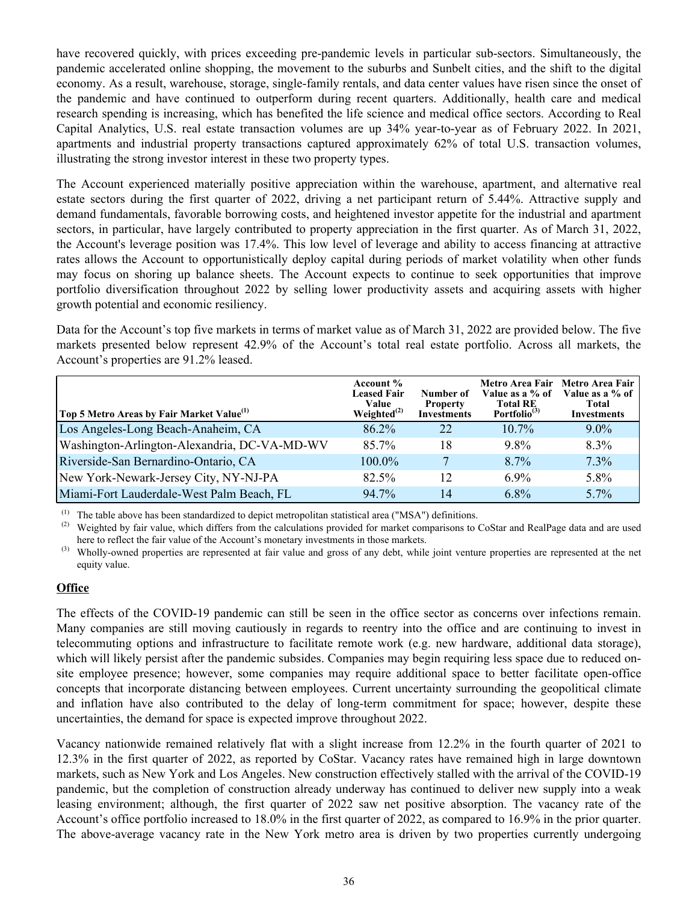have recovered quickly, with prices exceeding pre-pandemic levels in particular sub-sectors. Simultaneously, the pandemic accelerated online shopping, the movement to the suburbs and Sunbelt cities, and the shift to the digital economy. As a result, warehouse, storage, single-family rentals, and data center values have risen since the onset of the pandemic and have continued to outperform during recent quarters. Additionally, health care and medical research spending is increasing, which has benefited the life science and medical office sectors. According to Real Capital Analytics, U.S. real estate transaction volumes are up 34% year-to-year as of February 2022. In 2021, apartments and industrial property transactions captured approximately 62% of total U.S. transaction volumes, illustrating the strong investor interest in these two property types.

The Account experienced materially positive appreciation within the warehouse, apartment, and alternative real estate sectors during the first quarter of 2022, driving a net participant return of 5.44%. Attractive supply and demand fundamentals, favorable borrowing costs, and heightened investor appetite for the industrial and apartment sectors, in particular, have largely contributed to property appreciation in the first quarter. As of March 31, 2022, the Account's leverage position was 17.4%. This low level of leverage and ability to access financing at attractive rates allows the Account to opportunistically deploy capital during periods of market volatility when other funds may focus on shoring up balance sheets. The Account expects to continue to seek opportunities that improve portfolio diversification throughout 2022 by selling lower productivity assets and acquiring assets with higher growth potential and economic resiliency.

Data for the Account's top five markets in terms of market value as of March 31, 2022 are provided below. The five markets presented below represent 42.9% of the Account's total real estate portfolio. Across all markets, the Account's properties are 91.2% leased.

| Top 5 Metro Areas by Fair Market Value[(1)] | Account % Leased Fair Value Weighted[(2)] | Number of Property Investments | Metro Area Fair Value as a % of Total RE Portfolio[(3)] | Metro Area Fair Value as a % of Total Investments |
|---|---|---|---|---|
| Los Angeles-Long Beach-Anaheim, CA | 86.2% | 22 | 10.7% | 9.0% |
| Washington-Arlington-Alexandria, DC-VA-MD-WV | 85.7% | 18 | 9.8% | 8.3% |
| Riverside-San Bernardino-Ontario, CA | 100.0% | 7 | 8.7% | 7.3% |
| New York-Newark-Jersey City, NY-NJ-PA | 82.5% | 12 | 6.9% | 5.8% |
| Miami-Fort Lauderdale-West Palm Beach, FL | 94.7% | 14 | 6.8% | 5.7% |

(1) The table above has been standardized to depict metropolitan statistical area ("MSA") definitions.

(2) Weighted by fair value, which differs from the calculations provided for market comparisons to CoStar and RealPage data and are used here to reflect the fair value of the Account's monetary investments in those markets.

(3) Wholly-owned properties are represented at fair value and gross of any debt, while joint venture properties are represented at the net equity value.

## Office

The effects of the COVID-19 pandemic can still be seen in the office sector as concerns over infections remain. Many companies are still moving cautiously in regards to reentry into the office and are continuing to invest in telecommuting options and infrastructure to facilitate remote work (e.g. new hardware, additional data storage), which will likely persist after the pandemic subsides. Companies may begin requiring less space due to reduced on-site employee presence; however, some companies may require additional space to better facilitate open-office concepts that incorporate distancing between employees. Current uncertainty surrounding the geopolitical climate and inflation have also contributed to the delay of long-term commitment for space; however, despite these uncertainties, the demand for space is expected improve throughout 2022.

Vacancy nationwide remained relatively flat with a slight increase from 12.2% in the fourth quarter of 2021 to 12.3% in the first quarter of 2022, as reported by CoStar. Vacancy rates have remained high in large downtown markets, such as New York and Los Angeles. New construction effectively stalled with the arrival of the COVID-19 pandemic, but the completion of construction already underway has continued to deliver new supply into a weak leasing environment; although, the first quarter of 2022 saw net positive absorption. The vacancy rate of the Account's office portfolio increased to 18.0% in the first quarter of 2022, as compared to 16.9% in the prior quarter. The above-average vacancy rate in the New York metro area is driven by two properties currently undergoing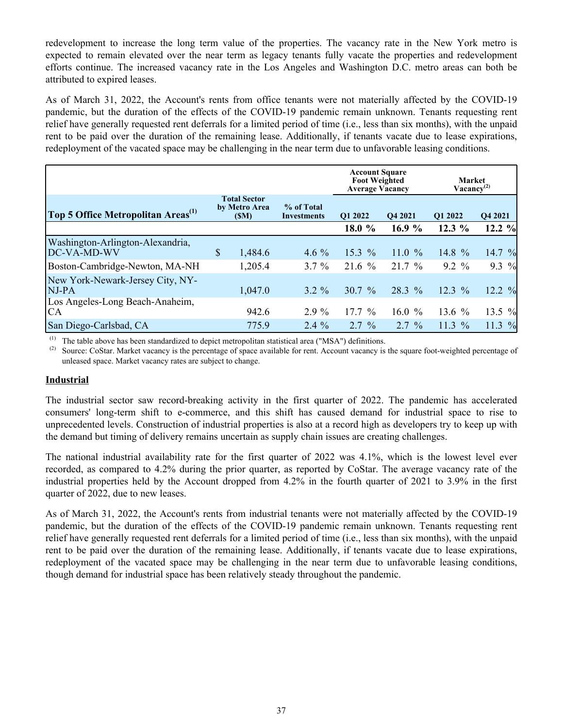redevelopment to increase the long term value of the properties. The vacancy rate in the New York metro is expected to remain elevated over the near term as legacy tenants fully vacate the properties and redevelopment efforts continue. The increased vacancy rate in the Los Angeles and Washington D.C. metro areas can both be attributed to expired leases.

As of March 31, 2022, the Account's rents from office tenants were not materially affected by the COVID-19 pandemic, but the duration of the effects of the COVID-19 pandemic remain unknown. Tenants requesting rent relief have generally requested rent deferrals for a limited period of time (i.e., less than six months), with the unpaid rent to be paid over the duration of the remaining lease. Additionally, if tenants vacate due to lease expirations, redeployment of the vacated space may be challenging in the near term due to unfavorable leasing conditions.

| | | | Account Square Foot Weighted Average Vacancy | | Market Vacancy[2] | |
|---|---|---|---|---|---|---|
| **Top 5 Office Metropolitan Areas[1]** | **Total Sector by Metro Area ($M)** | **% of Total Investments** | **Q1 2022** | **Q4 2021** | **Q1 2022** | **Q4 2021** |
| | | | **18.0 %** | **16.9 %** | **12.3 %** | **12.2 %** |
| Washington-Arlington-Alexandria, DC-VA-MD-WV | $ 1,484.6 | 4.6 % | 15.3 % | 11.0 % | 14.8 % | 14.7 % |
| Boston-Cambridge-Newton, MA-NH | 1,205.4 | 3.7 % | 21.6 % | 21.7 % | 9.2 % | 9.3 % |
| New York-Newark-Jersey City, NY-NJ-PA | 1,047.0 | 3.2 % | 30.7 % | 28.3 % | 12.3 % | 12.2 % |
| Los Angeles-Long Beach-Anaheim, CA | 942.6 | 2.9 % | 17.7 % | 16.0 % | 13.6 % | 13.5 % |
| San Diego-Carlsbad, CA | 775.9 | 2.4 % | 2.7 % | 2.7 % | 11.3 % | 11.3 % |

(1) The table above has been standardized to depict metropolitan statistical area ("MSA") definitions.
(2) Source: CoStar. Market vacancy is the percentage of space available for rent. Account vacancy is the square foot-weighted percentage of unleased space. Market vacancy rates are subject to change.

## Industrial

The industrial sector saw record-breaking activity in the first quarter of 2022. The pandemic has accelerated consumers' long-term shift to e-commerce, and this shift has caused demand for industrial space to rise to unprecedented levels. Construction of industrial properties is also at a record high as developers try to keep up with the demand but timing of delivery remains uncertain as supply chain issues are creating challenges.

The national industrial availability rate for the first quarter of 2022 was 4.1%, which is the lowest level ever recorded, as compared to 4.2% during the prior quarter, as reported by CoStar. The average vacancy rate of the industrial properties held by the Account dropped from 4.2% in the fourth quarter of 2021 to 3.9% in the first quarter of 2022, due to new leases.

As of March 31, 2022, the Account's rents from industrial tenants were not materially affected by the COVID-19 pandemic, but the duration of the effects of the COVID-19 pandemic remain unknown. Tenants requesting rent relief have generally requested rent deferrals for a limited period of time (i.e., less than six months), with the unpaid rent to be paid over the duration of the remaining lease. Additionally, if tenants vacate due to lease expirations, redeployment of the vacated space may be challenging in the near term due to unfavorable leasing conditions, though demand for industrial space has been relatively steady throughout the pandemic.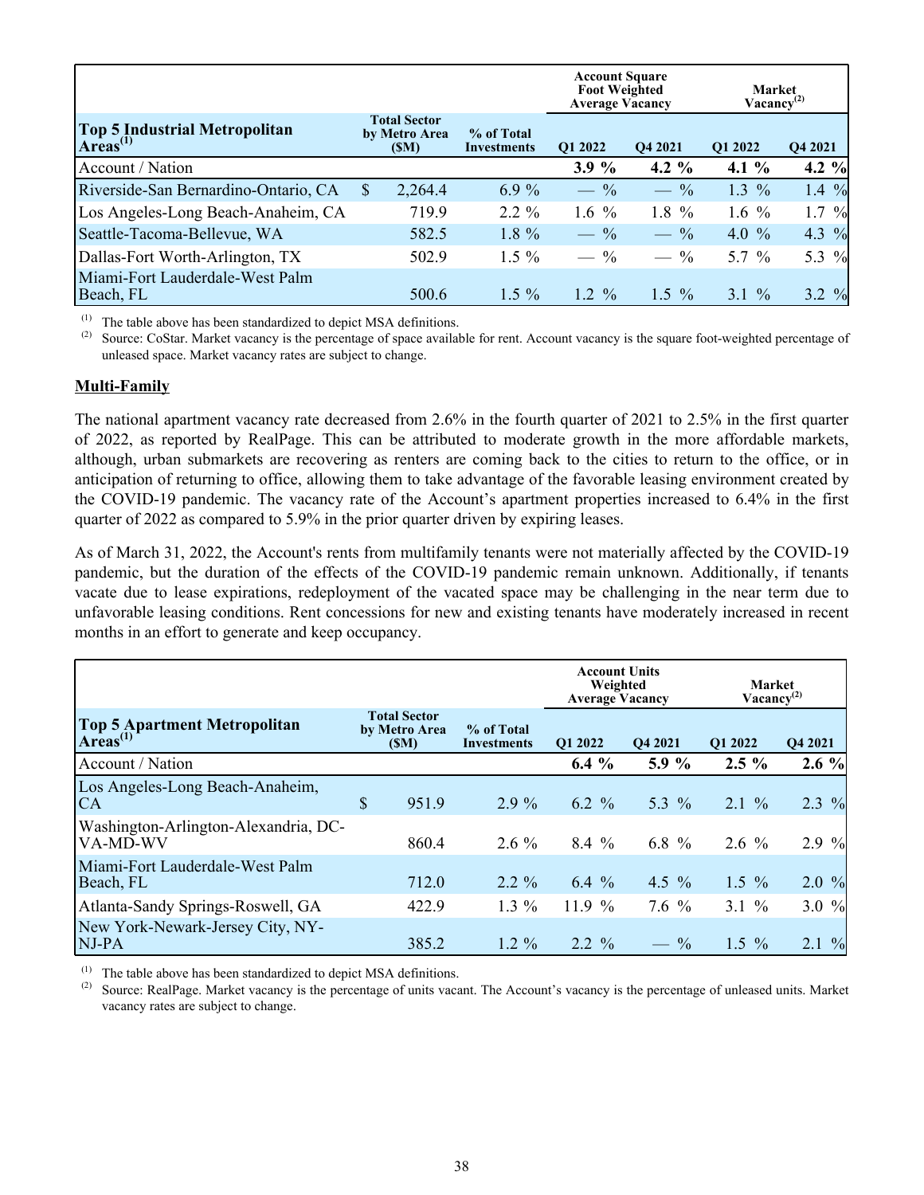| Top 5 Industrial Metropolitan Areas[1] | Total Sector by Metro Area ($M) | % of Total Investments | Account Square Foot Weighted Average Vacancy | | Market Vacancy[2] | |
|---|---|---|---|---|---|---|
| | | | Q1 2022 | Q4 2021 | Q1 2022 | Q4 2021 |
| Account / Nation | | | **3.9 %** | **4.2 %** | **4.1 %** | **4.2 %** |
| Riverside-San Bernardino-Ontario, CA | $ 2,264.4 | 6.9 % | — % | — % | 1.3 % | 1.4 % |
| Los Angeles-Long Beach-Anaheim, CA | 719.9 | 2.2 % | 1.6 % | 1.8 % | 1.6 % | 1.7 % |
| Seattle-Tacoma-Bellevue, WA | 582.5 | 1.8 % | — % | — % | 4.0 % | 4.3 % |
| Dallas-Fort Worth-Arlington, TX | 502.9 | 1.5 % | — % | — % | 5.7 % | 5.3 % |
| Miami-Fort Lauderdale-West Palm Beach, FL | 500.6 | 1.5 % | 1.2 % | 1.5 % | 3.1 % | 3.2 % |

(1) The table above has been standardized to depict MSA definitions.

(2) Source: CoStar. Market vacancy is the percentage of space available for rent. Account vacancy is the square foot-weighted percentage of unleased space. Market vacancy rates are subject to change.

**Multi-Family**

The national apartment vacancy rate decreased from 2.6% in the fourth quarter of 2021 to 2.5% in the first quarter of 2022, as reported by RealPage. This can be attributed to moderate growth in the more affordable markets, although, urban submarkets are recovering as renters are coming back to the cities to return to the office, or in anticipation of returning to office, allowing them to take advantage of the favorable leasing environment created by the COVID-19 pandemic. The vacancy rate of the Account's apartment properties increased to 6.4% in the first quarter of 2022 as compared to 5.9% in the prior quarter driven by expiring leases.

As of March 31, 2022, the Account's rents from multifamily tenants were not materially affected by the COVID-19 pandemic, but the duration of the effects of the COVID-19 pandemic remain unknown. Additionally, if tenants vacate due to lease expirations, redeployment of the vacated space may be challenging in the near term due to unfavorable leasing conditions. Rent concessions for new and existing tenants have moderately increased in recent months in an effort to generate and keep occupancy.

| Top 5 Apartment Metropolitan Areas[1] | Total Sector by Metro Area ($M) | % of Total Investments | Account Units Weighted Average Vacancy | | Market Vacancy[2] | |
|---|---|---|---|---|---|---|
| | | | Q1 2022 | Q4 2021 | Q1 2022 | Q4 2021 |
| Account / Nation | | | **6.4 %** | **5.9 %** | **2.5 %** | **2.6 %** |
| Los Angeles-Long Beach-Anaheim, CA | $ 951.9 | 2.9 % | 6.2 % | 5.3 % | 2.1 % | 2.3 % |
| Washington-Arlington-Alexandria, DC-VA-MD-WV | 860.4 | 2.6 % | 8.4 % | 6.8 % | 2.6 % | 2.9 % |
| Miami-Fort Lauderdale-West Palm Beach, FL | 712.0 | 2.2 % | 6.4 % | 4.5 % | 1.5 % | 2.0 % |
| Atlanta-Sandy Springs-Roswell, GA | 422.9 | 1.3 % | 11.9 % | 7.6 % | 3.1 % | 3.0 % |
| New York-Newark-Jersey City, NY-NJ-PA | 385.2 | 1.2 % | 2.2 % | — % | 1.5 % | 2.1 % |

(1) The table above has been standardized to depict MSA definitions.

(2) Source: RealPage. Market vacancy is the percentage of units vacant. The Account's vacancy is the percentage of unleased units. Market vacancy rates are subject to change.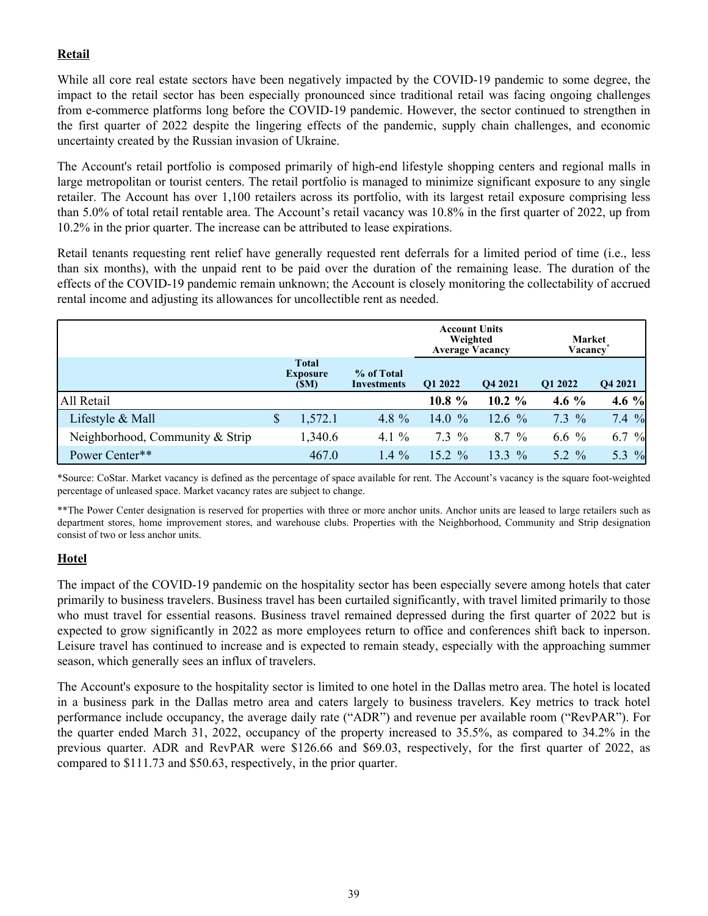## Retail

While all core real estate sectors have been negatively impacted by the COVID-19 pandemic to some degree, the impact to the retail sector has been especially pronounced since traditional retail was facing ongoing challenges from e-commerce platforms long before the COVID-19 pandemic. However, the sector continued to strengthen in the first quarter of 2022 despite the lingering effects of the pandemic, supply chain challenges, and economic uncertainty created by the Russian invasion of Ukraine.

The Account's retail portfolio is composed primarily of high-end lifestyle shopping centers and regional malls in large metropolitan or tourist centers. The retail portfolio is managed to minimize significant exposure to any single retailer. The Account has over 1,100 retailers across its portfolio, with its largest retail exposure comprising less than 5.0% of total retail rentable area. The Account's retail vacancy was 10.8% in the first quarter of 2022, up from 10.2% in the prior quarter. The increase can be attributed to lease expirations.

Retail tenants requesting rent relief have generally requested rent deferrals for a limited period of time (i.e., less than six months), with the unpaid rent to be paid over the duration of the remaining lease. The duration of the effects of the COVID-19 pandemic remain unknown; the Account is closely monitoring the collectability of accrued rental income and adjusting its allowances for uncollectible rent as needed.

| | | | Account Units Weighted Average Vacancy | | Market Vacancy* | |
|---|---|---|---|---|---|---|
| | Total Exposure ($M) | % of Total Investments | Q1 2022 | Q4 2021 | Q1 2022 | Q4 2021 |
| All Retail | | | **10.8 %** | **10.2 %** | **4.6 %** | **4.6 %** |
| Lifestyle & Mall | $ 1,572.1 | 4.8 % | 14.0 % | 12.6 % | 7.3 % | 7.4 % |
| Neighborhood, Community & Strip | 1,340.6 | 4.1 % | 7.3 % | 8.7 % | 6.6 % | 6.7 % |
| Power Center** | 467.0 | 1.4 % | 15.2 % | 13.3 % | 5.2 % | 5.3 % |

*Source: CoStar. Market vacancy is defined as the percentage of space available for rent. The Account's vacancy is the square foot-weighted percentage of unleased space. Market vacancy rates are subject to change.

**The Power Center designation is reserved for properties with three or more anchor units. Anchor units are leased to large retailers such as department stores, home improvement stores, and warehouse clubs. Properties with the Neighborhood, Community and Strip designation consist of two or less anchor units.

## Hotel

The impact of the COVID-19 pandemic on the hospitality sector has been especially severe among hotels that cater primarily to business travelers. Business travel has been curtailed significantly, with travel limited primarily to those who must travel for essential reasons. Business travel remained depressed during the first quarter of 2022 but is expected to grow significantly in 2022 as more employees return to office and conferences shift back to inperson. Leisure travel has continued to increase and is expected to remain steady, especially with the approaching summer season, which generally sees an influx of travelers.

The Account's exposure to the hospitality sector is limited to one hotel in the Dallas metro area. The hotel is located in a business park in the Dallas metro area and caters largely to business travelers. Key metrics to track hotel performance include occupancy, the average daily rate ("ADR") and revenue per available room ("RevPAR"). For the quarter ended March 31, 2022, occupancy of the property increased to 35.5%, as compared to 34.2% in the previous quarter. ADR and RevPAR were $126.66 and $69.03, respectively, for the first quarter of 2022, as compared to $111.73 and $50.63, respectively, in the prior quarter.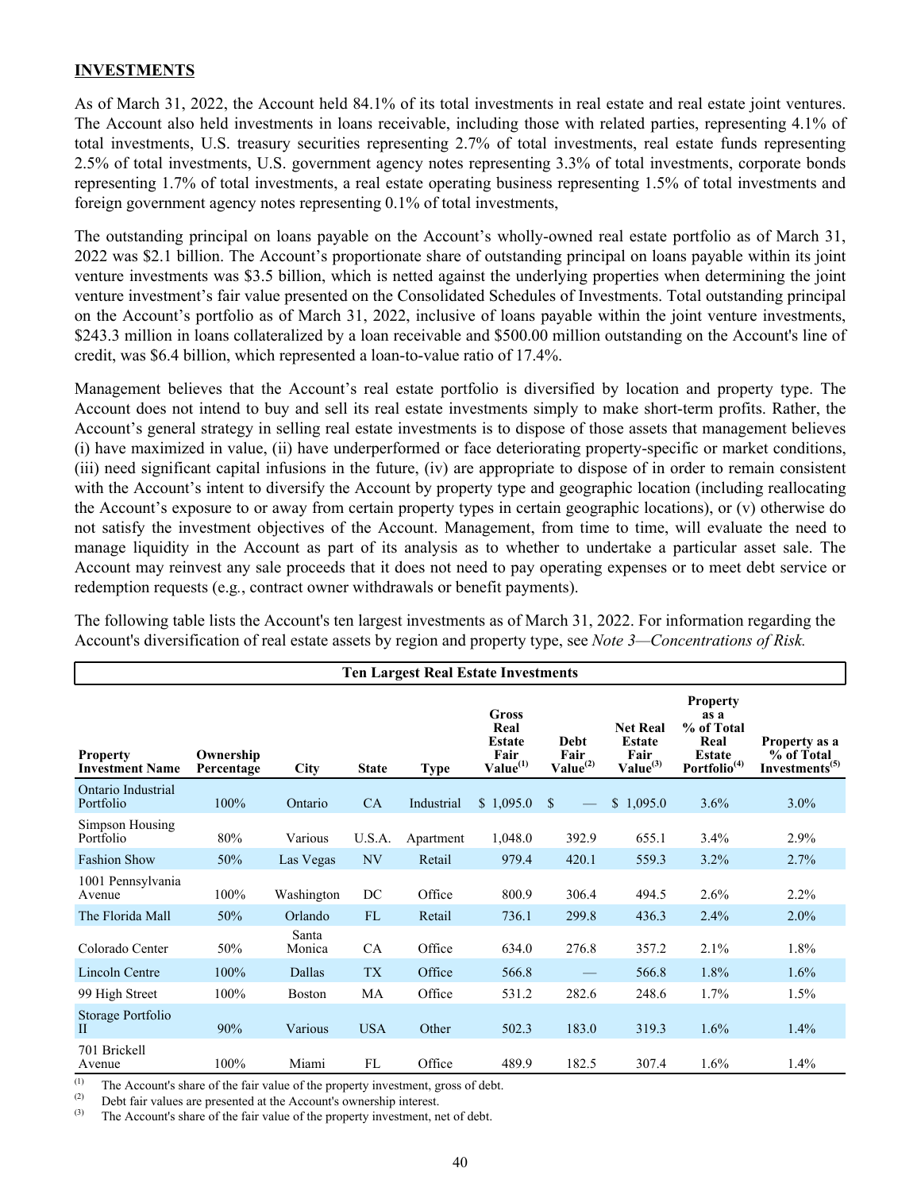## INVESTMENTS

As of March 31, 2022, the Account held 84.1% of its total investments in real estate and real estate joint ventures. The Account also held investments in loans receivable, including those with related parties, representing 4.1% of total investments, U.S. treasury securities representing 2.7% of total investments, real estate funds representing 2.5% of total investments, U.S. government agency notes representing 3.3% of total investments, corporate bonds representing 1.7% of total investments, a real estate operating business representing 1.5% of total investments and foreign government agency notes representing 0.1% of total investments,

The outstanding principal on loans payable on the Account's wholly-owned real estate portfolio as of March 31, 2022 was \$2.1 billion. The Account's proportionate share of outstanding principal on loans payable within its joint venture investments was \$3.5 billion, which is netted against the underlying properties when determining the joint venture investment's fair value presented on the Consolidated Schedules of Investments. Total outstanding principal on the Account's portfolio as of March 31, 2022, inclusive of loans payable within the joint venture investments, \$243.3 million in loans collateralized by a loan receivable and \$500.00 million outstanding on the Account's line of credit, was \$6.4 billion, which represented a loan-to-value ratio of 17.4%.

Management believes that the Account's real estate portfolio is diversified by location and property type. The Account does not intend to buy and sell its real estate investments simply to make short-term profits. Rather, the Account's general strategy in selling real estate investments is to dispose of those assets that management believes (i) have maximized in value, (ii) have underperformed or face deteriorating property-specific or market conditions, (iii) need significant capital infusions in the future, (iv) are appropriate to dispose of in order to remain consistent with the Account's intent to diversify the Account by property type and geographic location (including reallocating the Account's exposure to or away from certain property types in certain geographic locations), or (v) otherwise do not satisfy the investment objectives of the Account. Management, from time to time, will evaluate the need to manage liquidity in the Account as part of its analysis as to whether to undertake a particular asset sale. The Account may reinvest any sale proceeds that it does not need to pay operating expenses or to meet debt service or redemption requests (e.g., contract owner withdrawals or benefit payments).

The following table lists the Account's ten largest investments as of March 31, 2022. For information regarding the Account's diversification of real estate assets by region and property type, see *Note 3—Concentrations of Risk.*

**Ten Largest Real Estate Investments**

| Property Investment Name | Ownership Percentage | City | State | Type | Gross Real Estate Fair Value(1) | Debt Fair Value(2) | Net Real Estate Fair Value(3) | Property as a % of Total Real Estate Portfolio(4) | Property as a % of Total Investments(5) |
|---|---|---|---|---|---|---|---|---|---|
| Ontario Industrial Portfolio | 100% | Ontario | CA | Industrial | \$ 1,095.0 | \$ — | \$ 1,095.0 | 3.6% | 3.0% |
| Simpson Housing Portfolio | 80% | Various | U.S.A. | Apartment | 1,048.0 | 392.9 | 655.1 | 3.4% | 2.9% |
| Fashion Show | 50% | Las Vegas | NV | Retail | 979.4 | 420.1 | 559.3 | 3.2% | 2.7% |
| 1001 Pennsylvania Avenue | 100% | Washington | DC | Office | 800.9 | 306.4 | 494.5 | 2.6% | 2.2% |
| The Florida Mall | 50% | Orlando | FL | Retail | 736.1 | 299.8 | 436.3 | 2.4% | 2.0% |
| Colorado Center | 50% | Santa Monica | CA | Office | 634.0 | 276.8 | 357.2 | 2.1% | 1.8% |
| Lincoln Centre | 100% | Dallas | TX | Office | 566.8 | — | 566.8 | 1.8% | 1.6% |
| 99 High Street | 100% | Boston | MA | Office | 531.2 | 282.6 | 248.6 | 1.7% | 1.5% |
| Storage Portfolio II | 90% | Various | USA | Other | 502.3 | 183.0 | 319.3 | 1.6% | 1.4% |
| 701 Brickell Avenue | 100% | Miami | FL | Office | 489.9 | 182.5 | 307.4 | 1.6% | 1.4% |

(1) The Account's share of the fair value of the property investment, gross of debt.

(2) Debt fair values are presented at the Account's ownership interest.

(3) The Account's share of the fair value of the property investment, net of debt.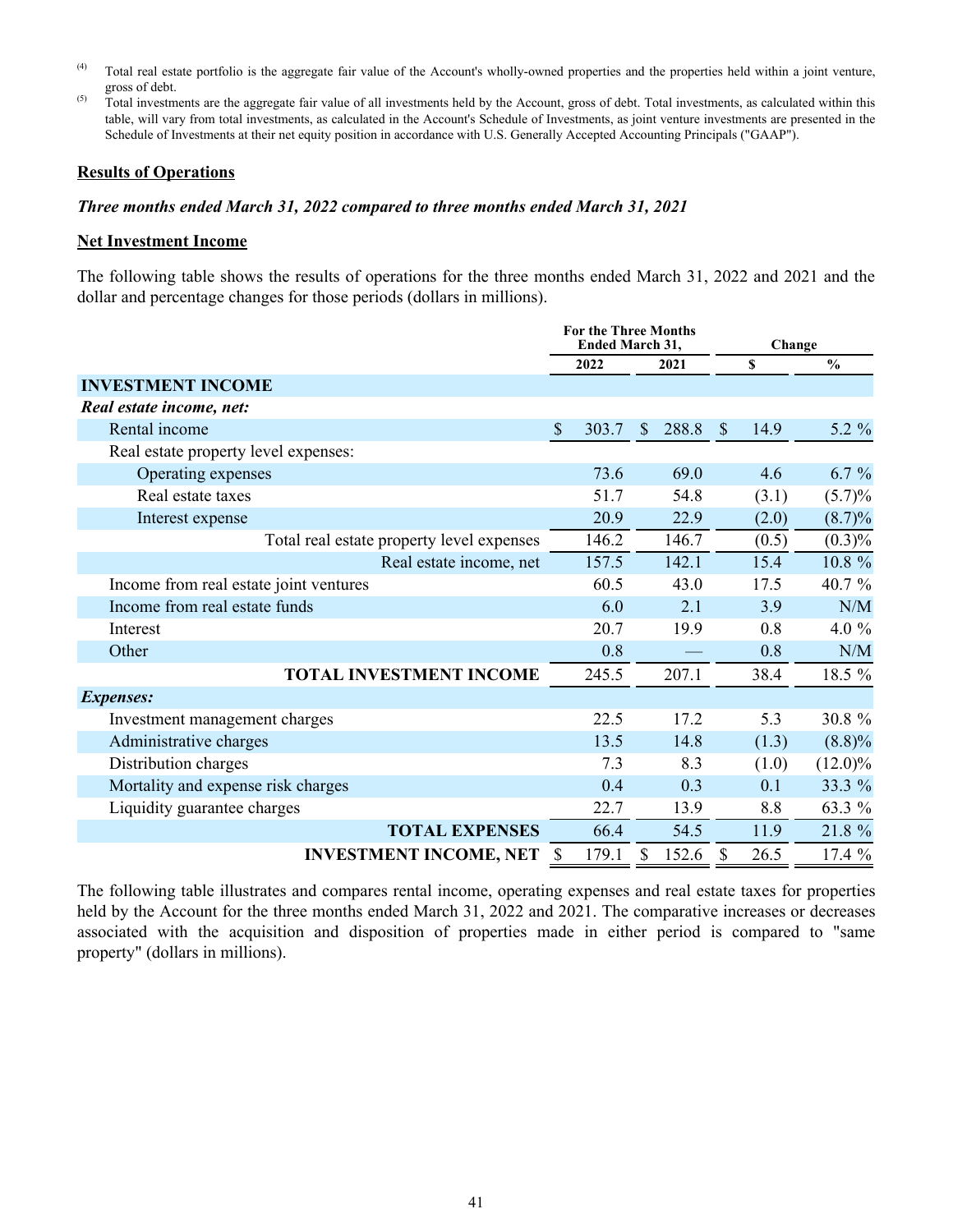(4) Total real estate portfolio is the aggregate fair value of the Account's wholly-owned properties and the properties held within a joint venture, gross of debt.

(5) Total investments are the aggregate fair value of all investments held by the Account, gross of debt. Total investments, as calculated within this table, will vary from total investments, as calculated in the Account's Schedule of Investments, as joint venture investments are presented in the Schedule of Investments at their net equity position in accordance with U.S. Generally Accepted Accounting Principals ("GAAP").

**Results of Operations**

***Three months ended March 31, 2022 compared to three months ended March 31, 2021***

**Net Investment Income**

The following table shows the results of operations for the three months ended March 31, 2022 and 2021 and the dollar and percentage changes for those periods (dollars in millions).

| | For the Three Months Ended March 31, | | Change | |
|---|---|---|---|---|
| | 2022 | 2021 | $ | % |
| **INVESTMENT INCOME** | | | | |
| ***Real estate income, net:*** | | | | |
| Rental income | $ 303.7 | $ 288.8 | $ 14.9 | 5.2 % |
| Real estate property level expenses: | | | | |
| Operating expenses | 73.6 | 69.0 | 4.6 | 6.7 % |
| Real estate taxes | 51.7 | 54.8 | (3.1) | (5.7)% |
| Interest expense | 20.9 | 22.9 | (2.0) | (8.7)% |
| Total real estate property level expenses | 146.2 | 146.7 | (0.5) | (0.3)% |
| Real estate income, net | 157.5 | 142.1 | 15.4 | 10.8 % |
| Income from real estate joint ventures | 60.5 | 43.0 | 17.5 | 40.7 % |
| Income from real estate funds | 6.0 | 2.1 | 3.9 | N/M |
| Interest | 20.7 | 19.9 | 0.8 | 4.0 % |
| Other | 0.8 | — | 0.8 | N/M |
| **TOTAL INVESTMENT INCOME** | 245.5 | 207.1 | 38.4 | 18.5 % |
| ***Expenses:*** | | | | |
| Investment management charges | 22.5 | 17.2 | 5.3 | 30.8 % |
| Administrative charges | 13.5 | 14.8 | (1.3) | (8.8)% |
| Distribution charges | 7.3 | 8.3 | (1.0) | (12.0)% |
| Mortality and expense risk charges | 0.4 | 0.3 | 0.1 | 33.3 % |
| Liquidity guarantee charges | 22.7 | 13.9 | 8.8 | 63.3 % |
| **TOTAL EXPENSES** | 66.4 | 54.5 | 11.9 | 21.8 % |
| **INVESTMENT INCOME, NET** | $ 179.1 | $ 152.6 | $ 26.5 | 17.4 % |

The following table illustrates and compares rental income, operating expenses and real estate taxes for properties held by the Account for the three months ended March 31, 2022 and 2021. The comparative increases or decreases associated with the acquisition and disposition of properties made in either period is compared to "same property" (dollars in millions).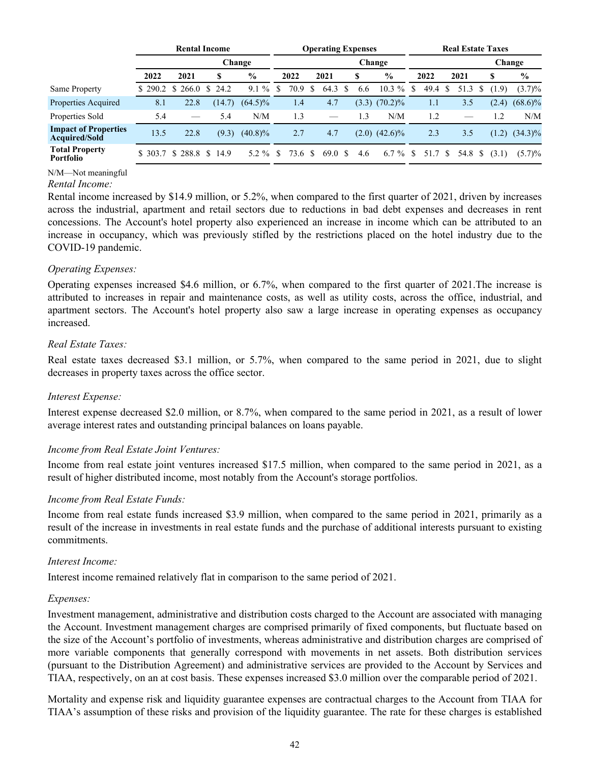| | Rental Income | | | | Operating Expenses | | | | Real Estate Taxes | | | |
|---|---|---|---|---|---|---|---|---|---|---|---|---|
| | | | Change | | | | Change | | | | Change | |
| | 2022 | 2021 | $ | % | 2022 | 2021 | $ | % | 2022 | 2021 | $ | % |
| Same Property | $ 290.2 | $ 266.0 | $ 24.2 | 9.1 % | $ 70.9 | $ 64.3 | $ 6.6 | 10.3 % | $ 49.4 | $ 51.3 | $ (1.9) | (3.7)% |
| Properties Acquired | 8.1 | 22.8 | (14.7) | (64.5)% | 1.4 | 4.7 | (3.3) | (70.2)% | 1.1 | 3.5 | (2.4) | (68.6)% |
| Properties Sold | 5.4 | — | 5.4 | N/M | 1.3 | — | 1.3 | N/M | 1.2 | — | 1.2 | N/M |
| **Impact of Properties Acquired/Sold** | 13.5 | 22.8 | (9.3) | (40.8)% | 2.7 | 4.7 | (2.0) | (42.6)% | 2.3 | 3.5 | (1.2) | (34.3)% |
| **Total Property Portfolio** | $ 303.7 | $ 288.8 | $ 14.9 | 5.2 % | $ 73.6 | $ 69.0 | $ 4.6 | 6.7 % | $ 51.7 | $ 54.8 | $ (3.1) | (5.7)% |

N/M—Not meaningful

*Rental Income:*

Rental income increased by $14.9 million, or 5.2%, when compared to the first quarter of 2021, driven by increases across the industrial, apartment and retail sectors due to reductions in bad debt expenses and decreases in rent concessions. The Account's hotel property also experienced an increase in income which can be attributed to an increase in occupancy, which was previously stifled by the restrictions placed on the hotel industry due to the COVID-19 pandemic.

*Operating Expenses:*

Operating expenses increased $4.6 million, or 6.7%, when compared to the first quarter of 2021.The increase is attributed to increases in repair and maintenance costs, as well as utility costs, across the office, industrial, and apartment sectors. The Account's hotel property also saw a large increase in operating expenses as occupancy increased.

*Real Estate Taxes:*

Real estate taxes decreased $3.1 million, or 5.7%, when compared to the same period in 2021, due to slight decreases in property taxes across the office sector.

*Interest Expense:*

Interest expense decreased $2.0 million, or 8.7%, when compared to the same period in 2021, as a result of lower average interest rates and outstanding principal balances on loans payable.

*Income from Real Estate Joint Ventures:*

Income from real estate joint ventures increased $17.5 million, when compared to the same period in 2021, as a result of higher distributed income, most notably from the Account's storage portfolios.

*Income from Real Estate Funds:*

Income from real estate funds increased $3.9 million, when compared to the same period in 2021, primarily as a result of the increase in investments in real estate funds and the purchase of additional interests pursuant to existing commitments.

*Interest Income:*

Interest income remained relatively flat in comparison to the same period of 2021.

*Expenses:*

Investment management, administrative and distribution costs charged to the Account are associated with managing the Account. Investment management charges are comprised primarily of fixed components, but fluctuate based on the size of the Account's portfolio of investments, whereas administrative and distribution charges are comprised of more variable components that generally correspond with movements in net assets. Both distribution services (pursuant to the Distribution Agreement) and administrative services are provided to the Account by Services and TIAA, respectively, on an at cost basis. These expenses increased $3.0 million over the comparable period of 2021.

Mortality and expense risk and liquidity guarantee expenses are contractual charges to the Account from TIAA for TIAA's assumption of these risks and provision of the liquidity guarantee. The rate for these charges is established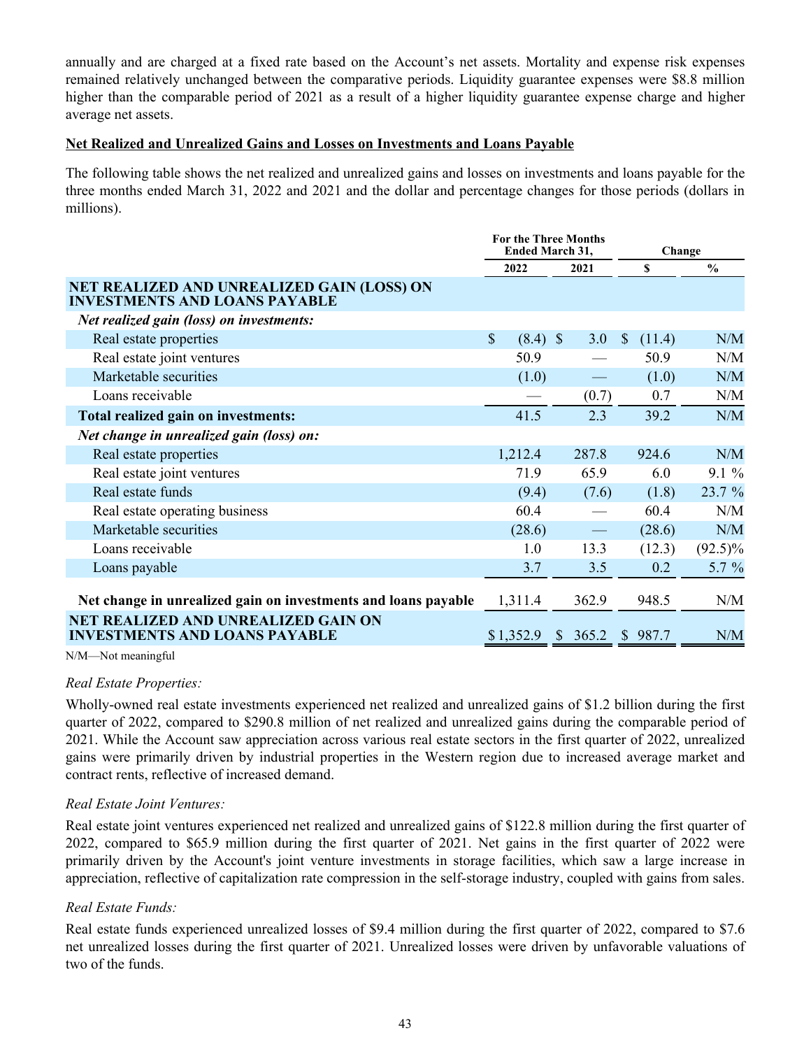annually and are charged at a fixed rate based on the Account's net assets. Mortality and expense risk expenses remained relatively unchanged between the comparative periods. Liquidity guarantee expenses were $8.8 million higher than the comparable period of 2021 as a result of a higher liquidity guarantee expense charge and higher average net assets.

**Net Realized and Unrealized Gains and Losses on Investments and Loans Payable**

The following table shows the net realized and unrealized gains and losses on investments and loans payable for the three months ended March 31, 2022 and 2021 and the dollar and percentage changes for those periods (dollars in millions).

| | For the Three Months Ended March 31, | | Change | |
|---|---|---|---|---|
| | 2022 | 2021 | $ | % |
| **NET REALIZED AND UNREALIZED GAIN (LOSS) ON INVESTMENTS AND LOANS PAYABLE** | | | | |
| ***Net realized gain (loss) on investments:*** | | | | |
| Real estate properties | $ (8.4) | $ 3.0 | $ (11.4) | N/M |
| Real estate joint ventures | 50.9 | — | 50.9 | N/M |
| Marketable securities | (1.0) | — | (1.0) | N/M |
| Loans receivable | — | (0.7) | 0.7 | N/M |
| **Total realized gain on investments:** | 41.5 | 2.3 | 39.2 | N/M |
| ***Net change in unrealized gain (loss) on:*** | | | | |
| Real estate properties | 1,212.4 | 287.8 | 924.6 | N/M |
| Real estate joint ventures | 71.9 | 65.9 | 6.0 | 9.1 % |
| Real estate funds | (9.4) | (7.6) | (1.8) | 23.7 % |
| Real estate operating business | 60.4 | — | 60.4 | N/M |
| Marketable securities | (28.6) | — | (28.6) | N/M |
| Loans receivable | 1.0 | 13.3 | (12.3) | (92.5)% |
| Loans payable | 3.7 | 3.5 | 0.2 | 5.7 % |
| **Net change in unrealized gain on investments and loans payable** | 1,311.4 | 362.9 | 948.5 | N/M |
| **NET REALIZED AND UNREALIZED GAIN ON INVESTMENTS AND LOANS PAYABLE** | $ 1,352.9 | $ 365.2 | $ 987.7 | N/M |

N/M—Not meaningful

*Real Estate Properties:*

Wholly-owned real estate investments experienced net realized and unrealized gains of $1.2 billion during the first quarter of 2022, compared to $290.8 million of net realized and unrealized gains during the comparable period of 2021. While the Account saw appreciation across various real estate sectors in the first quarter of 2022, unrealized gains were primarily driven by industrial properties in the Western region due to increased average market and contract rents, reflective of increased demand.

*Real Estate Joint Ventures:*

Real estate joint ventures experienced net realized and unrealized gains of $122.8 million during the first quarter of 2022, compared to $65.9 million during the first quarter of 2021. Net gains in the first quarter of 2022 were primarily driven by the Account's joint venture investments in storage facilities, which saw a large increase in appreciation, reflective of capitalization rate compression in the self-storage industry, coupled with gains from sales.

*Real Estate Funds:*

Real estate funds experienced unrealized losses of $9.4 million during the first quarter of 2022, compared to $7.6 net unrealized losses during the first quarter of 2021. Unrealized losses were driven by unfavorable valuations of two of the funds.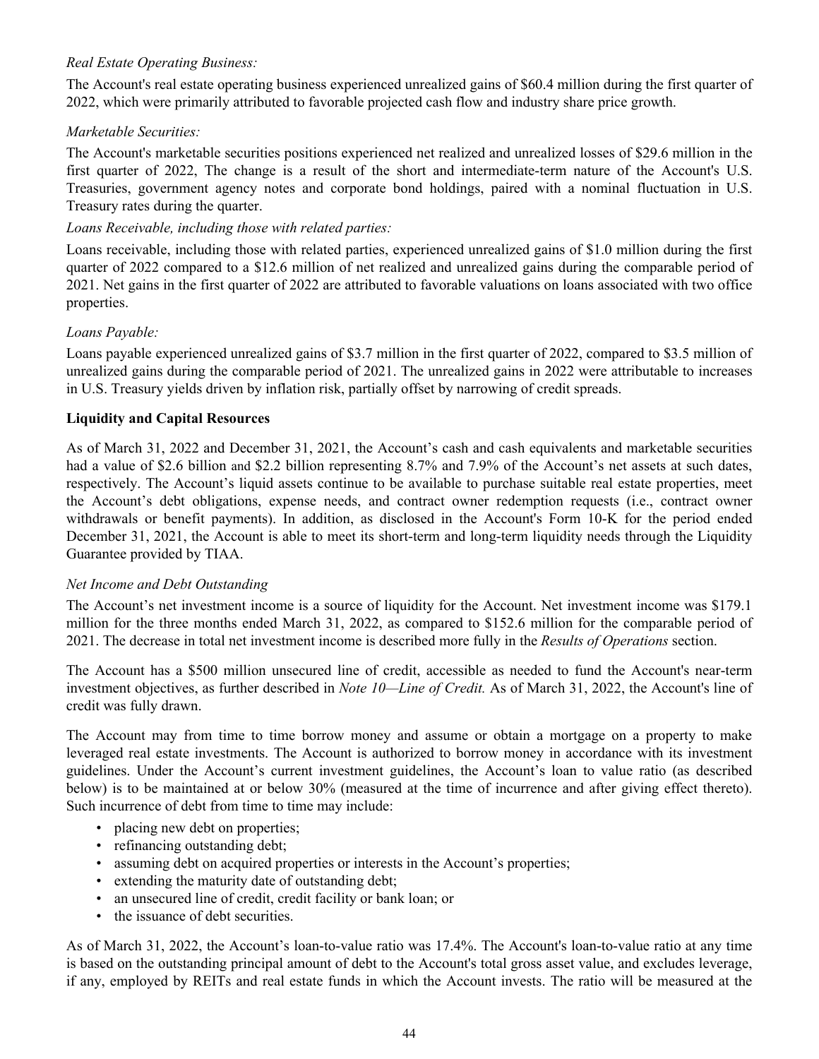*Real Estate Operating Business:*

The Account's real estate operating business experienced unrealized gains of $60.4 million during the first quarter of 2022, which were primarily attributed to favorable projected cash flow and industry share price growth.

*Marketable Securities:*

The Account's marketable securities positions experienced net realized and unrealized losses of $29.6 million in the first quarter of 2022, The change is a result of the short and intermediate-term nature of the Account's U.S. Treasuries, government agency notes and corporate bond holdings, paired with a nominal fluctuation in U.S. Treasury rates during the quarter.

*Loans Receivable, including those with related parties:*

Loans receivable, including those with related parties, experienced unrealized gains of $1.0 million during the first quarter of 2022 compared to a $12.6 million of net realized and unrealized gains during the comparable period of 2021. Net gains in the first quarter of 2022 are attributed to favorable valuations on loans associated with two office properties.

*Loans Payable:*

Loans payable experienced unrealized gains of $3.7 million in the first quarter of 2022, compared to $3.5 million of unrealized gains during the comparable period of 2021. The unrealized gains in 2022 were attributable to increases in U.S. Treasury yields driven by inflation risk, partially offset by narrowing of credit spreads.

**Liquidity and Capital Resources**

As of March 31, 2022 and December 31, 2021, the Account's cash and cash equivalents and marketable securities had a value of $2.6 billion and $2.2 billion representing 8.7% and 7.9% of the Account's net assets at such dates, respectively. The Account's liquid assets continue to be available to purchase suitable real estate properties, meet the Account's debt obligations, expense needs, and contract owner redemption requests (i.e., contract owner withdrawals or benefit payments). In addition, as disclosed in the Account's Form 10-K for the period ended December 31, 2021, the Account is able to meet its short-term and long-term liquidity needs through the Liquidity Guarantee provided by TIAA.

*Net Income and Debt Outstanding*

The Account's net investment income is a source of liquidity for the Account. Net investment income was $179.1 million for the three months ended March 31, 2022, as compared to $152.6 million for the comparable period of 2021. The decrease in total net investment income is described more fully in the *Results of Operations* section.

The Account has a $500 million unsecured line of credit, accessible as needed to fund the Account's near-term investment objectives, as further described in *Note 10—Line of Credit.* As of March 31, 2022, the Account's line of credit was fully drawn.

The Account may from time to time borrow money and assume or obtain a mortgage on a property to make leveraged real estate investments. The Account is authorized to borrow money in accordance with its investment guidelines. Under the Account's current investment guidelines, the Account's loan to value ratio (as described below) is to be maintained at or below 30% (measured at the time of incurrence and after giving effect thereto). Such incurrence of debt from time to time may include:

- placing new debt on properties;
- refinancing outstanding debt;
- assuming debt on acquired properties or interests in the Account's properties;
- extending the maturity date of outstanding debt;
- an unsecured line of credit, credit facility or bank loan; or
- the issuance of debt securities.

As of March 31, 2022, the Account's loan-to-value ratio was 17.4%. The Account's loan-to-value ratio at any time is based on the outstanding principal amount of debt to the Account's total gross asset value, and excludes leverage, if any, employed by REITs and real estate funds in which the Account invests. The ratio will be measured at the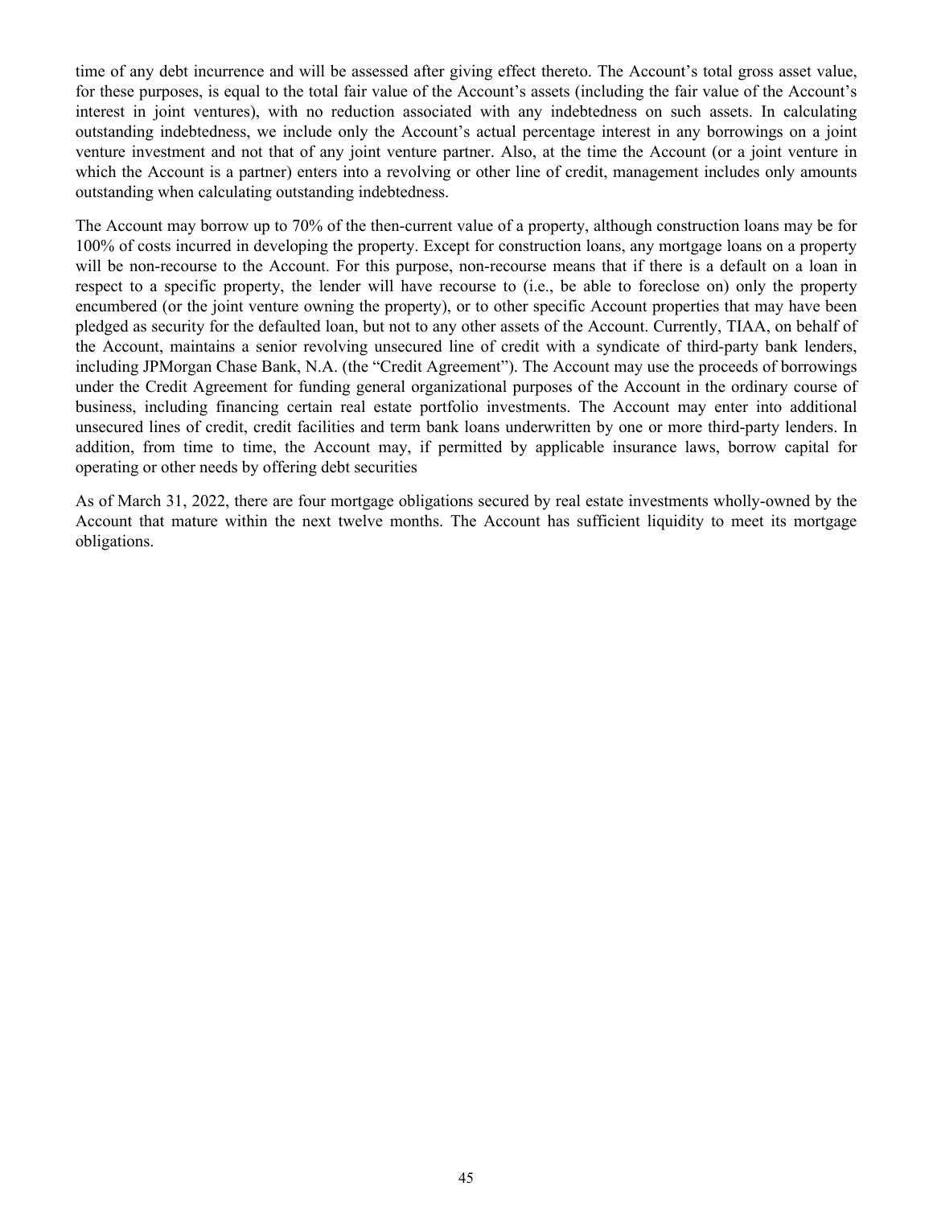time of any debt incurrence and will be assessed after giving effect thereto. The Account's total gross asset value, for these purposes, is equal to the total fair value of the Account's assets (including the fair value of the Account's interest in joint ventures), with no reduction associated with any indebtedness on such assets. In calculating outstanding indebtedness, we include only the Account's actual percentage interest in any borrowings on a joint venture investment and not that of any joint venture partner. Also, at the time the Account (or a joint venture in which the Account is a partner) enters into a revolving or other line of credit, management includes only amounts outstanding when calculating outstanding indebtedness.

The Account may borrow up to 70% of the then-current value of a property, although construction loans may be for 100% of costs incurred in developing the property. Except for construction loans, any mortgage loans on a property will be non-recourse to the Account. For this purpose, non-recourse means that if there is a default on a loan in respect to a specific property, the lender will have recourse to (i.e., be able to foreclose on) only the property encumbered (or the joint venture owning the property), or to other specific Account properties that may have been pledged as security for the defaulted loan, but not to any other assets of the Account. Currently, TIAA, on behalf of the Account, maintains a senior revolving unsecured line of credit with a syndicate of third-party bank lenders, including JPMorgan Chase Bank, N.A. (the "Credit Agreement"). The Account may use the proceeds of borrowings under the Credit Agreement for funding general organizational purposes of the Account in the ordinary course of business, including financing certain real estate portfolio investments. The Account may enter into additional unsecured lines of credit, credit facilities and term bank loans underwritten by one or more third-party lenders. In addition, from time to time, the Account may, if permitted by applicable insurance laws, borrow capital for operating or other needs by offering debt securities

As of March 31, 2022, there are four mortgage obligations secured by real estate investments wholly-owned by the Account that mature within the next twelve months. The Account has sufficient liquidity to meet its mortgage obligations.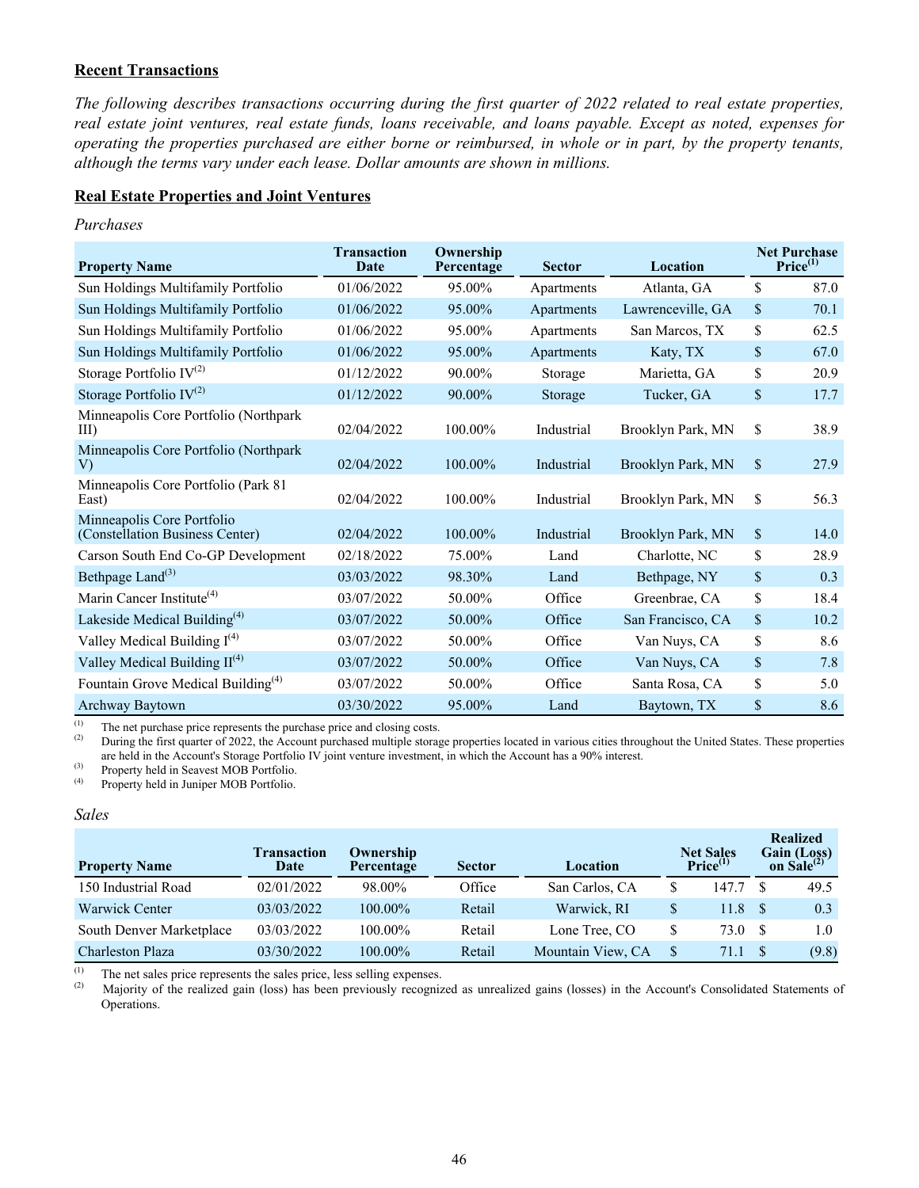## Recent Transactions

*The following describes transactions occurring during the first quarter of 2022 related to real estate properties, real estate joint ventures, real estate funds, loans receivable, and loans payable. Except as noted, expenses for operating the properties purchased are either borne or reimbursed, in whole or in part, by the property tenants, although the terms vary under each lease. Dollar amounts are shown in millions.*

## Real Estate Properties and Joint Ventures

*Purchases*

| Property Name | Transaction Date | Ownership Percentage | Sector | Location | Net Purchase Price[(1)] |
|---|---|---|---|---|---|
| Sun Holdings Multifamily Portfolio | 01/06/2022 | 95.00% | Apartments | Atlanta, GA | $ 87.0 |
| Sun Holdings Multifamily Portfolio | 01/06/2022 | 95.00% | Apartments | Lawrenceville, GA | $ 70.1 |
| Sun Holdings Multifamily Portfolio | 01/06/2022 | 95.00% | Apartments | San Marcos, TX | $ 62.5 |
| Sun Holdings Multifamily Portfolio | 01/06/2022 | 95.00% | Apartments | Katy, TX | $ 67.0 |
| Storage Portfolio IV[(2)] | 01/12/2022 | 90.00% | Storage | Marietta, GA | $ 20.9 |
| Storage Portfolio IV[(2)] | 01/12/2022 | 90.00% | Storage | Tucker, GA | $ 17.7 |
| Minneapolis Core Portfolio (Northpark III) | 02/04/2022 | 100.00% | Industrial | Brooklyn Park, MN | $ 38.9 |
| Minneapolis Core Portfolio (Northpark V) | 02/04/2022 | 100.00% | Industrial | Brooklyn Park, MN | $ 27.9 |
| Minneapolis Core Portfolio (Park 81 East) | 02/04/2022 | 100.00% | Industrial | Brooklyn Park, MN | $ 56.3 |
| Minneapolis Core Portfolio (Constellation Business Center) | 02/04/2022 | 100.00% | Industrial | Brooklyn Park, MN | $ 14.0 |
| Carson South End Co-GP Development | 02/18/2022 | 75.00% | Land | Charlotte, NC | $ 28.9 |
| Bethpage Land[(3)] | 03/03/2022 | 98.30% | Land | Bethpage, NY | $ 0.3 |
| Marin Cancer Institute[(4)] | 03/07/2022 | 50.00% | Office | Greenbrae, CA | $ 18.4 |
| Lakeside Medical Building[(4)] | 03/07/2022 | 50.00% | Office | San Francisco, CA | $ 10.2 |
| Valley Medical Building I[(4)] | 03/07/2022 | 50.00% | Office | Van Nuys, CA | $ 8.6 |
| Valley Medical Building II[(4)] | 03/07/2022 | 50.00% | Office | Van Nuys, CA | $ 7.8 |
| Fountain Grove Medical Building[(4)] | 03/07/2022 | 50.00% | Office | Santa Rosa, CA | $ 5.0 |
| Archway Baytown | 03/30/2022 | 95.00% | Land | Baytown, TX | $ 8.6 |

(1) The net purchase price represents the purchase price and closing costs.
(2) During the first quarter of 2022, the Account purchased multiple storage properties located in various cities throughout the United States. These properties are held in the Account's Storage Portfolio IV joint venture investment, in which the Account has a 90% interest.
(3) Property held in Seavest MOB Portfolio.
(4) Property held in Juniper MOB Portfolio.

*Sales*

| Property Name | Transaction Date | Ownership Percentage | Sector | Location | Net Sales Price[(1)] | Realized Gain (Loss) on Sale[(2)] |
|---|---|---|---|---|---|---|
| 150 Industrial Road | 02/01/2022 | 98.00% | Office | San Carlos, CA | $ 147.7 | $ 49.5 |
| Warwick Center | 03/03/2022 | 100.00% | Retail | Warwick, RI | $ 11.8 | $ 0.3 |
| South Denver Marketplace | 03/03/2022 | 100.00% | Retail | Lone Tree, CO | $ 73.0 | $ 1.0 |
| Charleston Plaza | 03/30/2022 | 100.00% | Retail | Mountain View, CA | $ 71.1 | $ (9.8) |

(1) The net sales price represents the sales price, less selling expenses.
(2) Majority of the realized gain (loss) has been previously recognized as unrealized gains (losses) in the Account's Consolidated Statements of Operations.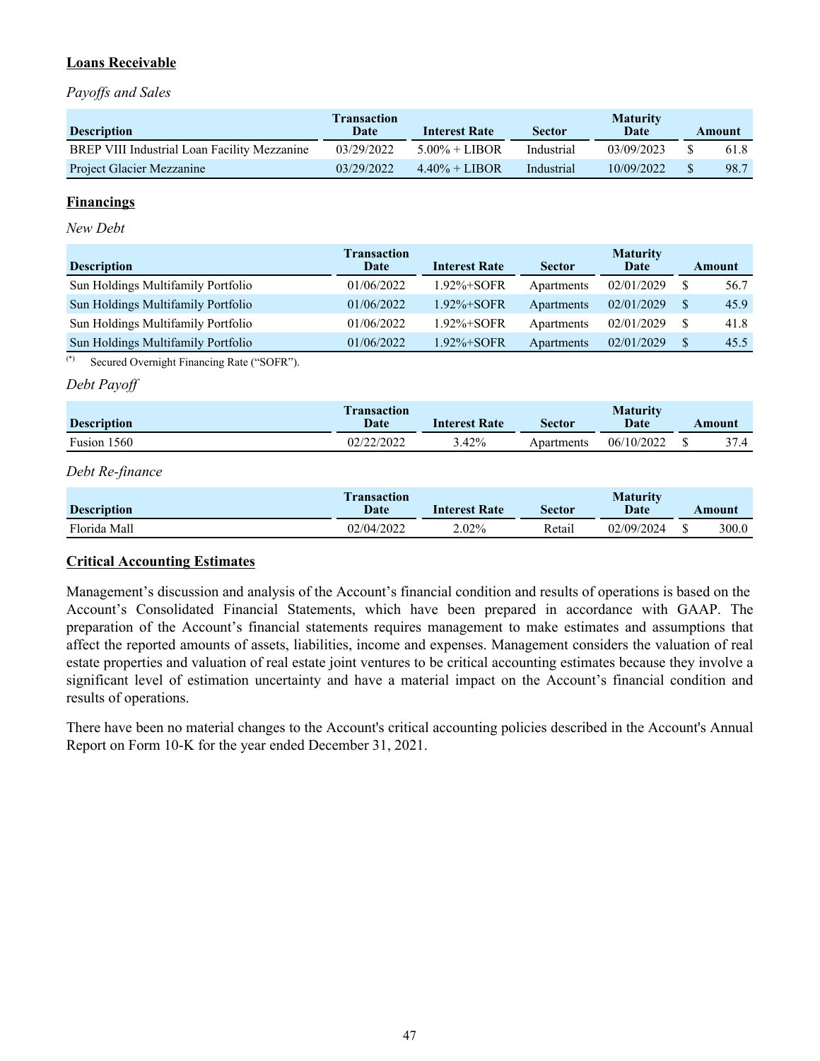**Loans Receivable**

*Payoffs and Sales*

| Description | Transaction Date | Interest Rate | Sector | Maturity Date | Amount |
|---|---|---|---|---|---|
| BREP VIII Industrial Loan Facility Mezzanine | 03/29/2022 | 5.00% + LIBOR | Industrial | 03/09/2023 | $ 61.8 |
| Project Glacier Mezzanine | 03/29/2022 | 4.40% + LIBOR | Industrial | 10/09/2022 | $ 98.7 |

**Financings**

*New Debt*

| Description | Transaction Date | Interest Rate | Sector | Maturity Date | Amount |
|---|---|---|---|---|---|
| Sun Holdings Multifamily Portfolio | 01/06/2022 | 1.92%+SOFR | Apartments | 02/01/2029 | $ 56.7 |
| Sun Holdings Multifamily Portfolio | 01/06/2022 | 1.92%+SOFR | Apartments | 02/01/2029 | $ 45.9 |
| Sun Holdings Multifamily Portfolio | 01/06/2022 | 1.92%+SOFR | Apartments | 02/01/2029 | $ 41.8 |
| Sun Holdings Multifamily Portfolio | 01/06/2022 | 1.92%+SOFR | Apartments | 02/01/2029 | $ 45.5 |

(*) Secured Overnight Financing Rate ("SOFR").

*Debt Payoff*

| Description | Transaction Date | Interest Rate | Sector | Maturity Date | Amount |
|---|---|---|---|---|---|
| Fusion 1560 | 02/22/2022 | 3.42% | Apartments | 06/10/2022 | $ 37.4 |

*Debt Re-finance*

| Description | Transaction Date | Interest Rate | Sector | Maturity Date | Amount |
|---|---|---|---|---|---|
| Florida Mall | 02/04/2022 | 2.02% | Retail | 02/09/2024 | $ 300.0 |

**Critical Accounting Estimates**

Management's discussion and analysis of the Account's financial condition and results of operations is based on the Account's Consolidated Financial Statements, which have been prepared in accordance with GAAP. The preparation of the Account's financial statements requires management to make estimates and assumptions that affect the reported amounts of assets, liabilities, income and expenses. Management considers the valuation of real estate properties and valuation of real estate joint ventures to be critical accounting estimates because they involve a significant level of estimation uncertainty and have a material impact on the Account's financial condition and results of operations.

There have been no material changes to the Account's critical accounting policies described in the Account's Annual Report on Form 10-K for the year ended December 31, 2021.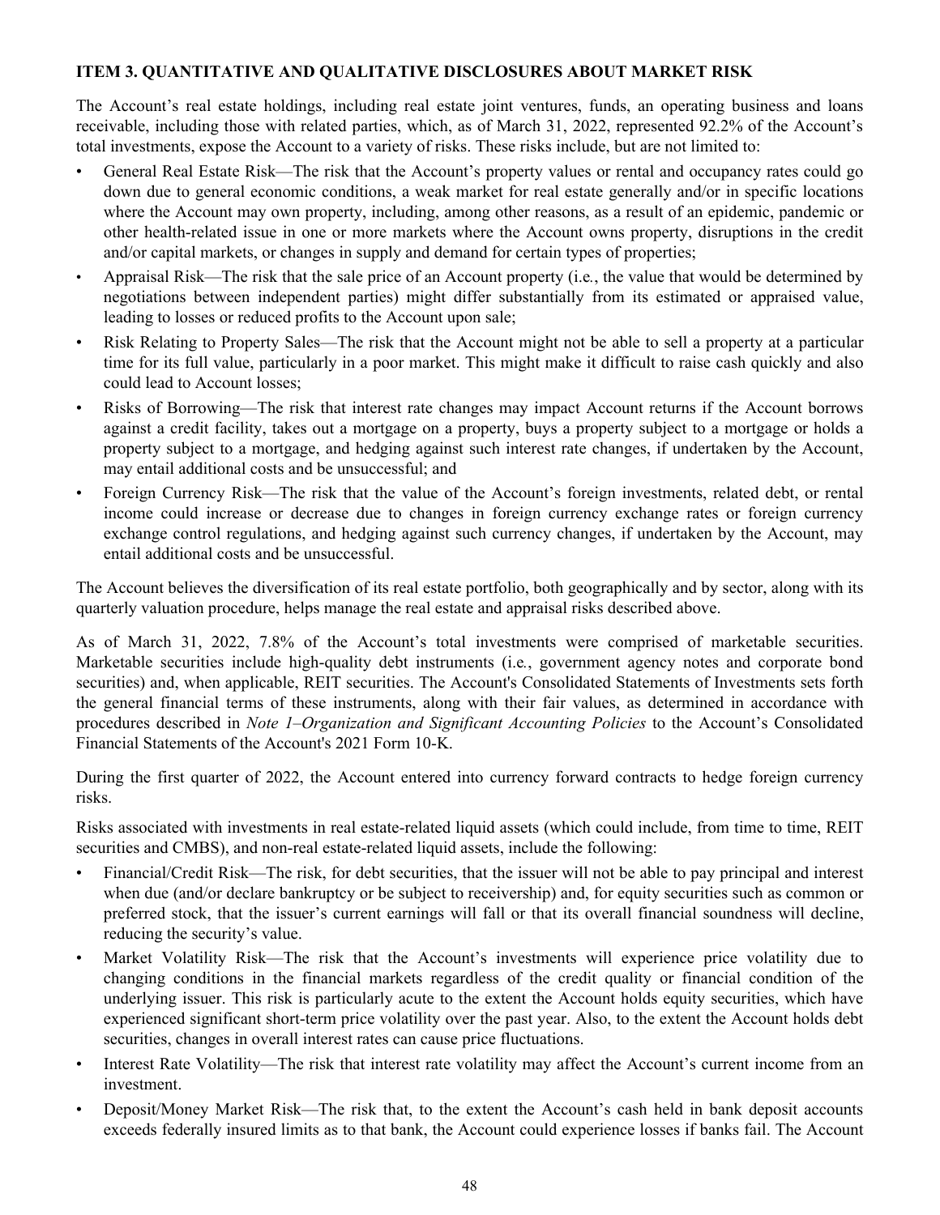**ITEM 3. QUANTITATIVE AND QUALITATIVE DISCLOSURES ABOUT MARKET RISK**

The Account's real estate holdings, including real estate joint ventures, funds, an operating business and loans receivable, including those with related parties, which, as of March 31, 2022, represented 92.2% of the Account's total investments, expose the Account to a variety of risks. These risks include, but are not limited to:

- General Real Estate Risk—The risk that the Account's property values or rental and occupancy rates could go down due to general economic conditions, a weak market for real estate generally and/or in specific locations where the Account may own property, including, among other reasons, as a result of an epidemic, pandemic or other health-related issue in one or more markets where the Account owns property, disruptions in the credit and/or capital markets, or changes in supply and demand for certain types of properties;
- Appraisal Risk—The risk that the sale price of an Account property (i.e., the value that would be determined by negotiations between independent parties) might differ substantially from its estimated or appraised value, leading to losses or reduced profits to the Account upon sale;
- Risk Relating to Property Sales—The risk that the Account might not be able to sell a property at a particular time for its full value, particularly in a poor market. This might make it difficult to raise cash quickly and also could lead to Account losses;
- Risks of Borrowing—The risk that interest rate changes may impact Account returns if the Account borrows against a credit facility, takes out a mortgage on a property, buys a property subject to a mortgage or holds a property subject to a mortgage, and hedging against such interest rate changes, if undertaken by the Account, may entail additional costs and be unsuccessful; and
- Foreign Currency Risk—The risk that the value of the Account's foreign investments, related debt, or rental income could increase or decrease due to changes in foreign currency exchange rates or foreign currency exchange control regulations, and hedging against such currency changes, if undertaken by the Account, may entail additional costs and be unsuccessful.

The Account believes the diversification of its real estate portfolio, both geographically and by sector, along with its quarterly valuation procedure, helps manage the real estate and appraisal risks described above.

As of March 31, 2022, 7.8% of the Account's total investments were comprised of marketable securities. Marketable securities include high-quality debt instruments (i.e., government agency notes and corporate bond securities) and, when applicable, REIT securities. The Account's Consolidated Statements of Investments sets forth the general financial terms of these instruments, along with their fair values, as determined in accordance with procedures described in *Note 1–Organization and Significant Accounting Policies* to the Account's Consolidated Financial Statements of the Account's 2021 Form 10-K.

During the first quarter of 2022, the Account entered into currency forward contracts to hedge foreign currency risks.

Risks associated with investments in real estate-related liquid assets (which could include, from time to time, REIT securities and CMBS), and non-real estate-related liquid assets, include the following:

- Financial/Credit Risk—The risk, for debt securities, that the issuer will not be able to pay principal and interest when due (and/or declare bankruptcy or be subject to receivership) and, for equity securities such as common or preferred stock, that the issuer's current earnings will fall or that its overall financial soundness will decline, reducing the security's value.
- Market Volatility Risk—The risk that the Account's investments will experience price volatility due to changing conditions in the financial markets regardless of the credit quality or financial condition of the underlying issuer. This risk is particularly acute to the extent the Account holds equity securities, which have experienced significant short-term price volatility over the past year. Also, to the extent the Account holds debt securities, changes in overall interest rates can cause price fluctuations.
- Interest Rate Volatility—The risk that interest rate volatility may affect the Account's current income from an investment.
- Deposit/Money Market Risk—The risk that, to the extent the Account's cash held in bank deposit accounts exceeds federally insured limits as to that bank, the Account could experience losses if banks fail. The Account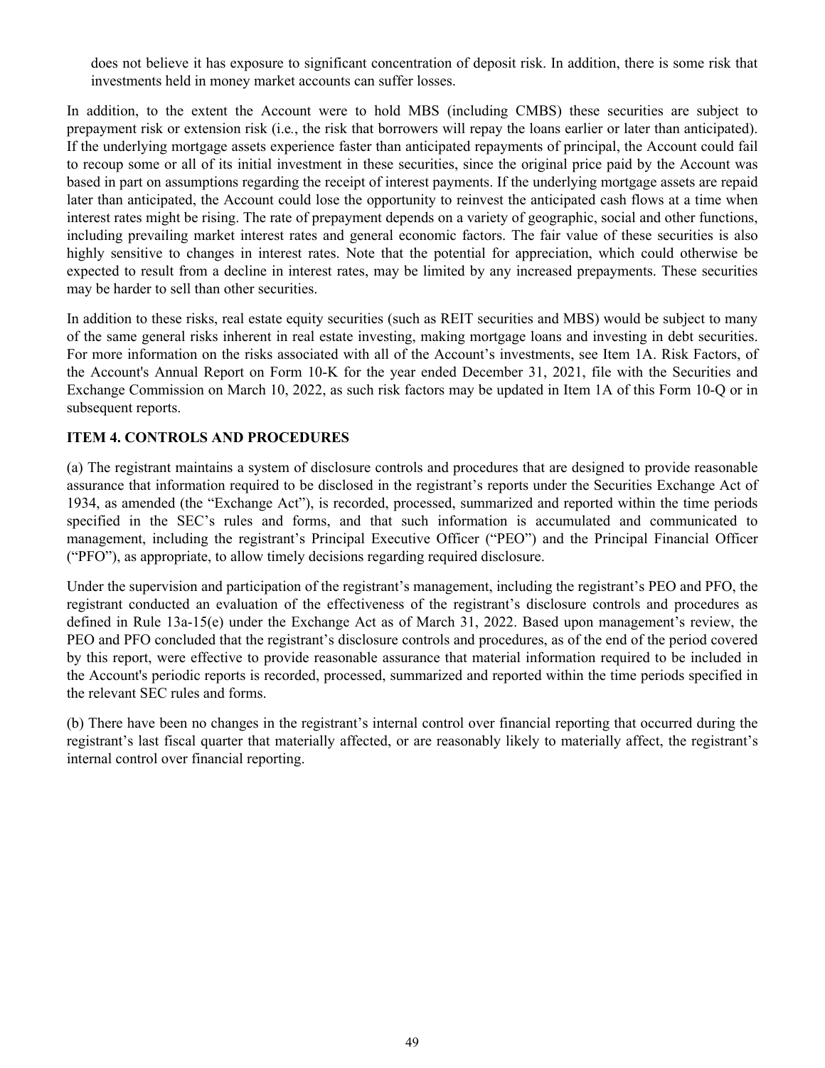does not believe it has exposure to significant concentration of deposit risk. In addition, there is some risk that investments held in money market accounts can suffer losses.

In addition, to the extent the Account were to hold MBS (including CMBS) these securities are subject to prepayment risk or extension risk (i.e., the risk that borrowers will repay the loans earlier or later than anticipated). If the underlying mortgage assets experience faster than anticipated repayments of principal, the Account could fail to recoup some or all of its initial investment in these securities, since the original price paid by the Account was based in part on assumptions regarding the receipt of interest payments. If the underlying mortgage assets are repaid later than anticipated, the Account could lose the opportunity to reinvest the anticipated cash flows at a time when interest rates might be rising. The rate of prepayment depends on a variety of geographic, social and other functions, including prevailing market interest rates and general economic factors. The fair value of these securities is also highly sensitive to changes in interest rates. Note that the potential for appreciation, which could otherwise be expected to result from a decline in interest rates, may be limited by any increased prepayments. These securities may be harder to sell than other securities.

In addition to these risks, real estate equity securities (such as REIT securities and MBS) would be subject to many of the same general risks inherent in real estate investing, making mortgage loans and investing in debt securities. For more information on the risks associated with all of the Account's investments, see Item 1A. Risk Factors, of the Account's Annual Report on Form 10-K for the year ended December 31, 2021, file with the Securities and Exchange Commission on March 10, 2022, as such risk factors may be updated in Item 1A of this Form 10-Q or in subsequent reports.

## ITEM 4. CONTROLS AND PROCEDURES

(a) The registrant maintains a system of disclosure controls and procedures that are designed to provide reasonable assurance that information required to be disclosed in the registrant's reports under the Securities Exchange Act of 1934, as amended (the "Exchange Act"), is recorded, processed, summarized and reported within the time periods specified in the SEC's rules and forms, and that such information is accumulated and communicated to management, including the registrant's Principal Executive Officer ("PEO") and the Principal Financial Officer ("PFO"), as appropriate, to allow timely decisions regarding required disclosure.

Under the supervision and participation of the registrant's management, including the registrant's PEO and PFO, the registrant conducted an evaluation of the effectiveness of the registrant's disclosure controls and procedures as defined in Rule 13a-15(e) under the Exchange Act as of March 31, 2022. Based upon management's review, the PEO and PFO concluded that the registrant's disclosure controls and procedures, as of the end of the period covered by this report, were effective to provide reasonable assurance that material information required to be included in the Account's periodic reports is recorded, processed, summarized and reported within the time periods specified in the relevant SEC rules and forms.

(b) There have been no changes in the registrant's internal control over financial reporting that occurred during the registrant's last fiscal quarter that materially affected, or are reasonably likely to materially affect, the registrant's internal control over financial reporting.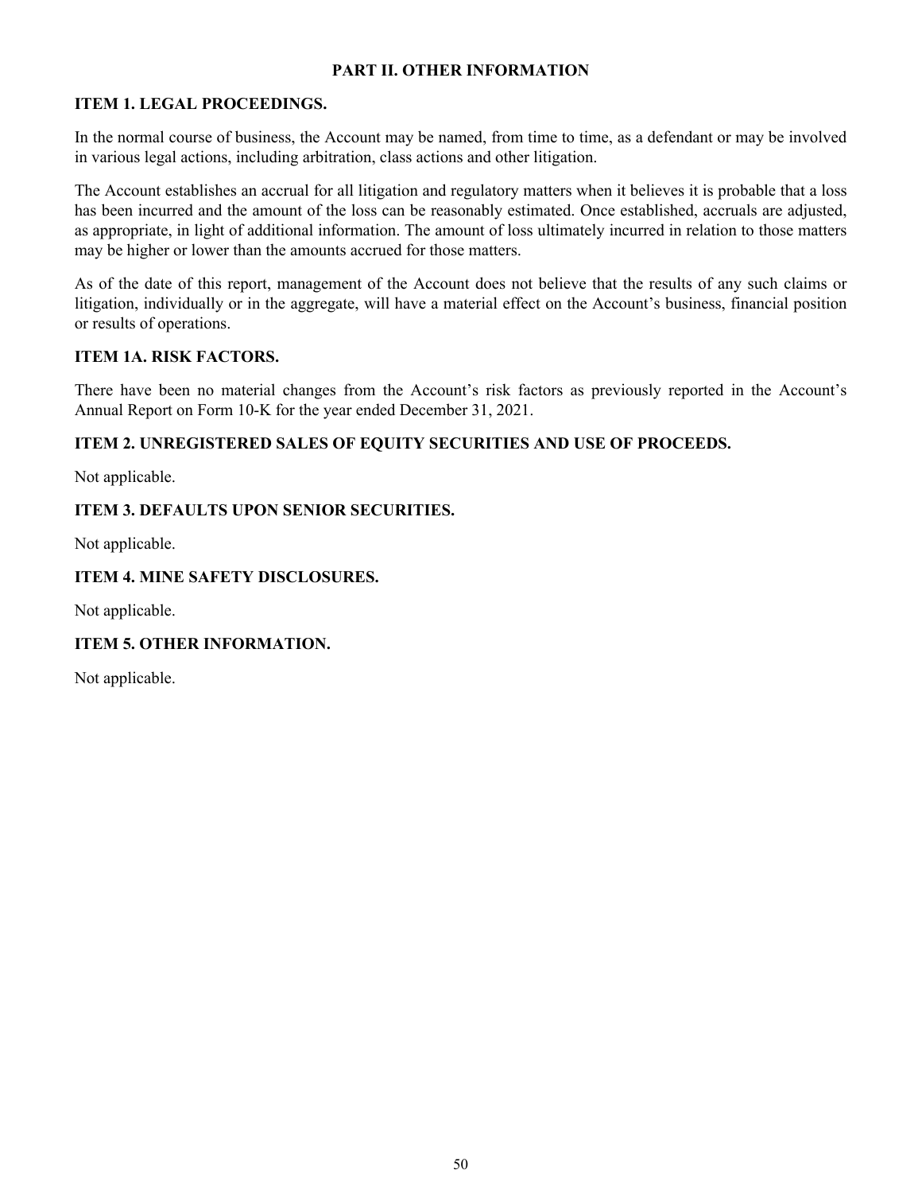## PART II. OTHER INFORMATION

### ITEM 1. LEGAL PROCEEDINGS.

In the normal course of business, the Account may be named, from time to time, as a defendant or may be involved in various legal actions, including arbitration, class actions and other litigation.

The Account establishes an accrual for all litigation and regulatory matters when it believes it is probable that a loss has been incurred and the amount of the loss can be reasonably estimated. Once established, accruals are adjusted, as appropriate, in light of additional information. The amount of loss ultimately incurred in relation to those matters may be higher or lower than the amounts accrued for those matters.

As of the date of this report, management of the Account does not believe that the results of any such claims or litigation, individually or in the aggregate, will have a material effect on the Account's business, financial position or results of operations.

### ITEM 1A. RISK FACTORS.

There have been no material changes from the Account's risk factors as previously reported in the Account's Annual Report on Form 10-K for the year ended December 31, 2021.

### ITEM 2. UNREGISTERED SALES OF EQUITY SECURITIES AND USE OF PROCEEDS.

Not applicable.

### ITEM 3. DEFAULTS UPON SENIOR SECURITIES.

Not applicable.

### ITEM 4. MINE SAFETY DISCLOSURES.

Not applicable.

### ITEM 5. OTHER INFORMATION.

Not applicable.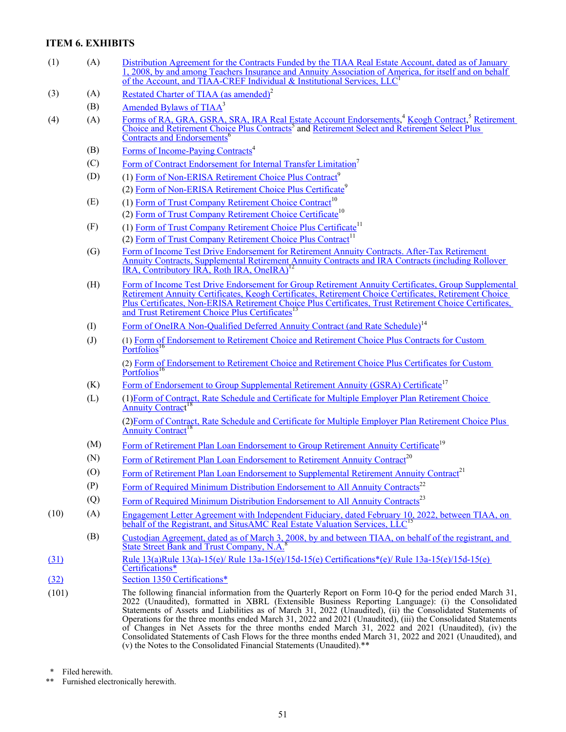## ITEM 6. EXHIBITS

| | | |
|---|---|---|
| (1) | (A) | Distribution Agreement for the Contracts Funded by the TIAA Real Estate Account, dated as of January 1, 2008, by and among Teachers Insurance and Annuity Association of America, for itself and on behalf of the Account, and TIAA-CREF Individual & Institutional Services, LLC[1] |
| (3) | (A) | Restated Charter of TIAA (as amended)[2] |
| | (B) | Amended Bylaws of TIAA[3] |
| (4) | (A) | Forms of RA, GRA, GSRA, SRA, IRA Real Estate Account Endorsements,[4] Keogh Contract,[5] Retirement Choice and Retirement Choice Plus Contracts[5] and Retirement Select and Retirement Select Plus Contracts and Endorsements[6] |
| | (B) | Forms of Income-Paying Contracts[4] |
| | (C) | Form of Contract Endorsement for Internal Transfer Limitation[7] |
| | (D) | (1) Form of Non-ERISA Retirement Choice Plus Contract[9]<br>(2) Form of Non-ERISA Retirement Choice Plus Certificate[9] |
| | (E) | (1) Form of Trust Company Retirement Choice Contract[10]<br>(2) Form of Trust Company Retirement Choice Certificate[10] |
| | (F) | (1) Form of Trust Company Retirement Choice Plus Certificate[11]<br>(2) Form of Trust Company Retirement Choice Plus Contract[11] |
| | (G) | Form of Income Test Drive Endorsement for Retirement Annuity Contracts. After-Tax Retirement Annuity Contracts, Supplemental Retirement Annuity Contracts and IRA Contracts (including Rollover IRA, Contributory IRA, Roth IRA, OneIRA)[12] |
| | (H) | Form of Income Test Drive Endorsement for Group Retirement Annuity Certificates, Group Supplemental Retirement Annuity Certificates, Keogh Certificates, Retirement Choice Certificates, Retirement Choice Plus Certificates, Non-ERISA Retirement Choice Plus Certificates, Trust Retirement Choice Certificates, and Trust Retirement Choice Plus Certificates[13] |
| | (I) | Form of OneIRA Non-Qualified Deferred Annuity Contract (and Rate Schedule)[14] |
| | (J) | (1) Form of Endorsement to Retirement Choice and Retirement Choice Plus Contracts for Custom Portfolios[16]<br>(2) Form of Endorsement to Retirement Choice and Retirement Choice Plus Certificates for Custom Portfolios[16] |
| | (K) | Form of Endorsement to Group Supplemental Retirement Annuity (GSRA) Certificate[17] |
| | (L) | (1)Form of Contract, Rate Schedule and Certificate for Multiple Employer Plan Retirement Choice Annuity Contract[18]<br>(2)Form of Contract, Rate Schedule and Certificate for Multiple Employer Plan Retirement Choice Plus Annuity Contract[18] |
| | (M) | Form of Retirement Plan Loan Endorsement to Group Retirement Annuity Certificate[19] |
| | (N) | Form of Retirement Plan Loan Endorsement to Retirement Annuity Contract[20] |
| | (O) | Form of Retirement Plan Loan Endorsement to Supplemental Retirement Annuity Contract[21] |
| | (P) | Form of Required Minimum Distribution Endorsement to All Annuity Contracts[22] |
| | (Q) | Form of Required Minimum Distribution Endorsement to All Annuity Contracts[23] |
| (10) | (A) | Engagement Letter Agreement with Independent Fiduciary, dated February 10, 2022, between TIAA, on behalf of the Registrant, and SitusAMC Real Estate Valuation Services, LLC[15] |
| | (B) | Custodian Agreement, dated as of March 3, 2008, by and between TIAA, on behalf of the registrant, and State Street Bank and Trust Company, N.A.[8] |
| (31) | | Rule 13(a)Rule 13(a)-15(e)/ Rule 13a-15(e)/15d-15(e) Certifications*(e)/ Rule 13a-15(e)/15d-15(e) Certifications* |
| (32) | | Section 1350 Certifications* |
| (101) | | The following financial information from the Quarterly Report on Form 10-Q for the period ended March 31, 2022 (Unaudited), formatted in XBRL (Extensible Business Reporting Language): (i) the Consolidated Statements of Assets and Liabilities as of March 31, 2022 (Unaudited), (ii) the Consolidated Statements of Operations for the three months ended March 31, 2022 and 2021 (Unaudited), (iii) the Consolidated Statements of Changes in Net Assets for the three months ended March 31, 2022 and 2021 (Unaudited), (iv) the Consolidated Statements of Cash Flows for the three months ended March 31, 2022 and 2021 (Unaudited), and (v) the Notes to the Consolidated Financial Statements (Unaudited).** |

\* Filed herewith.

** Furnished electronically herewith.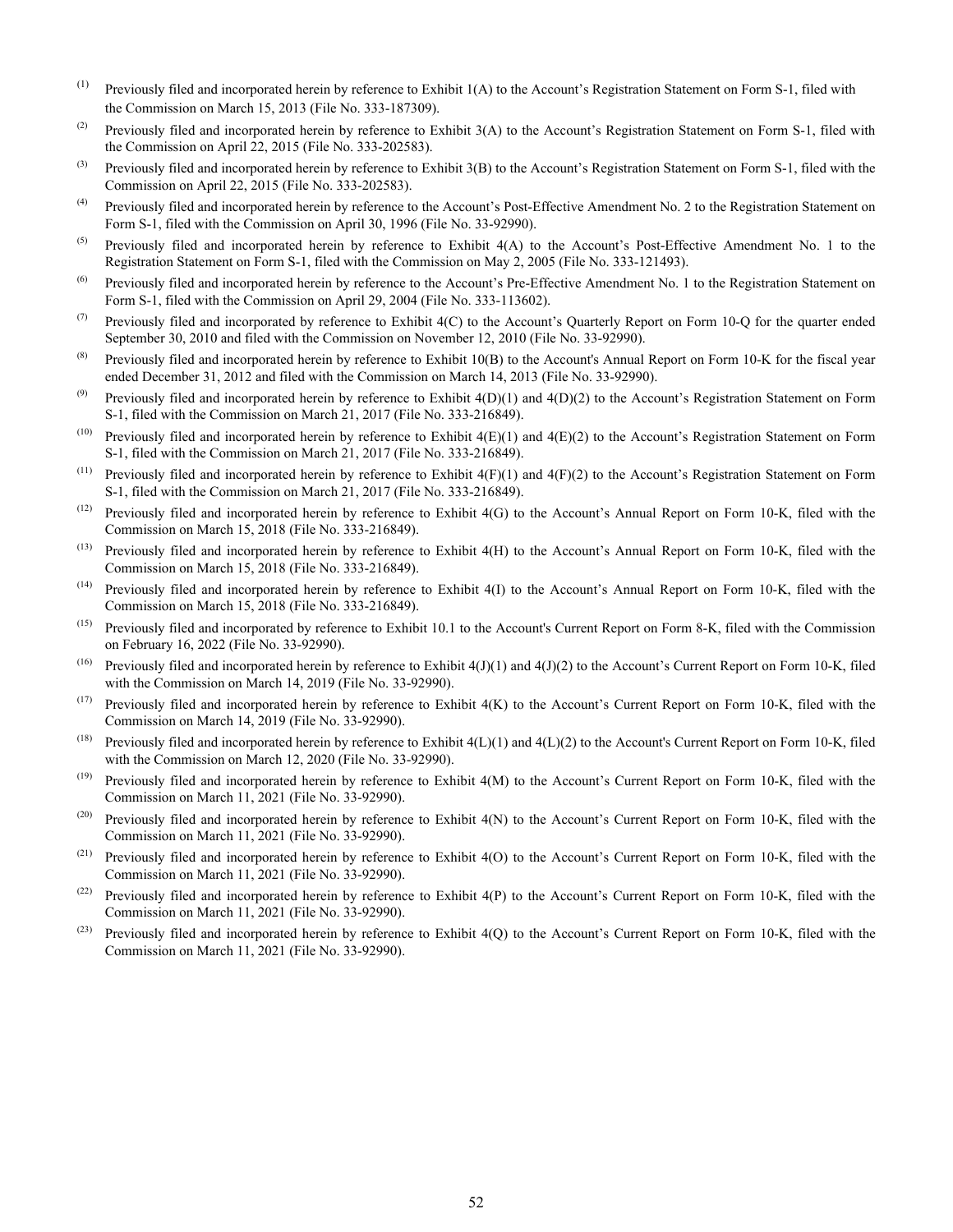(1) Previously filed and incorporated herein by reference to Exhibit 1(A) to the Account's Registration Statement on Form S-1, filed with the Commission on March 15, 2013 (File No. 333-187309).

(2) Previously filed and incorporated herein by reference to Exhibit 3(A) to the Account's Registration Statement on Form S-1, filed with the Commission on April 22, 2015 (File No. 333-202583).

(3) Previously filed and incorporated herein by reference to Exhibit 3(B) to the Account's Registration Statement on Form S-1, filed with the Commission on April 22, 2015 (File No. 333-202583).

(4) Previously filed and incorporated herein by reference to the Account's Post-Effective Amendment No. 2 to the Registration Statement on Form S-1, filed with the Commission on April 30, 1996 (File No. 33-92990).

(5) Previously filed and incorporated herein by reference to Exhibit 4(A) to the Account's Post-Effective Amendment No. 1 to the Registration Statement on Form S-1, filed with the Commission on May 2, 2005 (File No. 333-121493).

(6) Previously filed and incorporated herein by reference to the Account's Pre-Effective Amendment No. 1 to the Registration Statement on Form S-1, filed with the Commission on April 29, 2004 (File No. 333-113602).

(7) Previously filed and incorporated by reference to Exhibit 4(C) to the Account's Quarterly Report on Form 10-Q for the quarter ended September 30, 2010 and filed with the Commission on November 12, 2010 (File No. 33-92990).

(8) Previously filed and incorporated herein by reference to Exhibit 10(B) to the Account's Annual Report on Form 10-K for the fiscal year ended December 31, 2012 and filed with the Commission on March 14, 2013 (File No. 33-92990).

(9) Previously filed and incorporated herein by reference to Exhibit 4(D)(1) and 4(D)(2) to the Account's Registration Statement on Form S-1, filed with the Commission on March 21, 2017 (File No. 333-216849).

(10) Previously filed and incorporated herein by reference to Exhibit 4(E)(1) and 4(E)(2) to the Account's Registration Statement on Form S-1, filed with the Commission on March 21, 2017 (File No. 333-216849).

(11) Previously filed and incorporated herein by reference to Exhibit 4(F)(1) and 4(F)(2) to the Account's Registration Statement on Form S-1, filed with the Commission on March 21, 2017 (File No. 333-216849).

(12) Previously filed and incorporated herein by reference to Exhibit 4(G) to the Account's Annual Report on Form 10-K, filed with the Commission on March 15, 2018 (File No. 333-216849).

(13) Previously filed and incorporated herein by reference to Exhibit 4(H) to the Account's Annual Report on Form 10-K, filed with the Commission on March 15, 2018 (File No. 333-216849).

(14) Previously filed and incorporated herein by reference to Exhibit 4(I) to the Account's Annual Report on Form 10-K, filed with the Commission on March 15, 2018 (File No. 333-216849).

(15) Previously filed and incorporated by reference to Exhibit 10.1 to the Account's Current Report on Form 8-K, filed with the Commission on February 16, 2022 (File No. 33-92990).

(16) Previously filed and incorporated herein by reference to Exhibit 4(J)(1) and 4(J)(2) to the Account's Current Report on Form 10-K, filed with the Commission on March 14, 2019 (File No. 33-92990).

(17) Previously filed and incorporated herein by reference to Exhibit 4(K) to the Account's Current Report on Form 10-K, filed with the Commission on March 14, 2019 (File No. 33-92990).

(18) Previously filed and incorporated herein by reference to Exhibit 4(L)(1) and 4(L)(2) to the Account's Current Report on Form 10-K, filed with the Commission on March 12, 2020 (File No. 33-92990).

(19) Previously filed and incorporated herein by reference to Exhibit 4(M) to the Account's Current Report on Form 10-K, filed with the Commission on March 11, 2021 (File No. 33-92990).

(20) Previously filed and incorporated herein by reference to Exhibit 4(N) to the Account's Current Report on Form 10-K, filed with the Commission on March 11, 2021 (File No. 33-92990).

(21) Previously filed and incorporated herein by reference to Exhibit 4(O) to the Account's Current Report on Form 10-K, filed with the Commission on March 11, 2021 (File No. 33-92990).

(22) Previously filed and incorporated herein by reference to Exhibit 4(P) to the Account's Current Report on Form 10-K, filed with the Commission on March 11, 2021 (File No. 33-92990).

(23) Previously filed and incorporated herein by reference to Exhibit 4(Q) to the Account's Current Report on Form 10-K, filed with the Commission on March 11, 2021 (File No. 33-92990).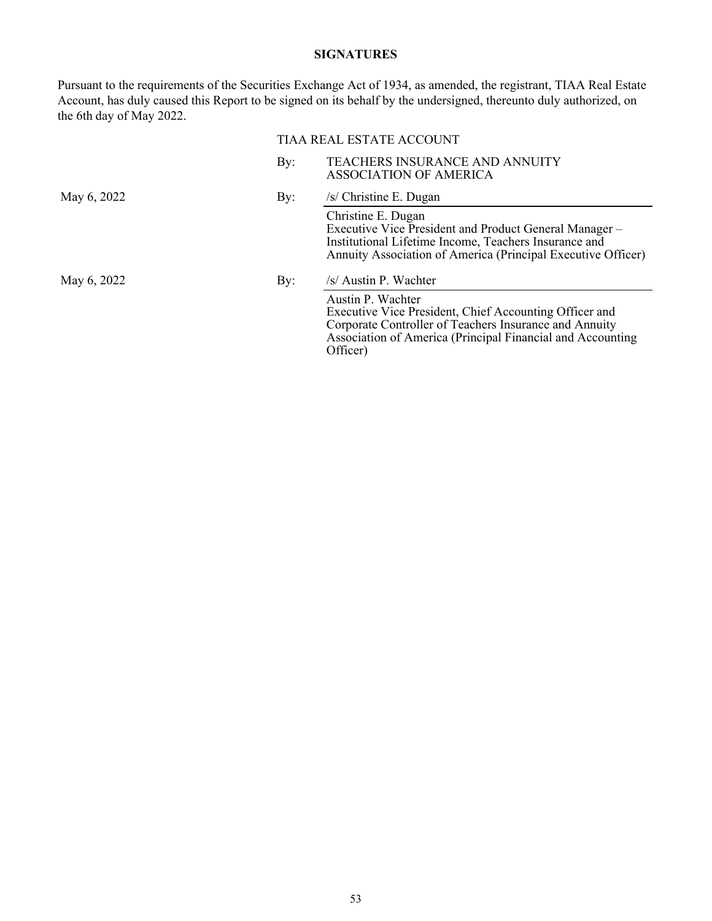**SIGNATURES**

Pursuant to the requirements of the Securities Exchange Act of 1934, as amended, the registrant, TIAA Real Estate Account, has duly caused this Report to be signed on its behalf by the undersigned, thereunto duly authorized, on the 6th day of May 2022.

TIAA REAL ESTATE ACCOUNT

By: TEACHERS INSURANCE AND ANNUITY ASSOCIATION OF AMERICA

May 6, 2022

By: /s/ Christine E. Dugan

Christine E. Dugan
Executive Vice President and Product General Manager – Institutional Lifetime Income, Teachers Insurance and Annuity Association of America (Principal Executive Officer)

May 6, 2022

By: /s/ Austin P. Wachter

Austin P. Wachter
Executive Vice President, Chief Accounting Officer and Corporate Controller of Teachers Insurance and Annuity Association of America (Principal Financial and Accounting Officer)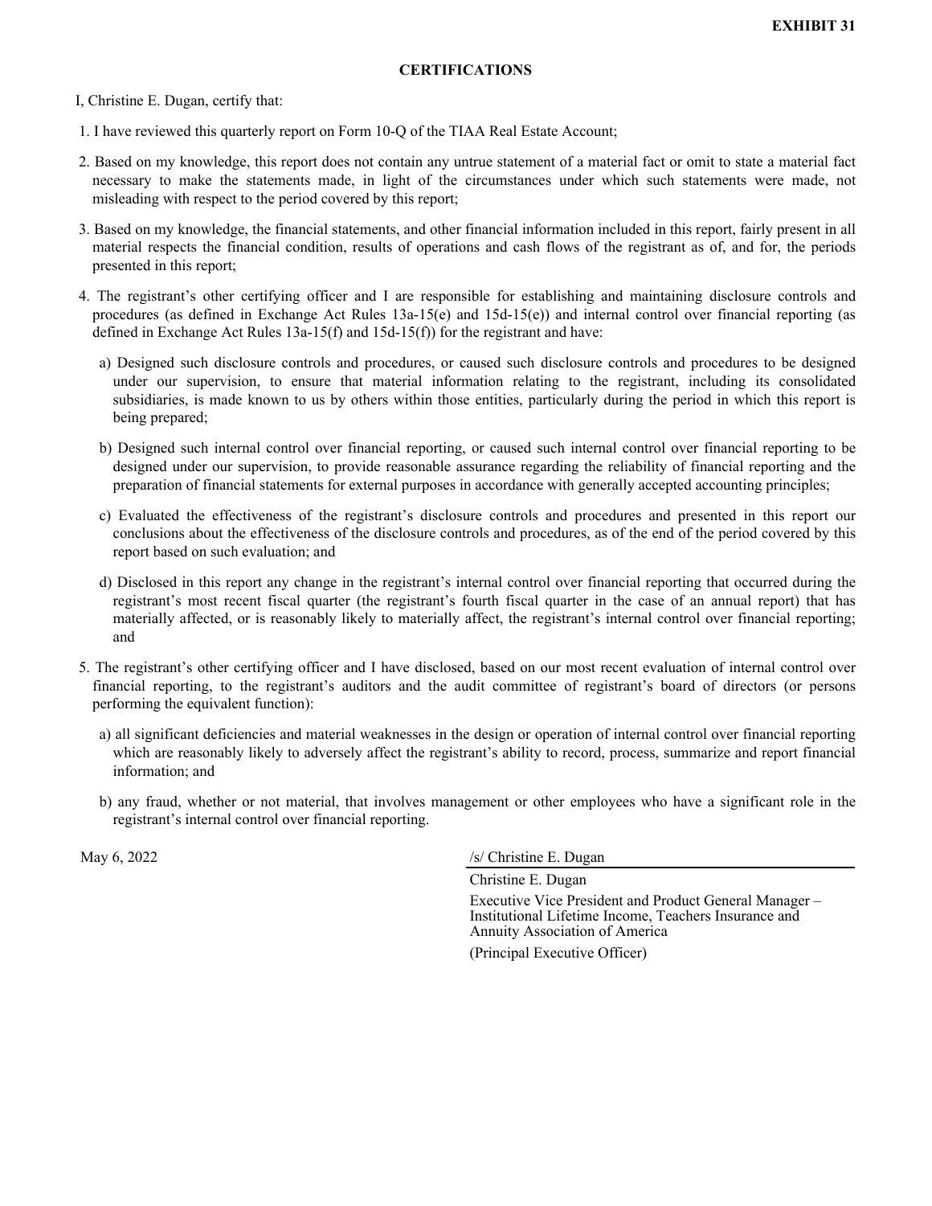**EXHIBIT 31**

**CERTIFICATIONS**

I, Christine E. Dugan, certify that:

1. I have reviewed this quarterly report on Form 10-Q of the TIAA Real Estate Account;

2. Based on my knowledge, this report does not contain any untrue statement of a material fact or omit to state a material fact necessary to make the statements made, in light of the circumstances under which such statements were made, not misleading with respect to the period covered by this report;

3. Based on my knowledge, the financial statements, and other financial information included in this report, fairly present in all material respects the financial condition, results of operations and cash flows of the registrant as of, and for, the periods presented in this report;

4. The registrant's other certifying officer and I are responsible for establishing and maintaining disclosure controls and procedures (as defined in Exchange Act Rules 13a-15(e) and 15d-15(e)) and internal control over financial reporting (as defined in Exchange Act Rules 13a-15(f) and 15d-15(f)) for the registrant and have:

   a) Designed such disclosure controls and procedures, or caused such disclosure controls and procedures to be designed under our supervision, to ensure that material information relating to the registrant, including its consolidated subsidiaries, is made known to us by others within those entities, particularly during the period in which this report is being prepared;

   b) Designed such internal control over financial reporting, or caused such internal control over financial reporting to be designed under our supervision, to provide reasonable assurance regarding the reliability of financial reporting and the preparation of financial statements for external purposes in accordance with generally accepted accounting principles;

   c) Evaluated the effectiveness of the registrant's disclosure controls and procedures and presented in this report our conclusions about the effectiveness of the disclosure controls and procedures, as of the end of the period covered by this report based on such evaluation; and

   d) Disclosed in this report any change in the registrant's internal control over financial reporting that occurred during the registrant's most recent fiscal quarter (the registrant's fourth fiscal quarter in the case of an annual report) that has materially affected, or is reasonably likely to materially affect, the registrant's internal control over financial reporting; and

5. The registrant's other certifying officer and I have disclosed, based on our most recent evaluation of internal control over financial reporting, to the registrant's auditors and the audit committee of registrant's board of directors (or persons performing the equivalent function):

   a) all significant deficiencies and material weaknesses in the design or operation of internal control over financial reporting which are reasonably likely to adversely affect the registrant's ability to record, process, summarize and report financial information; and

   b) any fraud, whether or not material, that involves management or other employees who have a significant role in the registrant's internal control over financial reporting.

May 6, 2022

/s/ Christine E. Dugan

Christine E. Dugan

Executive Vice President and Product General Manager – Institutional Lifetime Income, Teachers Insurance and Annuity Association of America

(Principal Executive Officer)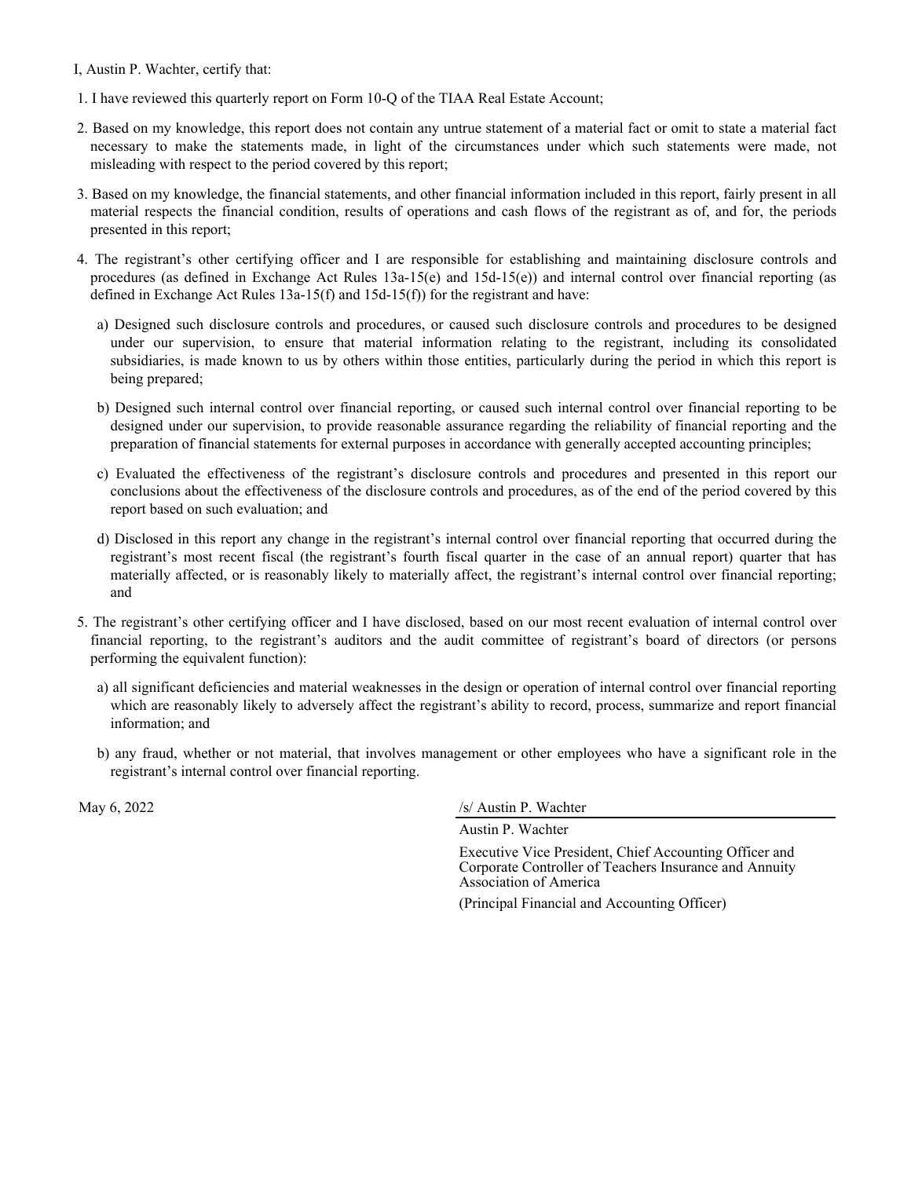I, Austin P. Wachter, certify that:

1. I have reviewed this quarterly report on Form 10-Q of the TIAA Real Estate Account;

2. Based on my knowledge, this report does not contain any untrue statement of a material fact or omit to state a material fact necessary to make the statements made, in light of the circumstances under which such statements were made, not misleading with respect to the period covered by this report;

3. Based on my knowledge, the financial statements, and other financial information included in this report, fairly present in all material respects the financial condition, results of operations and cash flows of the registrant as of, and for, the periods presented in this report;

4. The registrant's other certifying officer and I are responsible for establishing and maintaining disclosure controls and procedures (as defined in Exchange Act Rules 13a-15(e) and 15d-15(e)) and internal control over financial reporting (as defined in Exchange Act Rules 13a-15(f) and 15d-15(f)) for the registrant and have:

   a) Designed such disclosure controls and procedures, or caused such disclosure controls and procedures to be designed under our supervision, to ensure that material information relating to the registrant, including its consolidated subsidiaries, is made known to us by others within those entities, particularly during the period in which this report is being prepared;

   b) Designed such internal control over financial reporting, or caused such internal control over financial reporting to be designed under our supervision, to provide reasonable assurance regarding the reliability of financial reporting and the preparation of financial statements for external purposes in accordance with generally accepted accounting principles;

   c) Evaluated the effectiveness of the registrant's disclosure controls and procedures and presented in this report our conclusions about the effectiveness of the disclosure controls and procedures, as of the end of the period covered by this report based on such evaluation; and

   d) Disclosed in this report any change in the registrant's internal control over financial reporting that occurred during the registrant's most recent fiscal (the registrant's fourth fiscal quarter in the case of an annual report) quarter that has materially affected, or is reasonably likely to materially affect, the registrant's internal control over financial reporting; and

5. The registrant's other certifying officer and I have disclosed, based on our most recent evaluation of internal control over financial reporting, to the registrant's auditors and the audit committee of registrant's board of directors (or persons performing the equivalent function):

   a) all significant deficiencies and material weaknesses in the design or operation of internal control over financial reporting which are reasonably likely to adversely affect the registrant's ability to record, process, summarize and report financial information; and

   b) any fraud, whether or not material, that involves management or other employees who have a significant role in the registrant's internal control over financial reporting.

May 6, 2022

/s/ Austin P. Wachter

Austin P. Wachter

Executive Vice President, Chief Accounting Officer and Corporate Controller of Teachers Insurance and Annuity Association of America

(Principal Financial and Accounting Officer)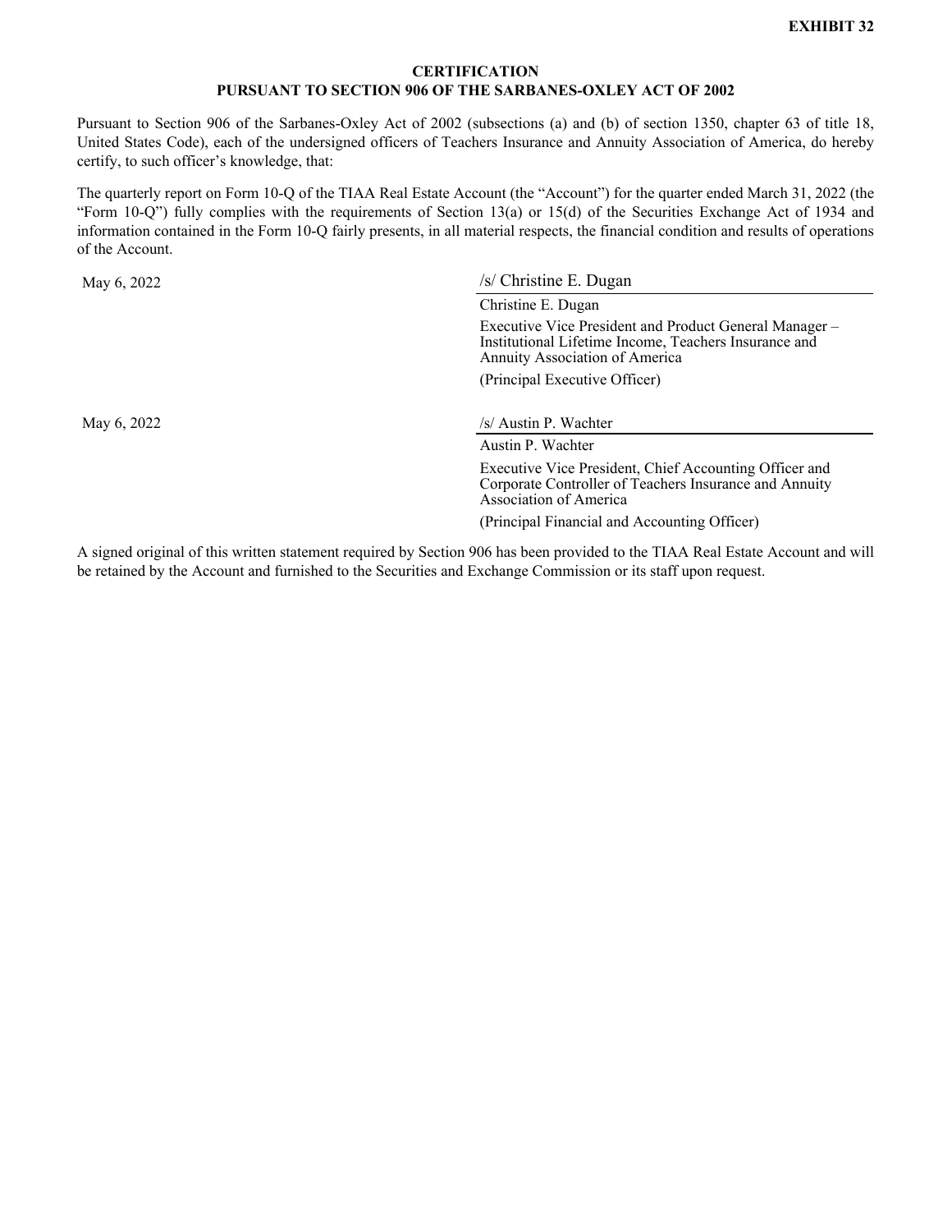**EXHIBIT 32**

**CERTIFICATION**
**PURSUANT TO SECTION 906 OF THE SARBANES-OXLEY ACT OF 2002**

Pursuant to Section 906 of the Sarbanes-Oxley Act of 2002 (subsections (a) and (b) of section 1350, chapter 63 of title 18, United States Code), each of the undersigned officers of Teachers Insurance and Annuity Association of America, do hereby certify, to such officer's knowledge, that:

The quarterly report on Form 10-Q of the TIAA Real Estate Account (the "Account") for the quarter ended March 31, 2022 (the "Form 10-Q") fully complies with the requirements of Section 13(a) or 15(d) of the Securities Exchange Act of 1934 and information contained in the Form 10-Q fairly presents, in all material respects, the financial condition and results of operations of the Account.

May 6, 2022

/s/ Christine E. Dugan

Christine E. Dugan

Executive Vice President and Product General Manager – Institutional Lifetime Income, Teachers Insurance and Annuity Association of America

(Principal Executive Officer)

May 6, 2022

/s/ Austin P. Wachter

Austin P. Wachter

Executive Vice President, Chief Accounting Officer and Corporate Controller of Teachers Insurance and Annuity Association of America

(Principal Financial and Accounting Officer)

A signed original of this written statement required by Section 906 has been provided to the TIAA Real Estate Account and will be retained by the Account and furnished to the Securities and Exchange Commission or its staff upon request.